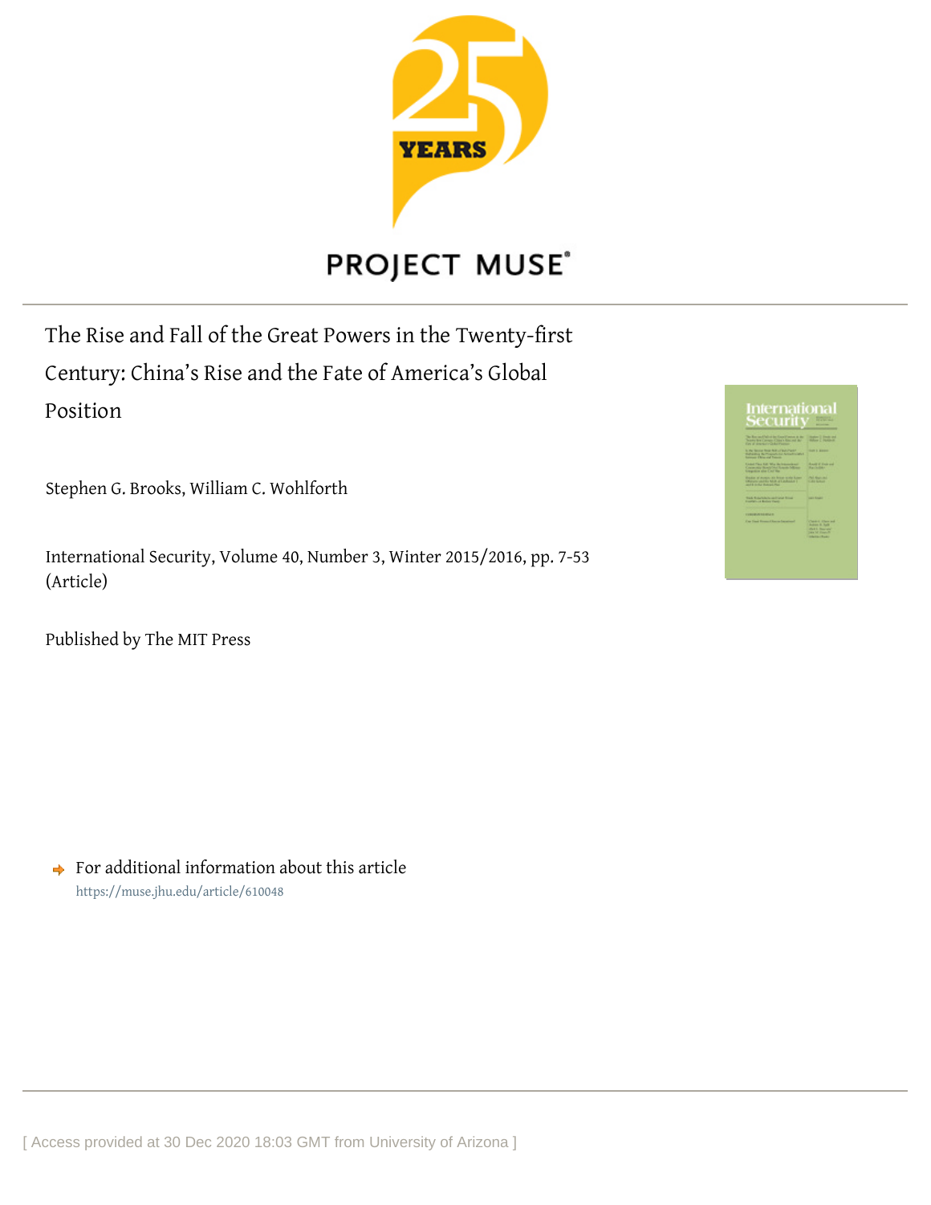PROJECT MUSE

# The Rise and Fall of the Great Powers in the Twenty-first Century: China's Rise and the Fate of America's Global Position

Stephen G. Brooks, William C. Wohlforth

International Security, Volume 40, Number 3, Winter 2015/2016, pp. 7-53 (Article)

Published by The MIT Press

For additional information about this article
https://muse.jhu.edu/article/610048

[ Access provided at 30 Dec 2020 18:03 GMT from University of Arizona ]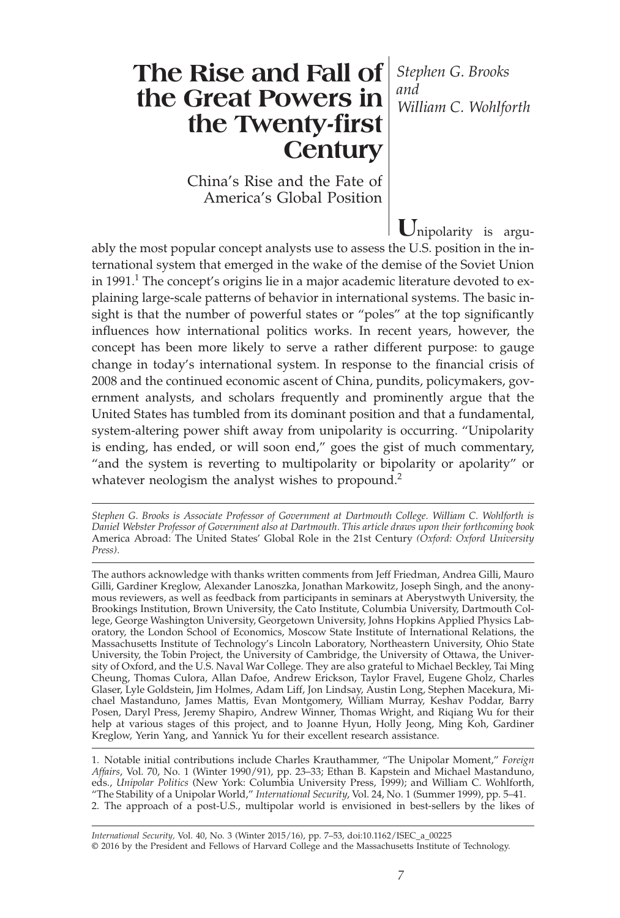# The Rise and Fall of the Great Powers in the Twenty-first Century

## China's Rise and the Fate of America's Global Position

*Stephen G. Brooks and William C. Wohlforth*

Unipolarity is arguably the most popular concept analysts use to assess the U.S. position in the international system that emerged in the wake of the demise of the Soviet Union in 1991.[1] The concept's origins lie in a major academic literature devoted to explaining large-scale patterns of behavior in international systems. The basic insight is that the number of powerful states or "poles" at the top significantly influences how international politics works. In recent years, however, the concept has been more likely to serve a rather different purpose: to gauge change in today's international system. In response to the financial crisis of 2008 and the continued economic ascent of China, pundits, policymakers, government analysts, and scholars frequently and prominently argue that the United States has tumbled from its dominant position and that a fundamental, system-altering power shift away from unipolarity is occurring. "Unipolarity is ending, has ended, or will soon end," goes the gist of much commentary, "and the system is reverting to multipolarity or bipolarity or apolarity" or whatever neologism the analyst wishes to propound.[2]

---

*Stephen G. Brooks is Associate Professor of Government at Dartmouth College. William C. Wohlforth is Daniel Webster Professor of Government also at Dartmouth. This article draws upon their forthcoming book* America Abroad: The United States' Global Role in the 21st Century *(Oxford: Oxford University Press).*

The authors acknowledge with thanks written comments from Jeff Friedman, Andrea Gilli, Mauro Gilli, Gardiner Kreglow, Alexander Lanoszka, Jonathan Markowitz, Joseph Singh, and the anonymous reviewers, as well as feedback from participants in seminars at Aberystwyth University, the Brookings Institution, Brown University, the Cato Institute, Columbia University, Dartmouth College, George Washington University, Georgetown University, Johns Hopkins Applied Physics Laboratory, the London School of Economics, Moscow State Institute of International Relations, the Massachusetts Institute of Technology's Lincoln Laboratory, Northeastern University, Ohio State University, the Tobin Project, the University of Cambridge, the University of Ottawa, the University of Oxford, and the U.S. Naval War College. They are also grateful to Michael Beckley, Tai Ming Cheung, Thomas Culora, Allan Dafoe, Andrew Erickson, Taylor Fravel, Eugene Gholz, Charles Glaser, Lyle Goldstein, Jim Holmes, Adam Liff, Jon Lindsay, Austin Long, Stephen Macekura, Michael Mastanduno, James Mattis, Evan Montgomery, William Murray, Keshav Poddar, Barry Posen, Daryl Press, Jeremy Shapiro, Andrew Winner, Thomas Wright, and Riqiang Wu for their help at various stages of this project, and to Joanne Hyun, Holly Jeong, Ming Koh, Gardiner Kreglow, Yerin Yang, and Yannick Yu for their excellent research assistance.

---

1. Notable initial contributions include Charles Krauthammer, "The Unipolar Moment," *Foreign Affairs*, Vol. 70, No. 1 (Winter 1990/91), pp. 23–33; Ethan B. Kapstein and Michael Mastanduno, eds., *Unipolar Politics* (New York: Columbia University Press, 1999); and William C. Wohlforth, "The Stability of a Unipolar World," *International Security*, Vol. 24, No. 1 (Summer 1999), pp. 5–41.
2. The approach of a post-U.S., multipolar world is envisioned in best-sellers by the likes of

---

*International Security,* Vol. 40, No. 3 (Winter 2015/16), pp. 7–53, doi:10.1162/ISEC_a_00225
© 2016 by the President and Fellows of Harvard College and the Massachusetts Institute of Technology.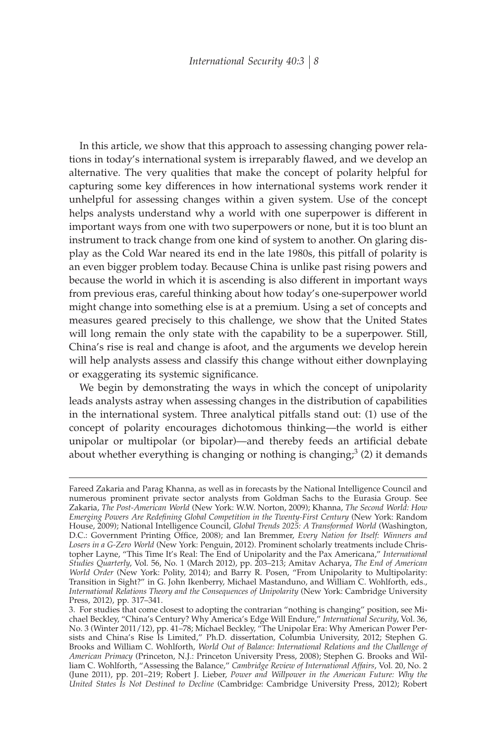In this article, we show that this approach to assessing changing power relations in today's international system is irreparably flawed, and we develop an alternative. The very qualities that make the concept of polarity helpful for capturing some key differences in how international systems work render it unhelpful for assessing changes within a given system. Use of the concept helps analysts understand why a world with one superpower is different in important ways from one with two superpowers or none, but it is too blunt an instrument to track change from one kind of system to another. On glaring display as the Cold War neared its end in the late 1980s, this pitfall of polarity is an even bigger problem today. Because China is unlike past rising powers and because the world in which it is ascending is also different in important ways from previous eras, careful thinking about how today's one-superpower world might change into something else is at a premium. Using a set of concepts and measures geared precisely to this challenge, we show that the United States will long remain the only state with the capability to be a superpower. Still, China's rise is real and change is afoot, and the arguments we develop herein will help analysts assess and classify this change without either downplaying or exaggerating its systemic significance.

We begin by demonstrating the ways in which the concept of unipolarity leads analysts astray when assessing changes in the distribution of capabilities in the international system. Three analytical pitfalls stand out: (1) use of the concept of polarity encourages dichotomous thinking—the world is either unipolar or multipolar (or bipolar)—and thereby feeds an artificial debate about whether everything is changing or nothing is changing;[3] (2) it demands

---

Fareed Zakaria and Parag Khanna, as well as in forecasts by the National Intelligence Council and numerous prominent private sector analysts from Goldman Sachs to the Eurasia Group. See Zakaria, *The Post-American World* (New York: W.W. Norton, 2009); Khanna, *The Second World: How Emerging Powers Are Redefining Global Competition in the Twenty-First Century* (New York: Random House, 2009); National Intelligence Council, *Global Trends 2025: A Transformed World* (Washington, D.C.: Government Printing Office, 2008); and Ian Bremmer, *Every Nation for Itself: Winners and Losers in a G-Zero World* (New York: Penguin, 2012). Prominent scholarly treatments include Christopher Layne, "This Time It's Real: The End of Unipolarity and the Pax Americana," *International Studies Quarterly*, Vol. 56, No. 1 (March 2012), pp. 203–213; Amitav Acharya, *The End of American World Order* (New York: Polity, 2014); and Barry R. Posen, "From Unipolarity to Multipolarity: Transition in Sight?" in G. John Ikenberry, Michael Mastanduno, and William C. Wohlforth, eds., *International Relations Theory and the Consequences of Unipolarity* (New York: Cambridge University Press, 2012), pp. 317–341.

3. For studies that come closest to adopting the contrarian "nothing is changing" position, see Michael Beckley, "China's Century? Why America's Edge Will Endure," *International Security*, Vol. 36, No. 3 (Winter 2011/12), pp. 41–78; Michael Beckley, "The Unipolar Era: Why American Power Persists and China's Rise Is Limited," Ph.D. dissertation, Columbia University, 2012; Stephen G. Brooks and William C. Wohlforth, *World Out of Balance: International Relations and the Challenge of American Primacy* (Princeton, N.J.: Princeton University Press, 2008); Stephen G. Brooks and William C. Wohlforth, "Assessing the Balance," *Cambridge Review of International Affairs*, Vol. 20, No. 2 (June 2011), pp. 201–219; Robert J. Lieber, *Power and Willpower in the American Future: Why the United States Is Not Destined to Decline* (Cambridge: Cambridge University Press, 2012); Robert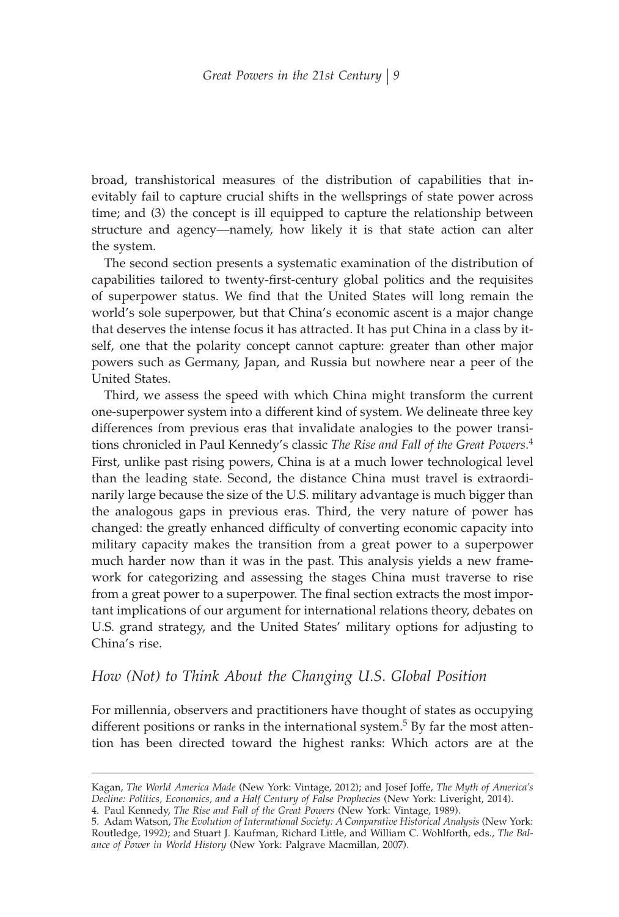broad, transhistorical measures of the distribution of capabilities that inevitably fail to capture crucial shifts in the wellsprings of state power across time; and (3) the concept is ill equipped to capture the relationship between structure and agency—namely, how likely it is that state action can alter the system.

The second section presents a systematic examination of the distribution of capabilities tailored to twenty-first-century global politics and the requisites of superpower status. We find that the United States will long remain the world's sole superpower, but that China's economic ascent is a major change that deserves the intense focus it has attracted. It has put China in a class by itself, one that the polarity concept cannot capture: greater than other major powers such as Germany, Japan, and Russia but nowhere near a peer of the United States.

Third, we assess the speed with which China might transform the current one-superpower system into a different kind of system. We delineate three key differences from previous eras that invalidate analogies to the power transitions chronicled in Paul Kennedy's classic *The Rise and Fall of the Great Powers*.[4] First, unlike past rising powers, China is at a much lower technological level than the leading state. Second, the distance China must travel is extraordinarily large because the size of the U.S. military advantage is much bigger than the analogous gaps in previous eras. Third, the very nature of power has changed: the greatly enhanced difficulty of converting economic capacity into military capacity makes the transition from a great power to a superpower much harder now than it was in the past. This analysis yields a new framework for categorizing and assessing the stages China must traverse to rise from a great power to a superpower. The final section extracts the most important implications of our argument for international relations theory, debates on U.S. grand strategy, and the United States' military options for adjusting to China's rise.

## *How (Not) to Think About the Changing U.S. Global Position*

For millennia, observers and practitioners have thought of states as occupying different positions or ranks in the international system.[5] By far the most attention has been directed toward the highest ranks: Which actors are at the

---

Kagan, *The World America Made* (New York: Vintage, 2012); and Josef Joffe, *The Myth of America's Decline: Politics, Economics, and a Half Century of False Prophecies* (New York: Liveright, 2014).

4. Paul Kennedy, *The Rise and Fall of the Great Powers* (New York: Vintage, 1989).

5. Adam Watson, *The Evolution of International Society: A Comparative Historical Analysis* (New York: Routledge, 1992); and Stuart J. Kaufman, Richard Little, and William C. Wohlforth, eds., *The Balance of Power in World History* (New York: Palgrave Macmillan, 2007).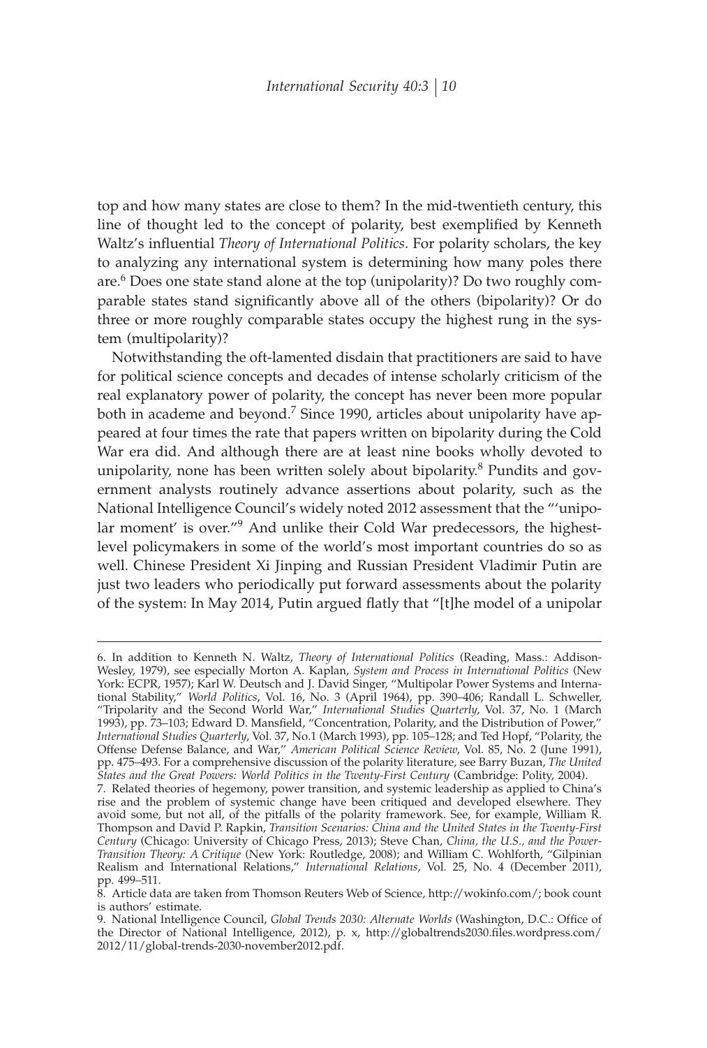top and how many states are close to them? In the mid-twentieth century, this line of thought led to the concept of polarity, best exemplified by Kenneth Waltz's influential *Theory of International Politics*. For polarity scholars, the key to analyzing any international system is determining how many poles there are.[6] Does one state stand alone at the top (unipolarity)? Do two roughly comparable states stand significantly above all of the others (bipolarity)? Or do three or more roughly comparable states occupy the highest rung in the system (multipolarity)?

Notwithstanding the oft-lamented disdain that practitioners are said to have for political science concepts and decades of intense scholarly criticism of the real explanatory power of polarity, the concept has never been more popular both in academe and beyond.[7] Since 1990, articles about unipolarity have appeared at four times the rate that papers written on bipolarity during the Cold War era did. And although there are at least nine books wholly devoted to unipolarity, none has been written solely about bipolarity.[8] Pundits and government analysts routinely advance assertions about polarity, such as the National Intelligence Council's widely noted 2012 assessment that the "'unipolar moment' is over."[9] And unlike their Cold War predecessors, the highest-level policymakers in some of the world's most important countries do so as well. Chinese President Xi Jinping and Russian President Vladimir Putin are just two leaders who periodically put forward assessments about the polarity of the system: In May 2014, Putin argued flatly that "[t]he model of a unipolar

---

6. In addition to Kenneth N. Waltz, *Theory of International Politics* (Reading, Mass.: Addison-Wesley, 1979), see especially Morton A. Kaplan, *System and Process in International Politics* (New York: ECPR, 1957); Karl W. Deutsch and J. David Singer, "Multipolar Power Systems and International Stability," *World Politics*, Vol. 16, No. 3 (April 1964), pp. 390–406; Randall L. Schweller, "Tripolarity and the Second World War," *International Studies Quarterly*, Vol. 37, No. 1 (March 1993), pp. 73–103; Edward D. Mansfield, "Concentration, Polarity, and the Distribution of Power," *International Studies Quarterly*, Vol. 37, No.1 (March 1993), pp. 105–128; and Ted Hopf, "Polarity, the Offense Defense Balance, and War," *American Political Science Review*, Vol. 85, No. 2 (June 1991), pp. 475–493. For a comprehensive discussion of the polarity literature, see Barry Buzan, *The United States and the Great Powers: World Politics in the Twenty-First Century* (Cambridge: Polity, 2004).

7. Related theories of hegemony, power transition, and systemic leadership as applied to China's rise and the problem of systemic change have been critiqued and developed elsewhere. They avoid some, but not all, of the pitfalls of the polarity framework. See, for example, William R. Thompson and David P. Rapkin, *Transition Scenarios: China and the United States in the Twenty-First Century* (Chicago: University of Chicago Press, 2013); Steve Chan, *China, the U.S., and the Power-Transition Theory: A Critique* (New York: Routledge, 2008); and William C. Wohlforth, "Gilpinian Realism and International Relations," *International Relations*, Vol. 25, No. 4 (December 2011), pp. 499–511.

8. Article data are taken from Thomson Reuters Web of Science, http://wokinfo.com/; book count is authors' estimate.

9. National Intelligence Council, *Global Trends 2030: Alternate Worlds* (Washington, D.C.: Office of the Director of National Intelligence, 2012), p. x, http://globaltrends2030.files.wordpress.com/2012/11/global-trends-2030-november2012.pdf.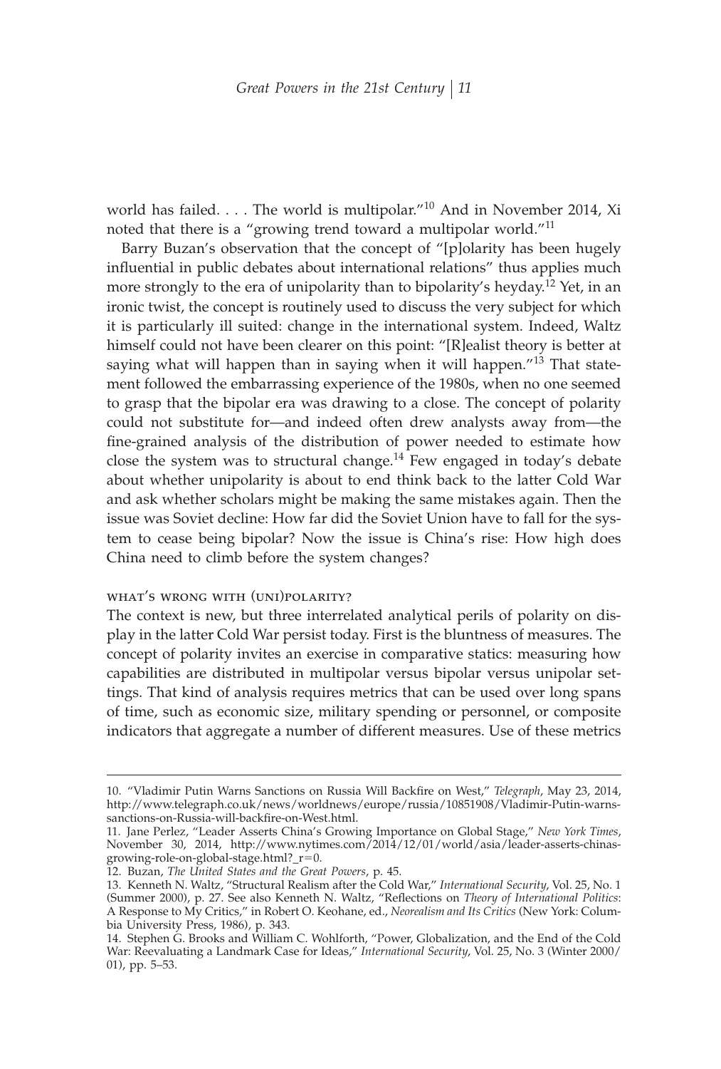world has failed. . . . The world is multipolar."[10] And in November 2014, Xi noted that there is a "growing trend toward a multipolar world."[11]

Barry Buzan's observation that the concept of "[p]olarity has been hugely influential in public debates about international relations" thus applies much more strongly to the era of unipolarity than to bipolarity's heyday.[12] Yet, in an ironic twist, the concept is routinely used to discuss the very subject for which it is particularly ill suited: change in the international system. Indeed, Waltz himself could not have been clearer on this point: "[R]ealist theory is better at saying what will happen than in saying when it will happen."[13] That statement followed the embarrassing experience of the 1980s, when no one seemed to grasp that the bipolar era was drawing to a close. The concept of polarity could not substitute for—and indeed often drew analysts away from—the fine-grained analysis of the distribution of power needed to estimate how close the system was to structural change.[14] Few engaged in today's debate about whether unipolarity is about to end think back to the latter Cold War and ask whether scholars might be making the same mistakes again. Then the issue was Soviet decline: How far did the Soviet Union have to fall for the system to cease being bipolar? Now the issue is China's rise: How high does China need to climb before the system changes?

### what's wrong with (uni)polarity?

The context is new, but three interrelated analytical perils of polarity on display in the latter Cold War persist today. First is the bluntness of measures. The concept of polarity invites an exercise in comparative statics: measuring how capabilities are distributed in multipolar versus bipolar versus unipolar settings. That kind of analysis requires metrics that can be used over long spans of time, such as economic size, military spending or personnel, or composite indicators that aggregate a number of different measures. Use of these metrics

---

10. "Vladimir Putin Warns Sanctions on Russia Will Backfire on West," *Telegraph*, May 23, 2014, http://www.telegraph.co.uk/news/worldnews/europe/russia/10851908/Vladimir-Putin-warns-sanctions-on-Russia-will-backfire-on-West.html.

11. Jane Perlez, "Leader Asserts China's Growing Importance on Global Stage," *New York Times*, November 30, 2014, http://www.nytimes.com/2014/12/01/world/asia/leader-asserts-chinas-growing-role-on-global-stage.html?_r=0.

12. Buzan, *The United States and the Great Powers*, p. 45.

13. Kenneth N. Waltz, "Structural Realism after the Cold War," *International Security*, Vol. 25, No. 1 (Summer 2000), p. 27. See also Kenneth N. Waltz, "Reflections on *Theory of International Politics*: A Response to My Critics," in Robert O. Keohane, ed., *Neorealism and Its Critics* (New York: Columbia University Press, 1986), p. 343.

14. Stephen G. Brooks and William C. Wohlforth, "Power, Globalization, and the End of the Cold War: Reevaluating a Landmark Case for Ideas," *International Security*, Vol. 25, No. 3 (Winter 2000/01), pp. 5–53.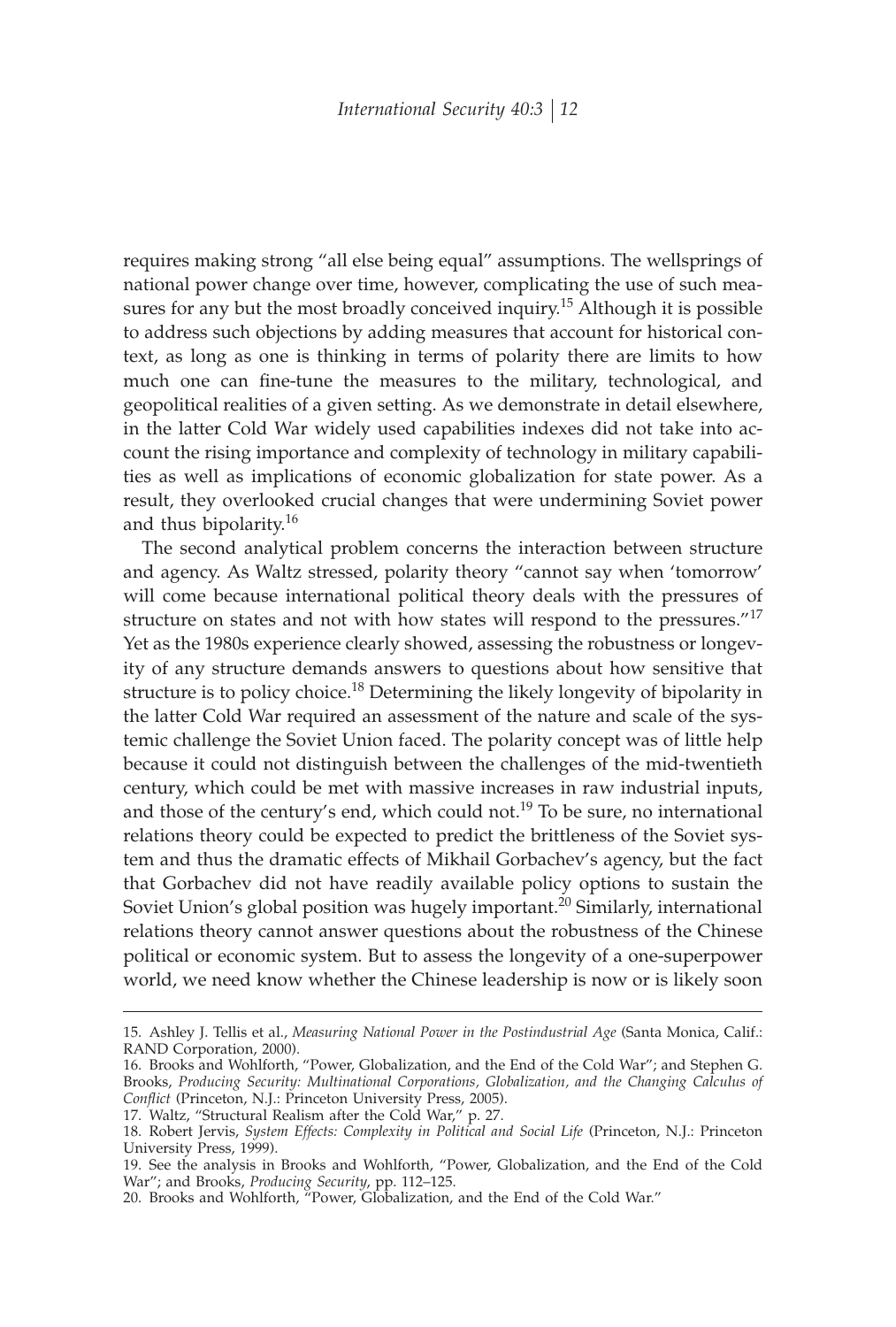requires making strong "all else being equal" assumptions. The wellsprings of national power change over time, however, complicating the use of such measures for any but the most broadly conceived inquiry.[15] Although it is possible to address such objections by adding measures that account for historical context, as long as one is thinking in terms of polarity there are limits to how much one can fine-tune the measures to the military, technological, and geopolitical realities of a given setting. As we demonstrate in detail elsewhere, in the latter Cold War widely used capabilities indexes did not take into account the rising importance and complexity of technology in military capabilities as well as implications of economic globalization for state power. As a result, they overlooked crucial changes that were undermining Soviet power and thus bipolarity.[16]

The second analytical problem concerns the interaction between structure and agency. As Waltz stressed, polarity theory "cannot say when 'tomorrow' will come because international political theory deals with the pressures of structure on states and not with how states will respond to the pressures."[17] Yet as the 1980s experience clearly showed, assessing the robustness or longevity of any structure demands answers to questions about how sensitive that structure is to policy choice.[18] Determining the likely longevity of bipolarity in the latter Cold War required an assessment of the nature and scale of the systemic challenge the Soviet Union faced. The polarity concept was of little help because it could not distinguish between the challenges of the mid-twentieth century, which could be met with massive increases in raw industrial inputs, and those of the century's end, which could not.[19] To be sure, no international relations theory could be expected to predict the brittleness of the Soviet system and thus the dramatic effects of Mikhail Gorbachev's agency, but the fact that Gorbachev did not have readily available policy options to sustain the Soviet Union's global position was hugely important.[20] Similarly, international relations theory cannot answer questions about the robustness of the Chinese political or economic system. But to assess the longevity of a one-superpower world, we need know whether the Chinese leadership is now or is likely soon

---

15. Ashley J. Tellis et al., *Measuring National Power in the Postindustrial Age* (Santa Monica, Calif.: RAND Corporation, 2000).

16. Brooks and Wohlforth, "Power, Globalization, and the End of the Cold War"; and Stephen G. Brooks, *Producing Security: Multinational Corporations, Globalization, and the Changing Calculus of Conflict* (Princeton, N.J.: Princeton University Press, 2005).

17. Waltz, "Structural Realism after the Cold War," p. 27.

18. Robert Jervis, *System Effects: Complexity in Political and Social Life* (Princeton, N.J.: Princeton University Press, 1999).

19. See the analysis in Brooks and Wohlforth, "Power, Globalization, and the End of the Cold War"; and Brooks, *Producing Security*, pp. 112–125.

20. Brooks and Wohlforth, "Power, Globalization, and the End of the Cold War."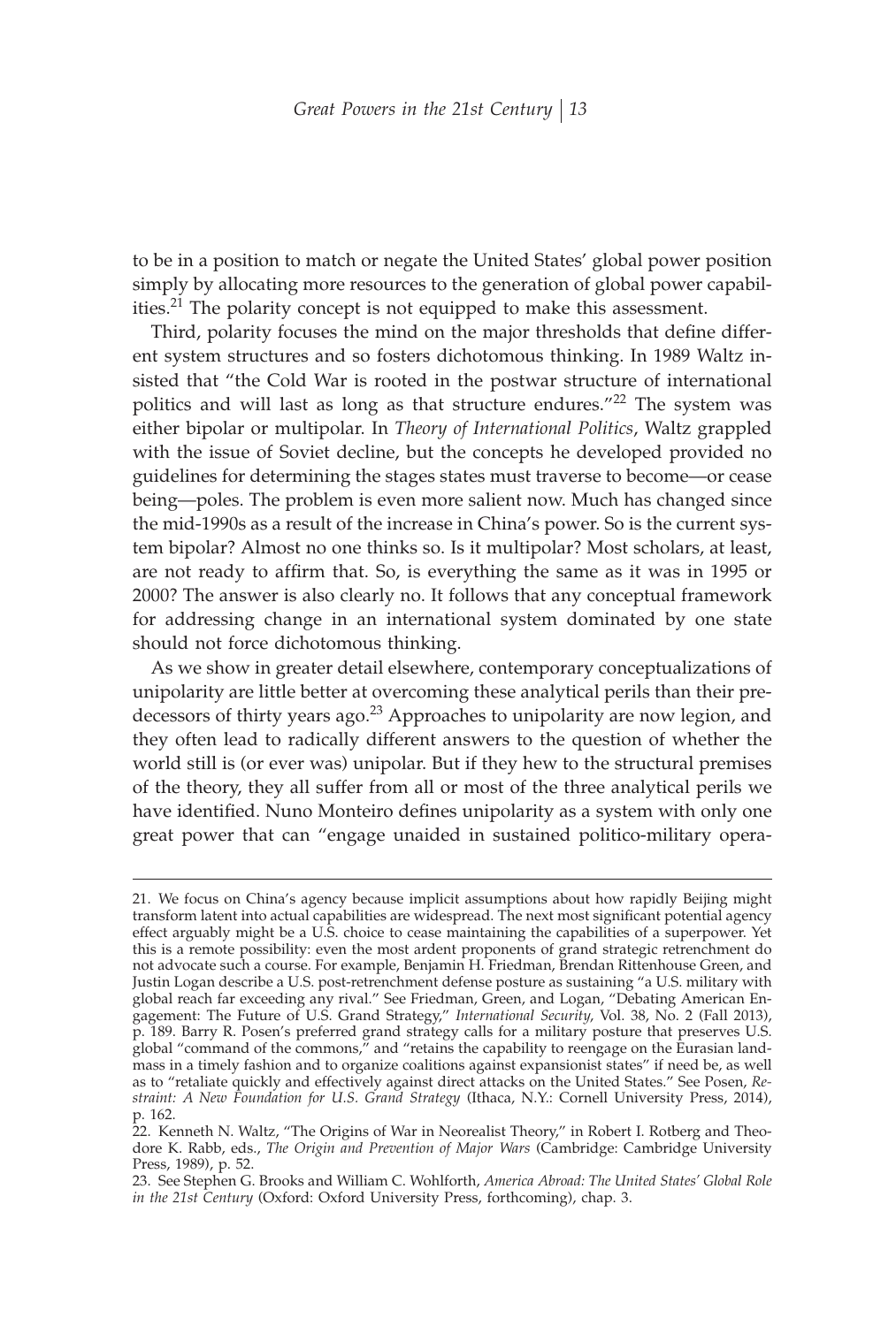to be in a position to match or negate the United States' global power position simply by allocating more resources to the generation of global power capabilities.[21] The polarity concept is not equipped to make this assessment.

Third, polarity focuses the mind on the major thresholds that define different system structures and so fosters dichotomous thinking. In 1989 Waltz insisted that "the Cold War is rooted in the postwar structure of international politics and will last as long as that structure endures."[22] The system was either bipolar or multipolar. In *Theory of International Politics*, Waltz grappled with the issue of Soviet decline, but the concepts he developed provided no guidelines for determining the stages states must traverse to become—or cease being—poles. The problem is even more salient now. Much has changed since the mid-1990s as a result of the increase in China's power. So is the current system bipolar? Almost no one thinks so. Is it multipolar? Most scholars, at least, are not ready to affirm that. So, is everything the same as it was in 1995 or 2000? The answer is also clearly no. It follows that any conceptual framework for addressing change in an international system dominated by one state should not force dichotomous thinking.

As we show in greater detail elsewhere, contemporary conceptualizations of unipolarity are little better at overcoming these analytical perils than their predecessors of thirty years ago.[23] Approaches to unipolarity are now legion, and they often lead to radically different answers to the question of whether the world still is (or ever was) unipolar. But if they hew to the structural premises of the theory, they all suffer from all or most of the three analytical perils we have identified. Nuno Monteiro defines unipolarity as a system with only one great power that can "engage unaided in sustained politico-military opera-

---

21. We focus on China's agency because implicit assumptions about how rapidly Beijing might transform latent into actual capabilities are widespread. The next most significant potential agency effect arguably might be a U.S. choice to cease maintaining the capabilities of a superpower. Yet this is a remote possibility: even the most ardent proponents of grand strategic retrenchment do not advocate such a course. For example, Benjamin H. Friedman, Brendan Rittenhouse Green, and Justin Logan describe a U.S. post-retrenchment defense posture as sustaining "a U.S. military with global reach far exceeding any rival." See Friedman, Green, and Logan, "Debating American Engagement: The Future of U.S. Grand Strategy," *International Security*, Vol. 38, No. 2 (Fall 2013), p. 189. Barry R. Posen's preferred grand strategy calls for a military posture that preserves U.S. global "command of the commons," and "retains the capability to reengage on the Eurasian landmass in a timely fashion and to organize coalitions against expansionist states" if need be, as well as to "retaliate quickly and effectively against direct attacks on the United States." See Posen, *Restraint: A New Foundation for U.S. Grand Strategy* (Ithaca, N.Y.: Cornell University Press, 2014), p. 162.

22. Kenneth N. Waltz, "The Origins of War in Neorealist Theory," in Robert I. Rotberg and Theodore K. Rabb, eds., *The Origin and Prevention of Major Wars* (Cambridge: Cambridge University Press, 1989), p. 52.

23. See Stephen G. Brooks and William C. Wohlforth, *America Abroad: The United States' Global Role in the 21st Century* (Oxford: Oxford University Press, forthcoming), chap. 3.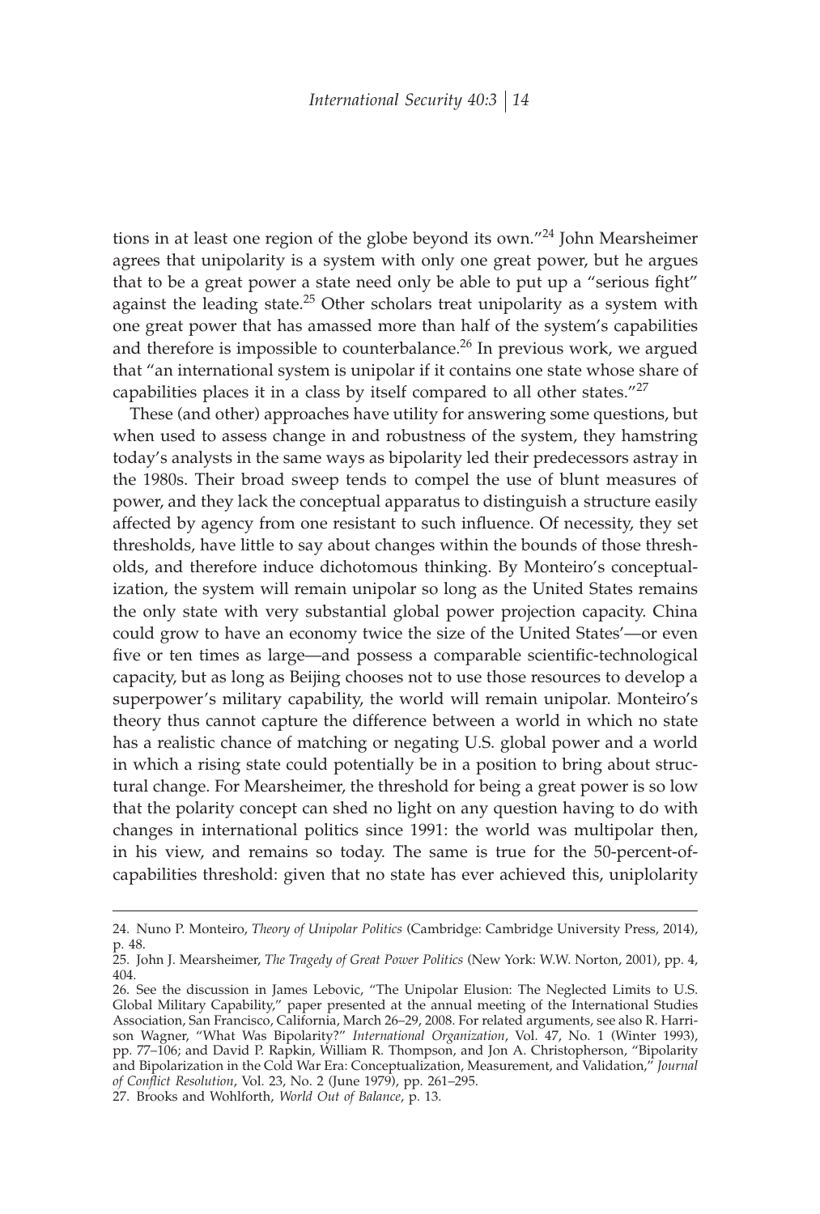tions in at least one region of the globe beyond its own."[24] John Mearsheimer agrees that unipolarity is a system with only one great power, but he argues that to be a great power a state need only be able to put up a "serious fight" against the leading state.[25] Other scholars treat unipolarity as a system with one great power that has amassed more than half of the system's capabilities and therefore is impossible to counterbalance.[26] In previous work, we argued that "an international system is unipolar if it contains one state whose share of capabilities places it in a class by itself compared to all other states."[27]

These (and other) approaches have utility for answering some questions, but when used to assess change in and robustness of the system, they hamstring today's analysts in the same ways as bipolarity led their predecessors astray in the 1980s. Their broad sweep tends to compel the use of blunt measures of power, and they lack the conceptual apparatus to distinguish a structure easily affected by agency from one resistant to such influence. Of necessity, they set thresholds, have little to say about changes within the bounds of those thresholds, and therefore induce dichotomous thinking. By Monteiro's conceptualization, the system will remain unipolar so long as the United States remains the only state with very substantial global power projection capacity. China could grow to have an economy twice the size of the United States'—or even five or ten times as large—and possess a comparable scientific-technological capacity, but as long as Beijing chooses not to use those resources to develop a superpower's military capability, the world will remain unipolar. Monteiro's theory thus cannot capture the difference between a world in which no state has a realistic chance of matching or negating U.S. global power and a world in which a rising state could potentially be in a position to bring about structural change. For Mearsheimer, the threshold for being a great power is so low that the polarity concept can shed no light on any question having to do with changes in international politics since 1991: the world was multipolar then, in his view, and remains so today. The same is true for the 50-percent-of-capabilities threshold: given that no state has ever achieved this, uniplolarity

---

24. Nuno P. Monteiro, *Theory of Unipolar Politics* (Cambridge: Cambridge University Press, 2014), p. 48.

25. John J. Mearsheimer, *The Tragedy of Great Power Politics* (New York: W.W. Norton, 2001), pp. 4, 404.

26. See the discussion in James Lebovic, "The Unipolar Elusion: The Neglected Limits to U.S. Global Military Capability," paper presented at the annual meeting of the International Studies Association, San Francisco, California, March 26–29, 2008. For related arguments, see also R. Harrison Wagner, "What Was Bipolarity?" *International Organization*, Vol. 47, No. 1 (Winter 1993), pp. 77–106; and David P. Rapkin, William R. Thompson, and Jon A. Christopherson, "Bipolarity and Bipolarization in the Cold War Era: Conceptualization, Measurement, and Validation," *Journal of Conflict Resolution*, Vol. 23, No. 2 (June 1979), pp. 261–295.

27. Brooks and Wohlforth, *World Out of Balance*, p. 13.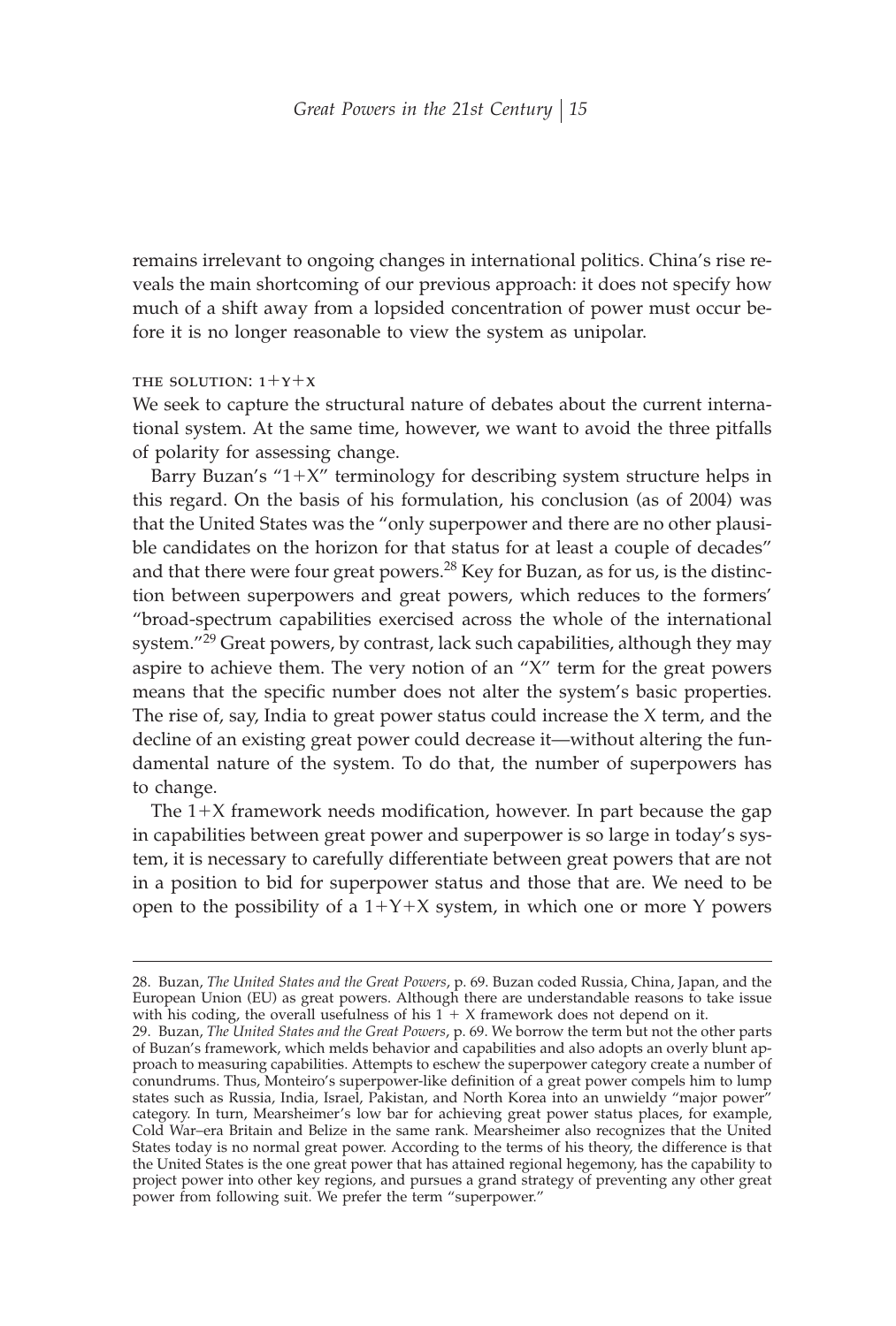remains irrelevant to ongoing changes in international politics. China's rise reveals the main shortcoming of our previous approach: it does not specify how much of a shift away from a lopsided concentration of power must occur before it is no longer reasonable to view the system as unipolar.

### THE SOLUTION: 1+Y+X

We seek to capture the structural nature of debates about the current international system. At the same time, however, we want to avoid the three pitfalls of polarity for assessing change.

Barry Buzan's "1+X" terminology for describing system structure helps in this regard. On the basis of his formulation, his conclusion (as of 2004) was that the United States was the "only superpower and there are no other plausible candidates on the horizon for that status for at least a couple of decades" and that there were four great powers.[28] Key for Buzan, as for us, is the distinction between superpowers and great powers, which reduces to the formers' "broad-spectrum capabilities exercised across the whole of the international system."[29] Great powers, by contrast, lack such capabilities, although they may aspire to achieve them. The very notion of an "X" term for the great powers means that the specific number does not alter the system's basic properties. The rise of, say, India to great power status could increase the X term, and the decline of an existing great power could decrease it—without altering the fundamental nature of the system. To do that, the number of superpowers has to change.

The 1+X framework needs modification, however. In part because the gap in capabilities between great power and superpower is so large in today's system, it is necessary to carefully differentiate between great powers that are not in a position to bid for superpower status and those that are. We need to be open to the possibility of a 1+Y+X system, in which one or more Y powers

---

28. Buzan, *The United States and the Great Powers*, p. 69. Buzan coded Russia, China, Japan, and the European Union (EU) as great powers. Although there are understandable reasons to take issue with his coding, the overall usefulness of his 1 + X framework does not depend on it.

29. Buzan, *The United States and the Great Powers*, p. 69. We borrow the term but not the other parts of Buzan's framework, which melds behavior and capabilities and also adopts an overly blunt approach to measuring capabilities. Attempts to eschew the superpower category create a number of conundrums. Thus, Monteiro's superpower-like definition of a great power compels him to lump states such as Russia, India, Israel, Pakistan, and North Korea into an unwieldy "major power" category. In turn, Mearsheimer's low bar for achieving great power status places, for example, Cold War–era Britain and Belize in the same rank. Mearsheimer also recognizes that the United States today is no normal great power. According to the terms of his theory, the difference is that the United States is the one great power that has attained regional hegemony, has the capability to project power into other key regions, and pursues a grand strategy of preventing any other great power from following suit. We prefer the term "superpower."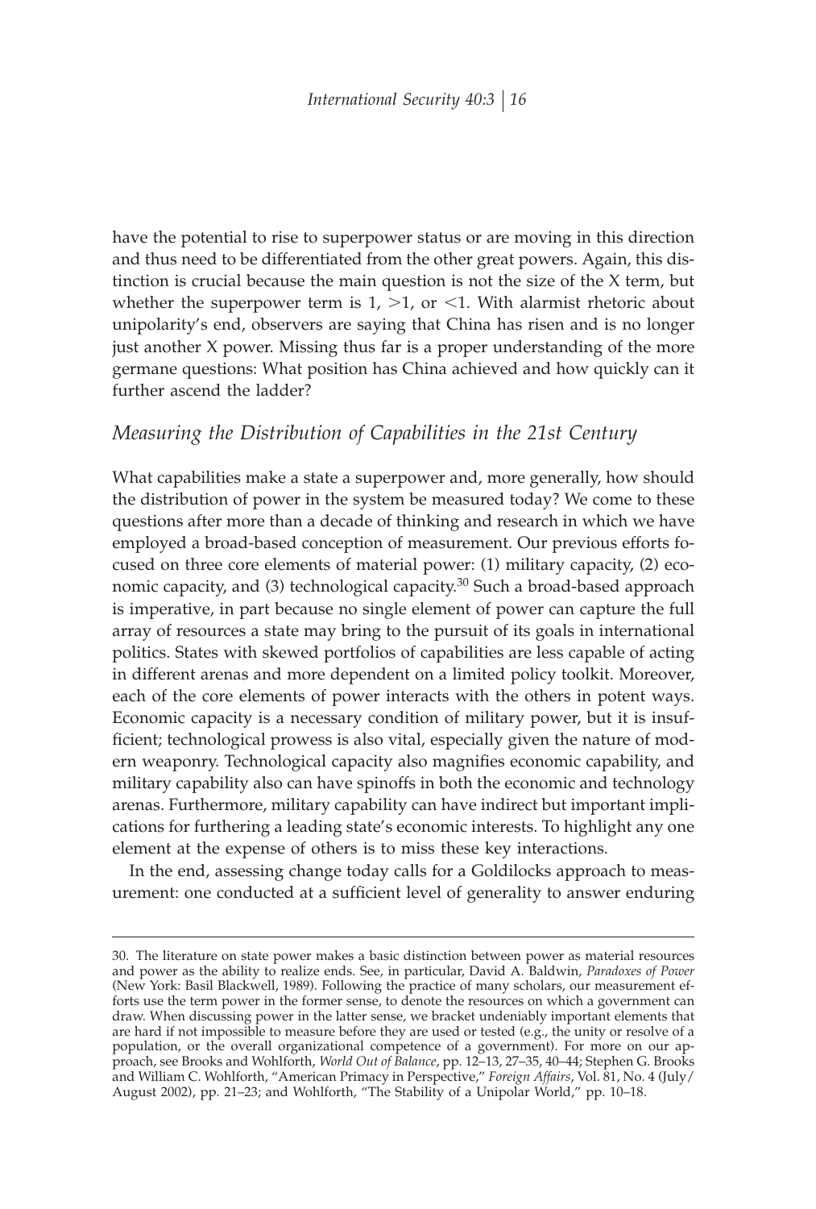have the potential to rise to superpower status or are moving in this direction and thus need to be differentiated from the other great powers. Again, this distinction is crucial because the main question is not the size of the X term, but whether the superpower term is 1, >1, or <1. With alarmist rhetoric about unipolarity's end, observers are saying that China has risen and is no longer just another X power. Missing thus far is a proper understanding of the more germane questions: What position has China achieved and how quickly can it further ascend the ladder?

## *Measuring the Distribution of Capabilities in the 21st Century*

What capabilities make a state a superpower and, more generally, how should the distribution of power in the system be measured today? We come to these questions after more than a decade of thinking and research in which we have employed a broad-based conception of measurement. Our previous efforts focused on three core elements of material power: (1) military capacity, (2) economic capacity, and (3) technological capacity.[30] Such a broad-based approach is imperative, in part because no single element of power can capture the full array of resources a state may bring to the pursuit of its goals in international politics. States with skewed portfolios of capabilities are less capable of acting in different arenas and more dependent on a limited policy toolkit. Moreover, each of the core elements of power interacts with the others in potent ways. Economic capacity is a necessary condition of military power, but it is insufficient; technological prowess is also vital, especially given the nature of modern weaponry. Technological capacity also magnifies economic capability, and military capability also can have spinoffs in both the economic and technology arenas. Furthermore, military capability can have indirect but important implications for furthering a leading state's economic interests. To highlight any one element at the expense of others is to miss these key interactions.

In the end, assessing change today calls for a Goldilocks approach to measurement: one conducted at a sufficient level of generality to answer enduring

---

30. The literature on state power makes a basic distinction between power as material resources and power as the ability to realize ends. See, in particular, David A. Baldwin, *Paradoxes of Power* (New York: Basil Blackwell, 1989). Following the practice of many scholars, our measurement efforts use the term power in the former sense, to denote the resources on which a government can draw. When discussing power in the latter sense, we bracket undeniably important elements that are hard if not impossible to measure before they are used or tested (e.g., the unity or resolve of a population, or the overall organizational competence of a government). For more on our approach, see Brooks and Wohlforth, *World Out of Balance*, pp. 12–13, 27–35, 40–44; Stephen G. Brooks and William C. Wohlforth, "American Primacy in Perspective," *Foreign Affairs*, Vol. 81, No. 4 (July/August 2002), pp. 21–23; and Wohlforth, "The Stability of a Unipolar World," pp. 10–18.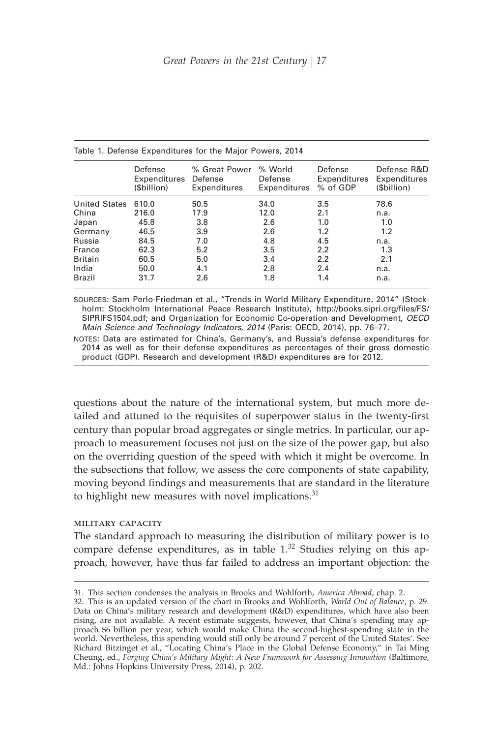Table 1. Defense Expenditures for the Major Powers, 2014

| | Defense Expenditures ($billion) | % Great Power Defense Expenditures | % World Defense Expenditures | Defense Expenditures % of GDP | Defense R&D Expenditures ($billion) |
|---|---|---|---|---|---|
| United States | 610.0 | 50.5 | 34.0 | 3.5 | 78.6 |
| China | 216.0 | 17.9 | 12.0 | 2.1 | n.a. |
| Japan | 45.8 | 3.8 | 2.6 | 1.0 | 1.0 |
| Germany | 46.5 | 3.9 | 2.6 | 1.2 | 1.2 |
| Russia | 84.5 | 7.0 | 4.8 | 4.5 | n.a. |
| France | 62.3 | 5.2 | 3.5 | 2.2 | 1.3 |
| Britain | 60.5 | 5.0 | 3.4 | 2.2 | 2.1 |
| India | 50.0 | 4.1 | 2.8 | 2.4 | n.a. |
| Brazil | 31.7 | 2.6 | 1.8 | 1.4 | n.a. |

SOURCES: Sam Perlo-Friedman et al., "Trends in World Military Expenditure, 2014" (Stockholm: Stockholm International Peace Research Institute), http://books.sipri.org/files/FS/SIPRIFS1504.pdf; and Organization for Economic Co-operation and Development, *OECD Main Science and Technology Indicators, 2014* (Paris: OECD, 2014), pp. 76–77.

NOTES: Data are estimated for China's, Germany's, and Russia's defense expenditures for 2014 as well as for their defense expenditures as percentages of their gross domestic product (GDP). Research and development (R&D) expenditures are for 2012.

questions about the nature of the international system, but much more detailed and attuned to the requisites of superpower status in the twenty-first century than popular broad aggregates or single metrics. In particular, our approach to measurement focuses not just on the size of the power gap, but also on the overriding question of the speed with which it might be overcome. In the subsections that follow, we assess the core components of state capability, moving beyond findings and measurements that are standard in the literature to highlight new measures with novel implications.[31]

### MILITARY CAPACITY

The standard approach to measuring the distribution of military power is to compare defense expenditures, as in table 1.[32] Studies relying on this approach, however, have thus far failed to address an important objection: the

31. This section condenses the analysis in Brooks and Wohlforth, *America Abroad*, chap. 2.

32. This is an updated version of the chart in Brooks and Wohlforth, *World Out of Balance*, p. 29. Data on China's military research and development (R&D) expenditures, which have also been rising, are not available. A recent estimate suggests, however, that China's spending may approach $6 billion per year, which would make China the second-highest-spending state in the world. Nevertheless, this spending would still only be around 7 percent of the United States'. See Richard Bitzinget et al., "Locating China's Place in the Global Defense Economy," in Tai Ming Cheung, ed., *Forging China's Military Might: A New Framework for Assessing Innovation* (Baltimore, Md.: Johns Hopkins University Press, 2014), p. 202.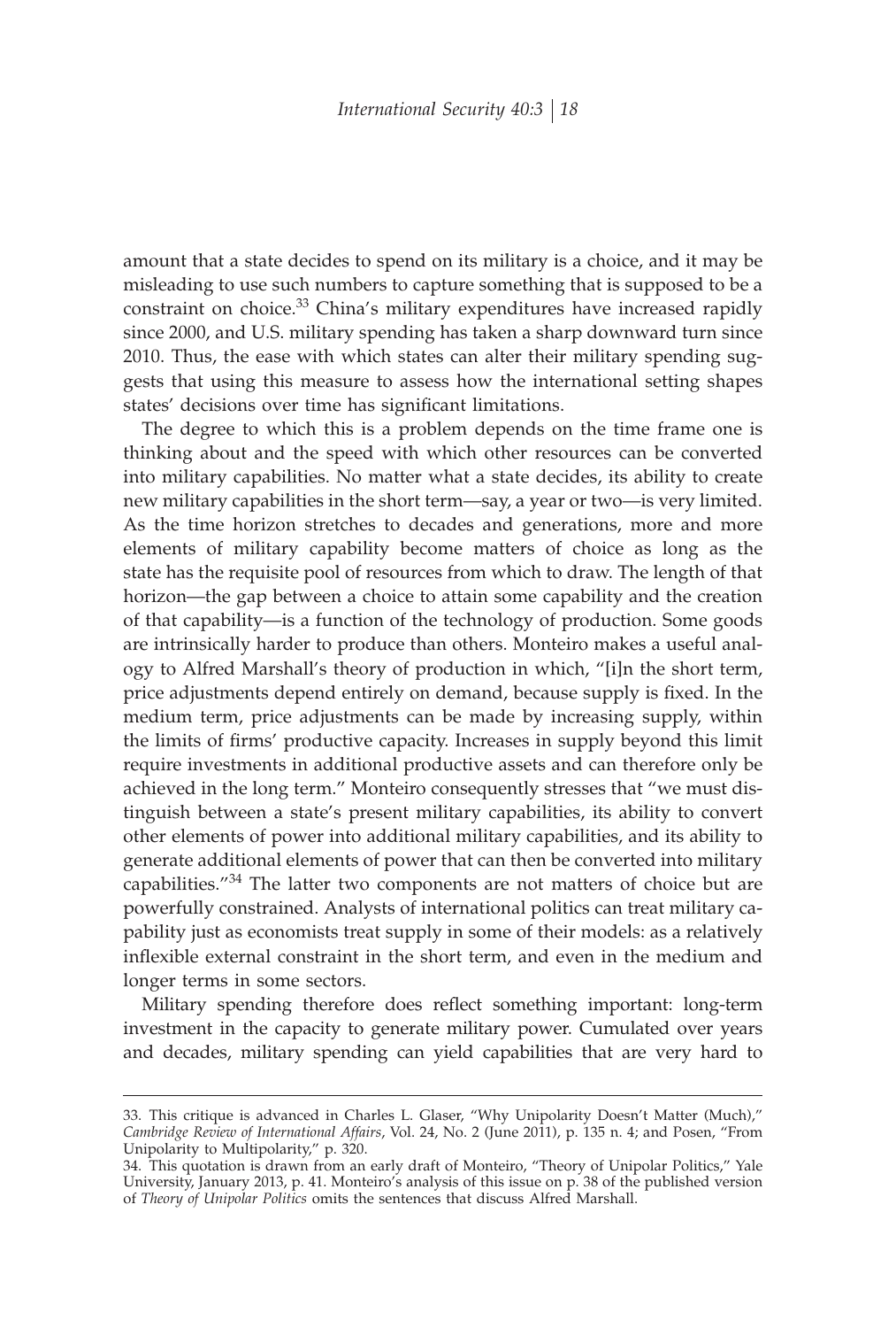amount that a state decides to spend on its military is a choice, and it may be misleading to use such numbers to capture something that is supposed to be a constraint on choice.[33] China's military expenditures have increased rapidly since 2000, and U.S. military spending has taken a sharp downward turn since 2010. Thus, the ease with which states can alter their military spending suggests that using this measure to assess how the international setting shapes states' decisions over time has significant limitations.

The degree to which this is a problem depends on the time frame one is thinking about and the speed with which other resources can be converted into military capabilities. No matter what a state decides, its ability to create new military capabilities in the short term—say, a year or two—is very limited. As the time horizon stretches to decades and generations, more and more elements of military capability become matters of choice as long as the state has the requisite pool of resources from which to draw. The length of that horizon—the gap between a choice to attain some capability and the creation of that capability—is a function of the technology of production. Some goods are intrinsically harder to produce than others. Monteiro makes a useful analogy to Alfred Marshall's theory of production in which, "[i]n the short term, price adjustments depend entirely on demand, because supply is fixed. In the medium term, price adjustments can be made by increasing supply, within the limits of firms' productive capacity. Increases in supply beyond this limit require investments in additional productive assets and can therefore only be achieved in the long term." Monteiro consequently stresses that "we must distinguish between a state's present military capabilities, its ability to convert other elements of power into additional military capabilities, and its ability to generate additional elements of power that can then be converted into military capabilities."[34] The latter two components are not matters of choice but are powerfully constrained. Analysts of international politics can treat military capability just as economists treat supply in some of their models: as a relatively inflexible external constraint in the short term, and even in the medium and longer terms in some sectors.

Military spending therefore does reflect something important: long-term investment in the capacity to generate military power. Cumulated over years and decades, military spending can yield capabilities that are very hard to

---

33. This critique is advanced in Charles L. Glaser, "Why Unipolarity Doesn't Matter (Much)," *Cambridge Review of International Affairs*, Vol. 24, No. 2 (June 2011), p. 135 n. 4; and Posen, "From Unipolarity to Multipolarity," p. 320.

34. This quotation is drawn from an early draft of Monteiro, "Theory of Unipolar Politics," Yale University, January 2013, p. 41. Monteiro's analysis of this issue on p. 38 of the published version of *Theory of Unipolar Politics* omits the sentences that discuss Alfred Marshall.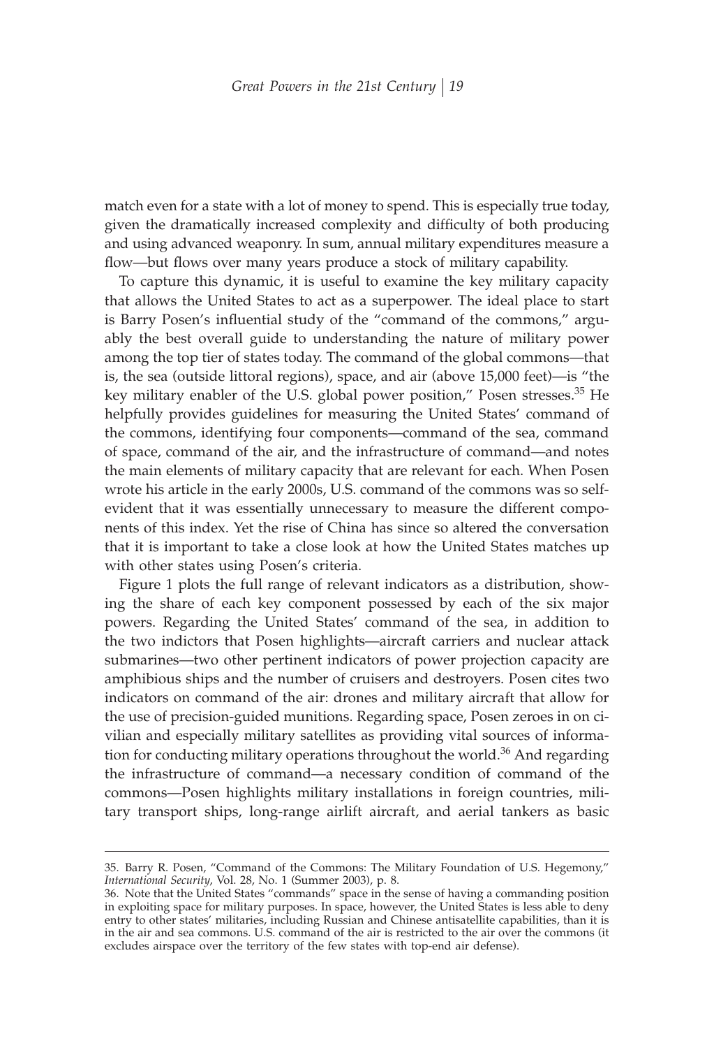match even for a state with a lot of money to spend. This is especially true today, given the dramatically increased complexity and difficulty of both producing and using advanced weaponry. In sum, annual military expenditures measure a flow—but flows over many years produce a stock of military capability.

To capture this dynamic, it is useful to examine the key military capacity that allows the United States to act as a superpower. The ideal place to start is Barry Posen's influential study of the "command of the commons," arguably the best overall guide to understanding the nature of military power among the top tier of states today. The command of the global commons—that is, the sea (outside littoral regions), space, and air (above 15,000 feet)—is "the key military enabler of the U.S. global power position," Posen stresses.[35] He helpfully provides guidelines for measuring the United States' command of the commons, identifying four components—command of the sea, command of space, command of the air, and the infrastructure of command—and notes the main elements of military capacity that are relevant for each. When Posen wrote his article in the early 2000s, U.S. command of the commons was so self-evident that it was essentially unnecessary to measure the different components of this index. Yet the rise of China has since so altered the conversation that it is important to take a close look at how the United States matches up with other states using Posen's criteria.

Figure 1 plots the full range of relevant indicators as a distribution, showing the share of each key component possessed by each of the six major powers. Regarding the United States' command of the sea, in addition to the two indictors that Posen highlights—aircraft carriers and nuclear attack submarines—two other pertinent indicators of power projection capacity are amphibious ships and the number of cruisers and destroyers. Posen cites two indicators on command of the air: drones and military aircraft that allow for the use of precision-guided munitions. Regarding space, Posen zeroes in on civilian and especially military satellites as providing vital sources of information for conducting military operations throughout the world.[36] And regarding the infrastructure of command—a necessary condition of command of the commons—Posen highlights military installations in foreign countries, military transport ships, long-range airlift aircraft, and aerial tankers as basic

35. Barry R. Posen, "Command of the Commons: The Military Foundation of U.S. Hegemony," *International Security*, Vol. 28, No. 1 (Summer 2003), p. 8.

36. Note that the United States "commands" space in the sense of having a commanding position in exploiting space for military purposes. In space, however, the United States is less able to deny entry to other states' militaries, including Russian and Chinese antisatellite capabilities, than it is in the air and sea commons. U.S. command of the air is restricted to the air over the commons (it excludes airspace over the territory of the few states with top-end air defense).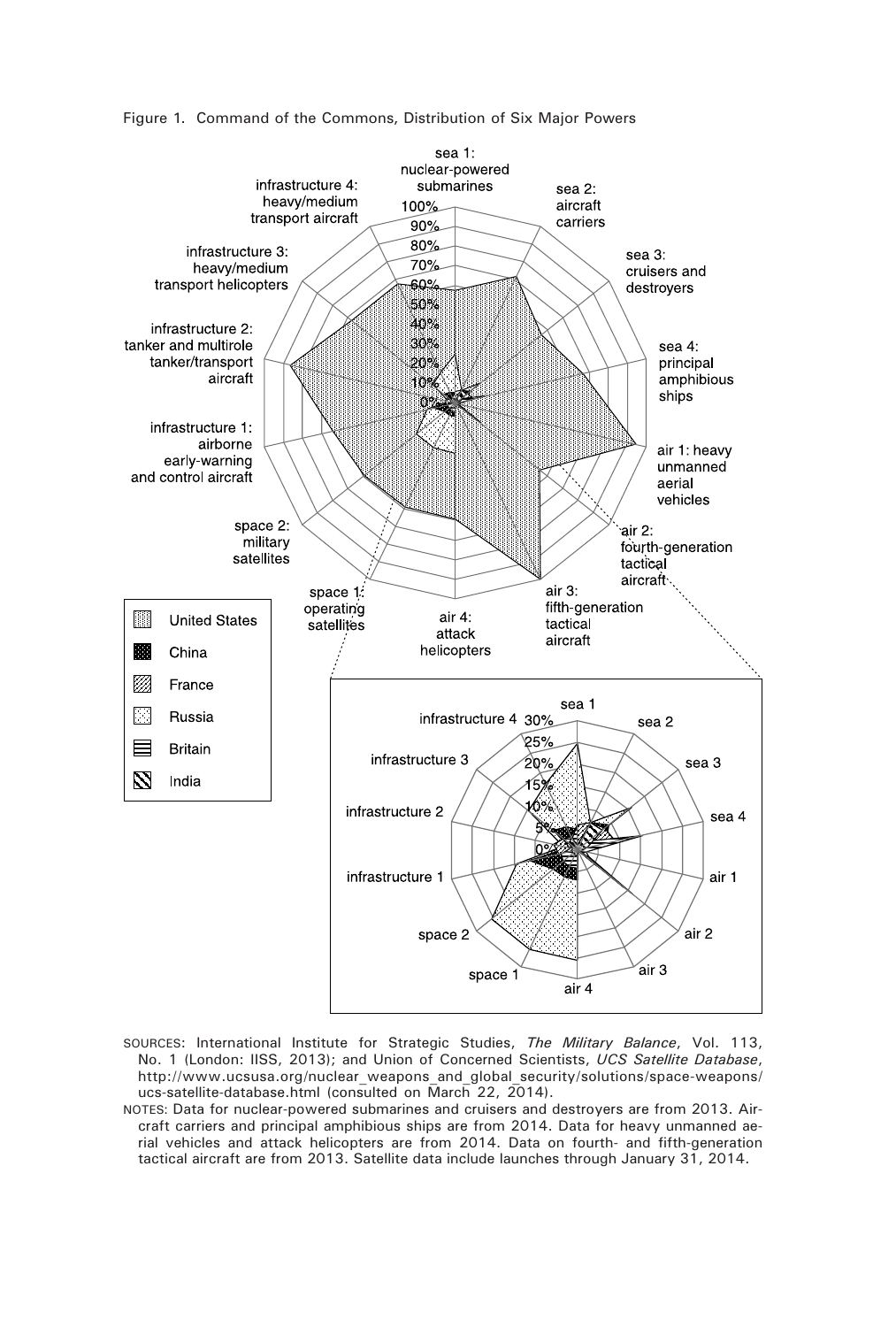Figure 1. Command of the Commons, Distribution of Six Major Powers

SOURCES: International Institute for Strategic Studies, *The Military Balance*, Vol. 113, No. 1 (London: IISS, 2013); and Union of Concerned Scientists, *UCS Satellite Database*, http://www.ucsusa.org/nuclear_weapons_and_global_security/solutions/space-weapons/ucs-satellite-database.html (consulted on March 22, 2014).

NOTES: Data for nuclear-powered submarines and cruisers and destroyers are from 2013. Aircraft carriers and principal amphibious ships are from 2014. Data for heavy unmanned aerial vehicles and attack helicopters are from 2014. Data on fourth- and fifth-generation tactical aircraft are from 2013. Satellite data include launches through January 31, 2014.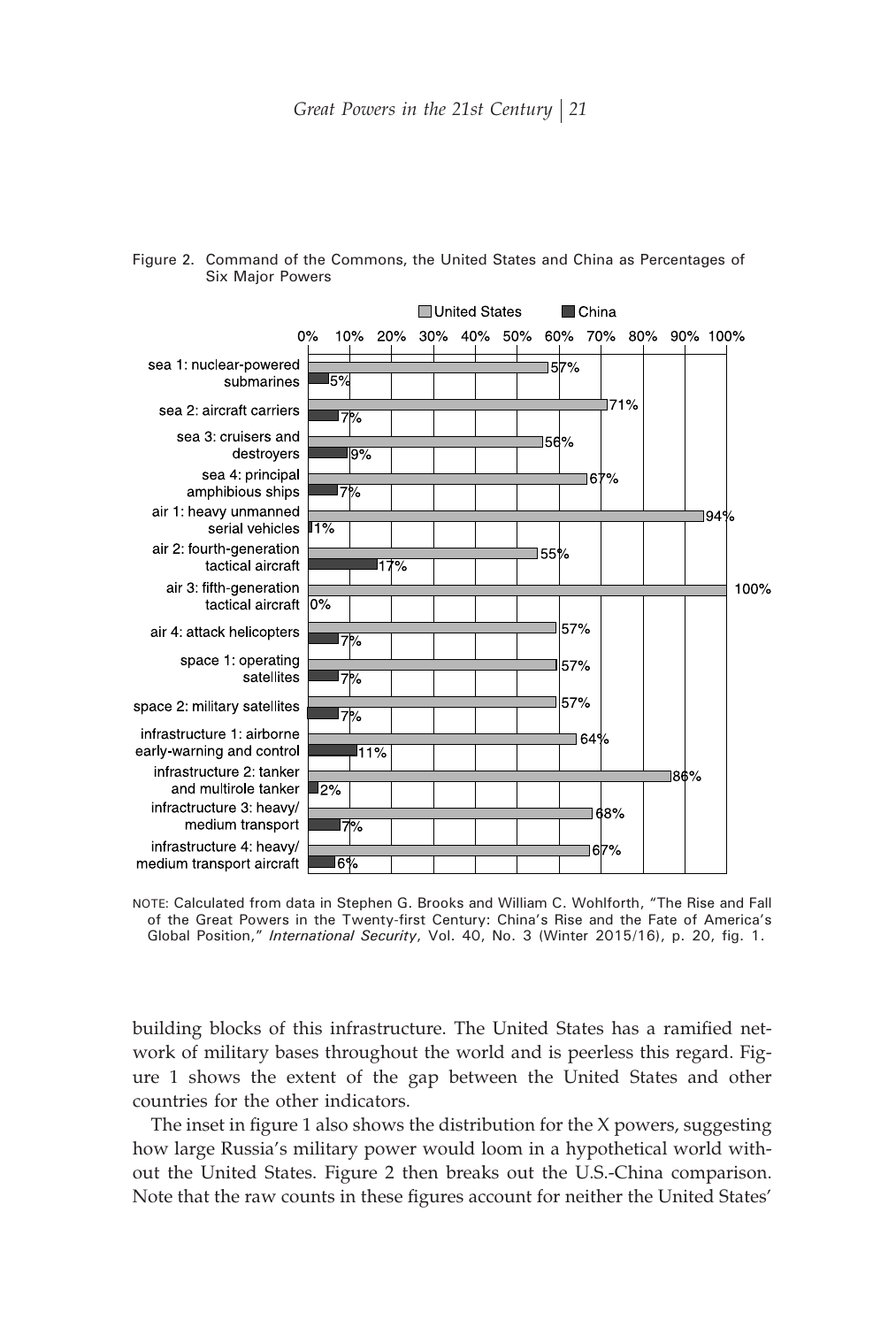Figure 2. Command of the Commons, the United States and China as Percentages of Six Major Powers

| | United States | China |
|---|---|---|
| sea 1: nuclear-powered submarines | 57% | 5% |
| sea 2: aircraft carriers | 71% | 7% |
| sea 3: cruisers and destroyers | 56% | 9% |
| sea 4: principal amphibious ships | 67% | 7% |
| air 1: heavy unmanned serial vehicles | 94% | 1% |
| air 2: fourth-generation tactical aircraft | 55% | 17% |
| air 3: fifth-generation tactical aircraft | 100% | 0% |
| air 4: attack helicopters | 57% | 7% |
| space 1: operating satellites | 57% | 7% |
| space 2: military satellites | 57% | 7% |
| infrastructure 1: airborne early-warning and control | 64% | 11% |
| infrastructure 2: tanker and multirole tanker | 86% | 2% |
| infractructure 3: heavy/ medium transport | 68% | 7% |
| infrastructure 4: heavy/ medium transport aircraft | 67% | 6% |

NOTE: Calculated from data in Stephen G. Brooks and William C. Wohlforth, "The Rise and Fall of the Great Powers in the Twenty-first Century: China's Rise and the Fate of America's Global Position," *International Security*, Vol. 40, No. 3 (Winter 2015/16), p. 20, fig. 1.

building blocks of this infrastructure. The United States has a ramified network of military bases throughout the world and is peerless this regard. Figure 1 shows the extent of the gap between the United States and other countries for the other indicators.

The inset in figure 1 also shows the distribution for the X powers, suggesting how large Russia's military power would loom in a hypothetical world without the United States. Figure 2 then breaks out the U.S.-China comparison. Note that the raw counts in these figures account for neither the United States'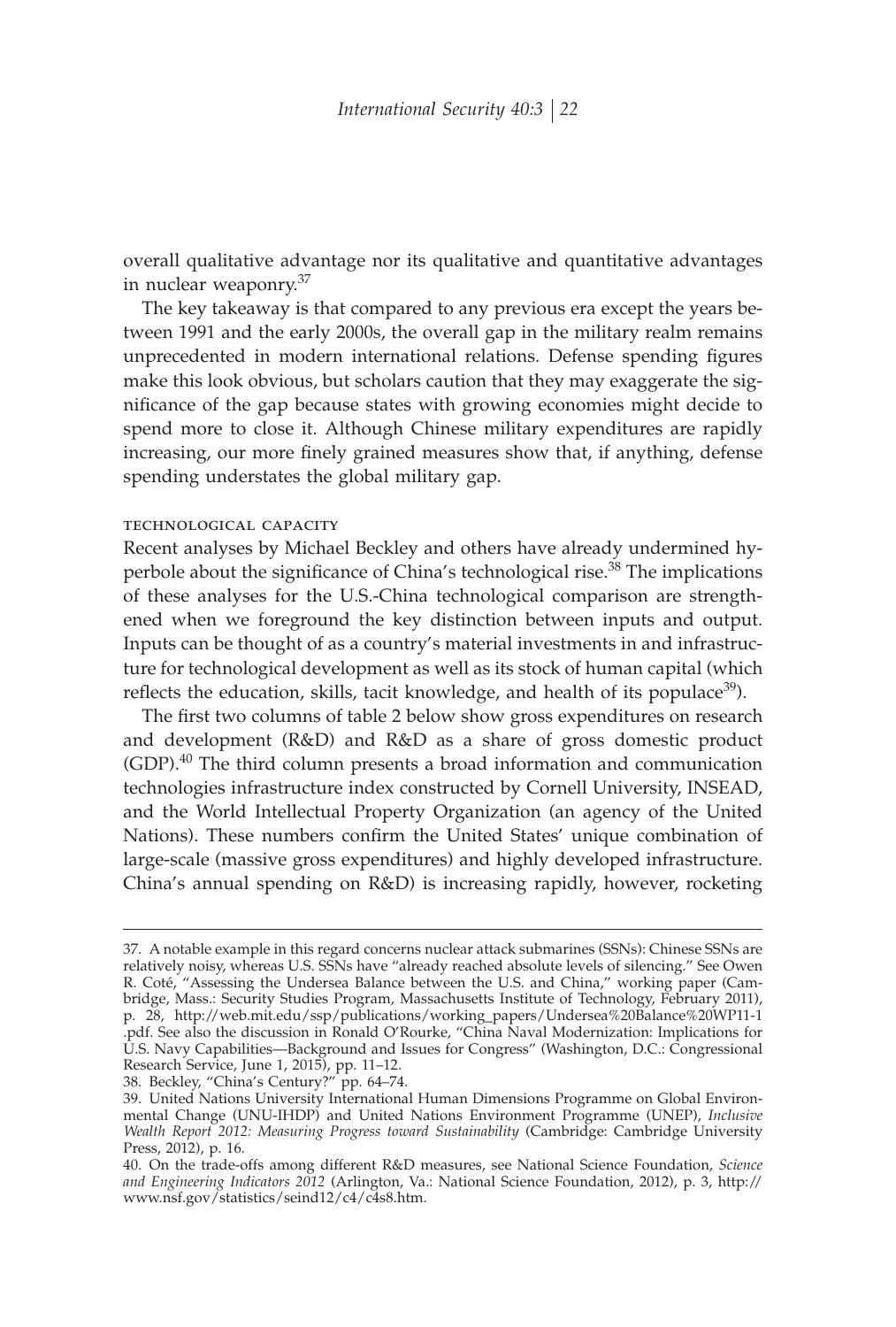overall qualitative advantage nor its qualitative and quantitative advantages in nuclear weaponry.[37]

The key takeaway is that compared to any previous era except the years between 1991 and the early 2000s, the overall gap in the military realm remains unprecedented in modern international relations. Defense spending figures make this look obvious, but scholars caution that they may exaggerate the significance of the gap because states with growing economies might decide to spend more to close it. Although Chinese military expenditures are rapidly increasing, our more finely grained measures show that, if anything, defense spending understates the global military gap.

#### TECHNOLOGICAL CAPACITY

Recent analyses by Michael Beckley and others have already undermined hyperbole about the significance of China's technological rise.[38] The implications of these analyses for the U.S.-China technological comparison are strengthened when we foreground the key distinction between inputs and output. Inputs can be thought of as a country's material investments in and infrastructure for technological development as well as its stock of human capital (which reflects the education, skills, tacit knowledge, and health of its populace[39]).

The first two columns of table 2 below show gross expenditures on research and development (R&D) and R&D as a share of gross domestic product (GDP).[40] The third column presents a broad information and communication technologies infrastructure index constructed by Cornell University, INSEAD, and the World Intellectual Property Organization (an agency of the United Nations). These numbers confirm the United States' unique combination of large-scale (massive gross expenditures) and highly developed infrastructure. China's annual spending on R&D) is increasing rapidly, however, rocketing

---

37. A notable example in this regard concerns nuclear attack submarines (SSNs): Chinese SSNs are relatively noisy, whereas U.S. SSNs have "already reached absolute levels of silencing." See Owen R. Coté, "Assessing the Undersea Balance between the U.S. and China," working paper (Cambridge, Mass.: Security Studies Program, Massachusetts Institute of Technology, February 2011), p. 28, http://web.mit.edu/ssp/publications/working_papers/Undersea%20Balance%20WP11-1.pdf. See also the discussion in Ronald O'Rourke, "China Naval Modernization: Implications for U.S. Navy Capabilities—Background and Issues for Congress" (Washington, D.C.: Congressional Research Service, June 1, 2015), pp. 11–12.

38. Beckley, "China's Century?" pp. 64–74.

39. United Nations University International Human Dimensions Programme on Global Environmental Change (UNU-IHDP) and United Nations Environment Programme (UNEP), *Inclusive Wealth Report 2012: Measuring Progress toward Sustainability* (Cambridge: Cambridge University Press, 2012), p. 16.

40. On the trade-offs among different R&D measures, see National Science Foundation, *Science and Engineering Indicators 2012* (Arlington, Va.: National Science Foundation, 2012), p. 3, http://www.nsf.gov/statistics/seind12/c4/c4s8.htm.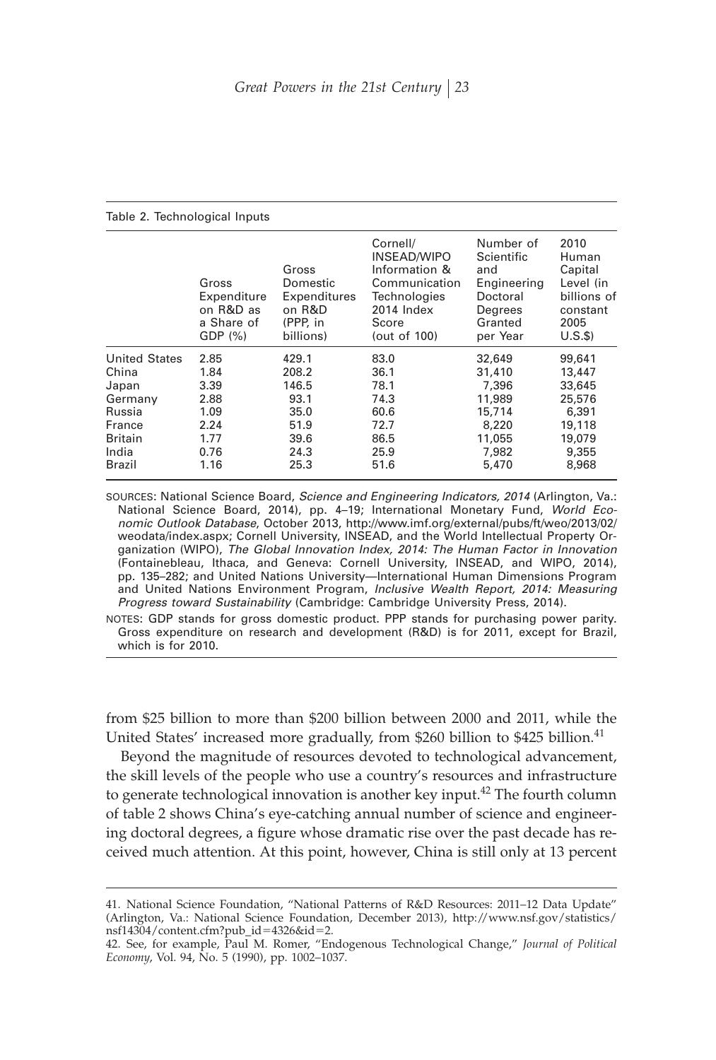Table 2. Technological Inputs

| | Gross Expenditure on R&D as a Share of GDP (%) | Gross Domestic Expenditures on R&D (PPP, in billions) | Cornell/ INSEAD/WIPO Information & Communication Technologies 2014 Index Score (out of 100) | Number of Scientific and Engineering Doctoral Degrees Granted per Year | 2010 Human Capital Level (in billions of constant 2005 U.S.$) |
|---|---|---|---|---|---|
| United States | 2.85 | 429.1 | 83.0 | 32,649 | 99,641 |
| China | 1.84 | 208.2 | 36.1 | 31,410 | 13,447 |
| Japan | 3.39 | 146.5 | 78.1 | 7,396 | 33,645 |
| Germany | 2.88 | 93.1 | 74.3 | 11,989 | 25,576 |
| Russia | 1.09 | 35.0 | 60.6 | 15,714 | 6,391 |
| France | 2.24 | 51.9 | 72.7 | 8,220 | 19,118 |
| Britain | 1.77 | 39.6 | 86.5 | 11,055 | 19,079 |
| India | 0.76 | 24.3 | 25.9 | 7,982 | 9,355 |
| Brazil | 1.16 | 25.3 | 51.6 | 5,470 | 8,968 |

SOURCES: National Science Board, *Science and Engineering Indicators, 2014* (Arlington, Va.: National Science Board, 2014), pp. 4–19; International Monetary Fund, *World Economic Outlook Database*, October 2013, http://www.imf.org/external/pubs/ft/weo/2013/02/weodata/index.aspx; Cornell University, INSEAD, and the World Intellectual Property Organization (WIPO), *The Global Innovation Index, 2014: The Human Factor in Innovation* (Fontainebleau, Ithaca, and Geneva: Cornell University, INSEAD, and WIPO, 2014), pp. 135–282; and United Nations University—International Human Dimensions Program and United Nations Environment Program, *Inclusive Wealth Report, 2014: Measuring Progress toward Sustainability* (Cambridge: Cambridge University Press, 2014).

NOTES: GDP stands for gross domestic product. PPP stands for purchasing power parity. Gross expenditure on research and development (R&D) is for 2011, except for Brazil, which is for 2010.

from $25 billion to more than $200 billion between 2000 and 2011, while the United States' increased more gradually, from $260 billion to $425 billion.[41]

Beyond the magnitude of resources devoted to technological advancement, the skill levels of the people who use a country's resources and infrastructure to generate technological innovation is another key input.[42] The fourth column of table 2 shows China's eye-catching annual number of science and engineering doctoral degrees, a figure whose dramatic rise over the past decade has received much attention. At this point, however, China is still only at 13 percent

41. National Science Foundation, "National Patterns of R&D Resources: 2011–12 Data Update" (Arlington, Va.: National Science Foundation, December 2013), http://www.nsf.gov/statistics/nsf14304/content.cfm?pub_id=4326&id=2.

42. See, for example, Paul M. Romer, "Endogenous Technological Change," *Journal of Political Economy*, Vol. 94, No. 5 (1990), pp. 1002–1037.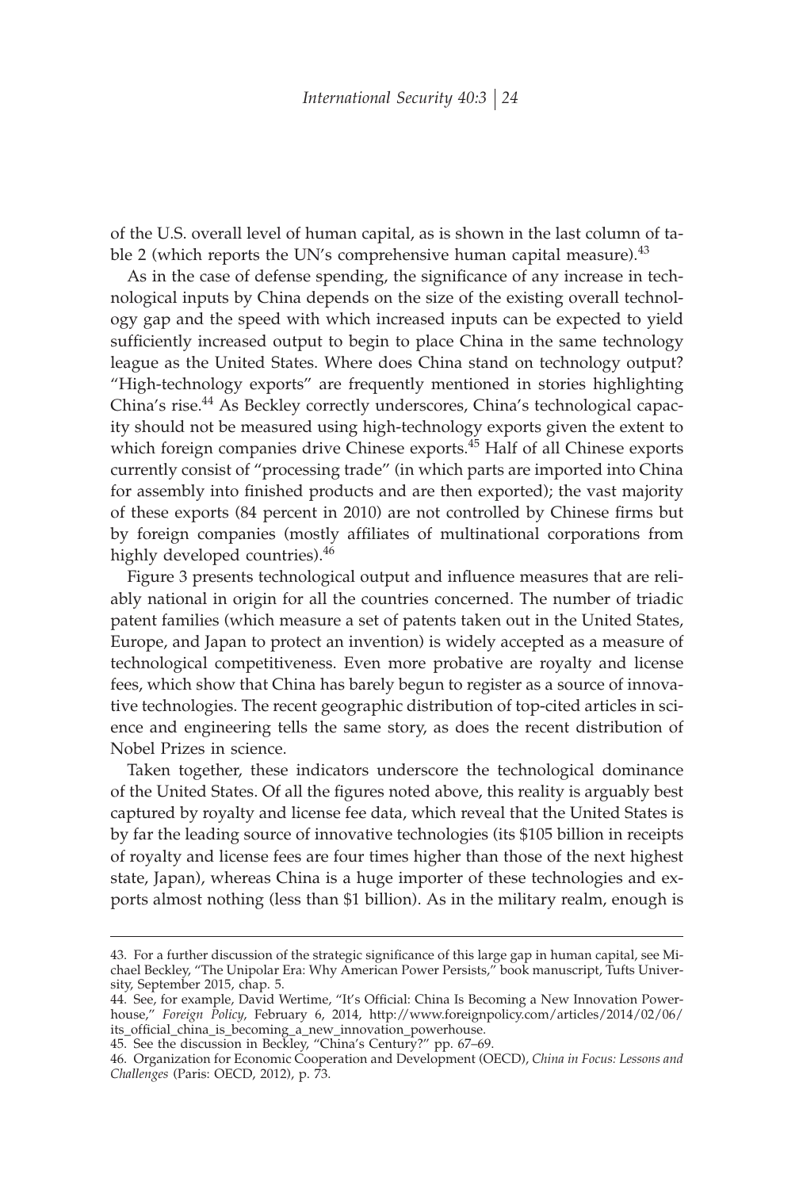of the U.S. overall level of human capital, as is shown in the last column of table 2 (which reports the UN's comprehensive human capital measure).[43]

As in the case of defense spending, the significance of any increase in technological inputs by China depends on the size of the existing overall technology gap and the speed with which increased inputs can be expected to yield sufficiently increased output to begin to place China in the same technology league as the United States. Where does China stand on technology output? "High-technology exports" are frequently mentioned in stories highlighting China's rise.[44] As Beckley correctly underscores, China's technological capacity should not be measured using high-technology exports given the extent to which foreign companies drive Chinese exports.[45] Half of all Chinese exports currently consist of "processing trade" (in which parts are imported into China for assembly into finished products and are then exported); the vast majority of these exports (84 percent in 2010) are not controlled by Chinese firms but by foreign companies (mostly affiliates of multinational corporations from highly developed countries).[46]

Figure 3 presents technological output and influence measures that are reliably national in origin for all the countries concerned. The number of triadic patent families (which measure a set of patents taken out in the United States, Europe, and Japan to protect an invention) is widely accepted as a measure of technological competitiveness. Even more probative are royalty and license fees, which show that China has barely begun to register as a source of innovative technologies. The recent geographic distribution of top-cited articles in science and engineering tells the same story, as does the recent distribution of Nobel Prizes in science.

Taken together, these indicators underscore the technological dominance of the United States. Of all the figures noted above, this reality is arguably best captured by royalty and license fee data, which reveal that the United States is by far the leading source of innovative technologies (its $105 billion in receipts of royalty and license fees are four times higher than those of the next highest state, Japan), whereas China is a huge importer of these technologies and exports almost nothing (less than $1 billion). As in the military realm, enough is

---

43. For a further discussion of the strategic significance of this large gap in human capital, see Michael Beckley, "The Unipolar Era: Why American Power Persists," book manuscript, Tufts University, September 2015, chap. 5.

44. See, for example, David Wertime, "It's Official: China Is Becoming a New Innovation Powerhouse," *Foreign Policy*, February 6, 2014, http://www.foreignpolicy.com/articles/2014/02/06/its_official_china_is_becoming_a_new_innovation_powerhouse.

45. See the discussion in Beckley, "China's Century?" pp. 67–69.

46. Organization for Economic Cooperation and Development (OECD), *China in Focus: Lessons and Challenges* (Paris: OECD, 2012), p. 73.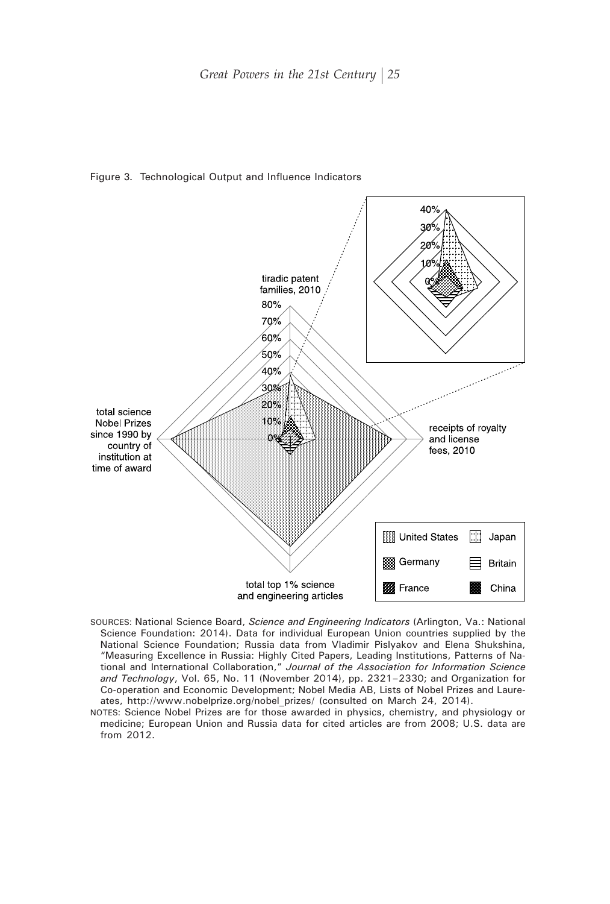Figure 3. Technological Output and Influence Indicators

SOURCES: National Science Board, *Science and Engineering Indicators* (Arlington, Va.: National Science Foundation: 2014). Data for individual European Union countries supplied by the National Science Foundation; Russia data from Vladimir Pislyakov and Elena Shukshina, "Measuring Excellence in Russia: Highly Cited Papers, Leading Institutions, Patterns of National and International Collaboration," *Journal of the Association for Information Science and Technology*, Vol. 65, No. 11 (November 2014), pp. 2321–2330; and Organization for Co-operation and Economic Development; Nobel Media AB, Lists of Nobel Prizes and Laureates, http://www.nobelprize.org/nobel_prizes/ (consulted on March 24, 2014).

NOTES: Science Nobel Prizes are for those awarded in physics, chemistry, and physiology or medicine; European Union and Russia data for cited articles are from 2008; U.S. data are from 2012.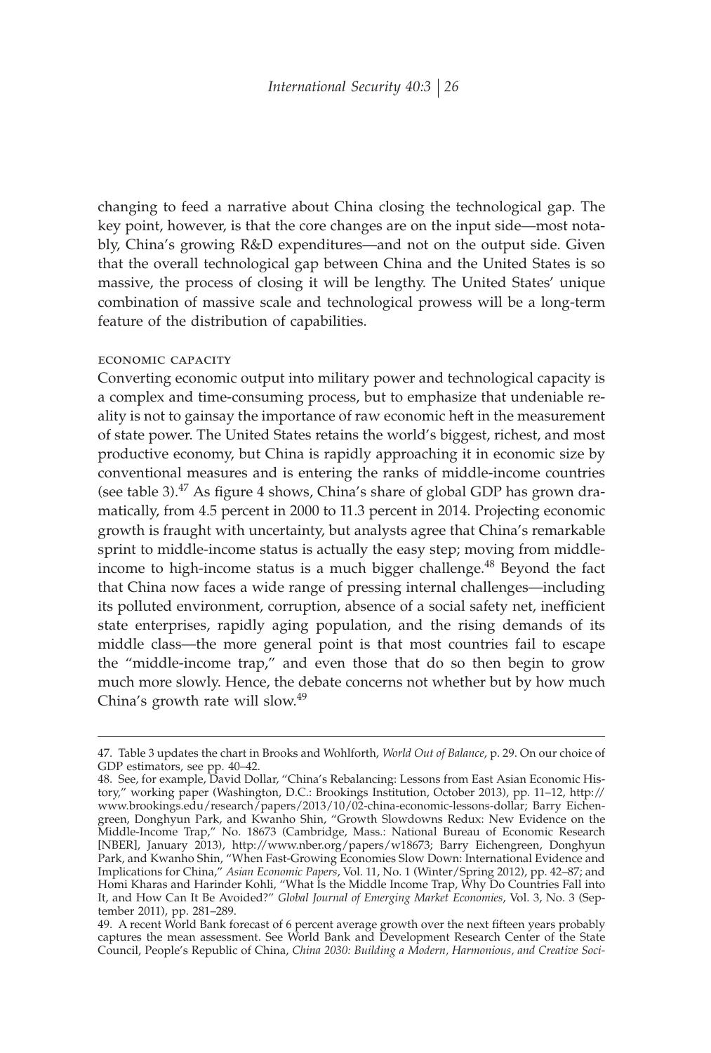changing to feed a narrative about China closing the technological gap. The key point, however, is that the core changes are on the input side—most notably, China's growing R&D expenditures—and not on the output side. Given that the overall technological gap between China and the United States is so massive, the process of closing it will be lengthy. The United States' unique combination of massive scale and technological prowess will be a long-term feature of the distribution of capabilities.

### ECONOMIC CAPACITY

Converting economic output into military power and technological capacity is a complex and time-consuming process, but to emphasize that undeniable reality is not to gainsay the importance of raw economic heft in the measurement of state power. The United States retains the world's biggest, richest, and most productive economy, but China is rapidly approaching it in economic size by conventional measures and is entering the ranks of middle-income countries (see table 3).[47] As figure 4 shows, China's share of global GDP has grown dramatically, from 4.5 percent in 2000 to 11.3 percent in 2014. Projecting economic growth is fraught with uncertainty, but analysts agree that China's remarkable sprint to middle-income status is actually the easy step; moving from middle-income to high-income status is a much bigger challenge.[48] Beyond the fact that China now faces a wide range of pressing internal challenges—including its polluted environment, corruption, absence of a social safety net, inefficient state enterprises, rapidly aging population, and the rising demands of its middle class—the more general point is that most countries fail to escape the "middle-income trap," and even those that do so then begin to grow much more slowly. Hence, the debate concerns not whether but by how much China's growth rate will slow.[49]

---

47. Table 3 updates the chart in Brooks and Wohlforth, *World Out of Balance*, p. 29. On our choice of GDP estimators, see pp. 40–42.

48. See, for example, David Dollar, "China's Rebalancing: Lessons from East Asian Economic History," working paper (Washington, D.C.: Brookings Institution, October 2013), pp. 11–12, http://www.brookings.edu/research/papers/2013/10/02-china-economic-lessons-dollar; Barry Eichengreen, Donghyun Park, and Kwanho Shin, "Growth Slowdowns Redux: New Evidence on the Middle-Income Trap," No. 18673 (Cambridge, Mass.: National Bureau of Economic Research [NBER], January 2013), http://www.nber.org/papers/w18673; Barry Eichengreen, Donghyun Park, and Kwanho Shin, "When Fast-Growing Economies Slow Down: International Evidence and Implications for China," *Asian Economic Papers*, Vol. 11, No. 1 (Winter/Spring 2012), pp. 42–87; and Homi Kharas and Harinder Kohli, "What Is the Middle Income Trap, Why Do Countries Fall into It, and How Can It Be Avoided?" *Global Journal of Emerging Market Economies*, Vol. 3, No. 3 (September 2011), pp. 281–289.

49. A recent World Bank forecast of 6 percent average growth over the next fifteen years probably captures the mean assessment. See World Bank and Development Research Center of the State Council, People's Republic of China, *China 2030: Building a Modern, Harmonious, and Creative Soci-*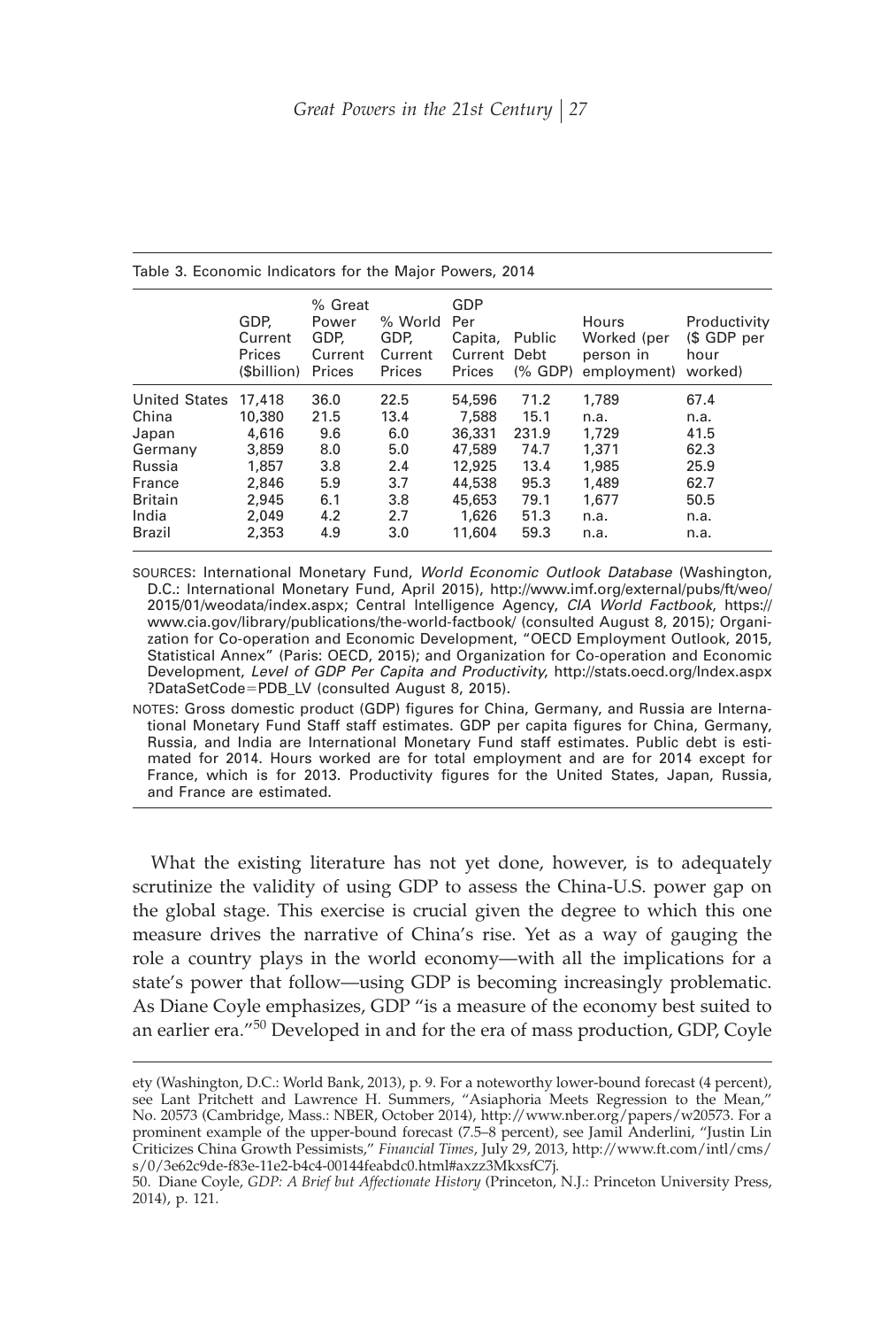Table 3. Economic Indicators for the Major Powers, 2014

| | GDP, Current Prices ($billion) | % Great Power GDP, Current Prices | % World GDP, Current Prices | GDP Per Capita, Current Prices | Public Debt (% GDP) | Hours Worked (per person in employment) | Productivity ($ GDP per hour worked) |
|---|---|---|---|---|---|---|---|
| United States | 17,418 | 36.0 | 22.5 | 54,596 | 71.2 | 1,789 | 67.4 |
| China | 10,380 | 21.5 | 13.4 | 7,588 | 15.1 | n.a. | n.a. |
| Japan | 4,616 | 9.6 | 6.0 | 36,331 | 231.9 | 1,729 | 41.5 |
| Germany | 3,859 | 8.0 | 5.0 | 47,589 | 74.7 | 1,371 | 62.3 |
| Russia | 1,857 | 3.8 | 2.4 | 12,925 | 13.4 | 1,985 | 25.9 |
| France | 2,846 | 5.9 | 3.7 | 44,538 | 95.3 | 1,489 | 62.7 |
| Britain | 2,945 | 6.1 | 3.8 | 45,653 | 79.1 | 1,677 | 50.5 |
| India | 2,049 | 4.2 | 2.7 | 1,626 | 51.3 | n.a. | n.a. |
| Brazil | 2,353 | 4.9 | 3.0 | 11,604 | 59.3 | n.a. | n.a. |

SOURCES: International Monetary Fund, *World Economic Outlook Database* (Washington, D.C.: International Monetary Fund, April 2015), http://www.imf.org/external/pubs/ft/weo/2015/01/weodata/index.aspx; Central Intelligence Agency, *CIA World Factbook*, https://www.cia.gov/library/publications/the-world-factbook/ (consulted August 8, 2015); Organization for Co-operation and Economic Development, "OECD Employment Outlook, 2015, Statistical Annex" (Paris: OECD, 2015); and Organization for Co-operation and Economic Development, *Level of GDP Per Capita and Productivity*, http://stats.oecd.org/Index.aspx?DataSetCode=PDB_LV (consulted August 8, 2015).

NOTES: Gross domestic product (GDP) figures for China, Germany, and Russia are International Monetary Fund Staff staff estimates. GDP per capita figures for China, Germany, Russia, and India are International Monetary Fund staff estimates. Public debt is estimated for 2014. Hours worked are for total employment and are for 2014 except for France, which is for 2013. Productivity figures for the United States, Japan, Russia, and France are estimated.

What the existing literature has not yet done, however, is to adequately scrutinize the validity of using GDP to assess the China-U.S. power gap on the global stage. This exercise is crucial given the degree to which this one measure drives the narrative of China's rise. Yet as a way of gauging the role a country plays in the world economy—with all the implications for a state's power that follow—using GDP is becoming increasingly problematic. As Diane Coyle emphasizes, GDP "is a measure of the economy best suited to an earlier era."[50] Developed in and for the era of mass production, GDP, Coyle

---

ety (Washington, D.C.: World Bank, 2013), p. 9. For a noteworthy lower-bound forecast (4 percent), see Lant Pritchett and Lawrence H. Summers, "Asiaphoria Meets Regression to the Mean," No. 20573 (Cambridge, Mass.: NBER, October 2014), http://www.nber.org/papers/w20573. For a prominent example of the upper-bound forecast (7.5–8 percent), see Jamil Anderlini, "Justin Lin Criticizes China Growth Pessimists," *Financial Times*, July 29, 2013, http://www.ft.com/intl/cms/s/0/3e62c9de-f83e-11e2-b4c4-00144feabdc0.html#axzz3MkxsfC7j.

50. Diane Coyle, *GDP: A Brief but Affectionate History* (Princeton, N.J.: Princeton University Press, 2014), p. 121.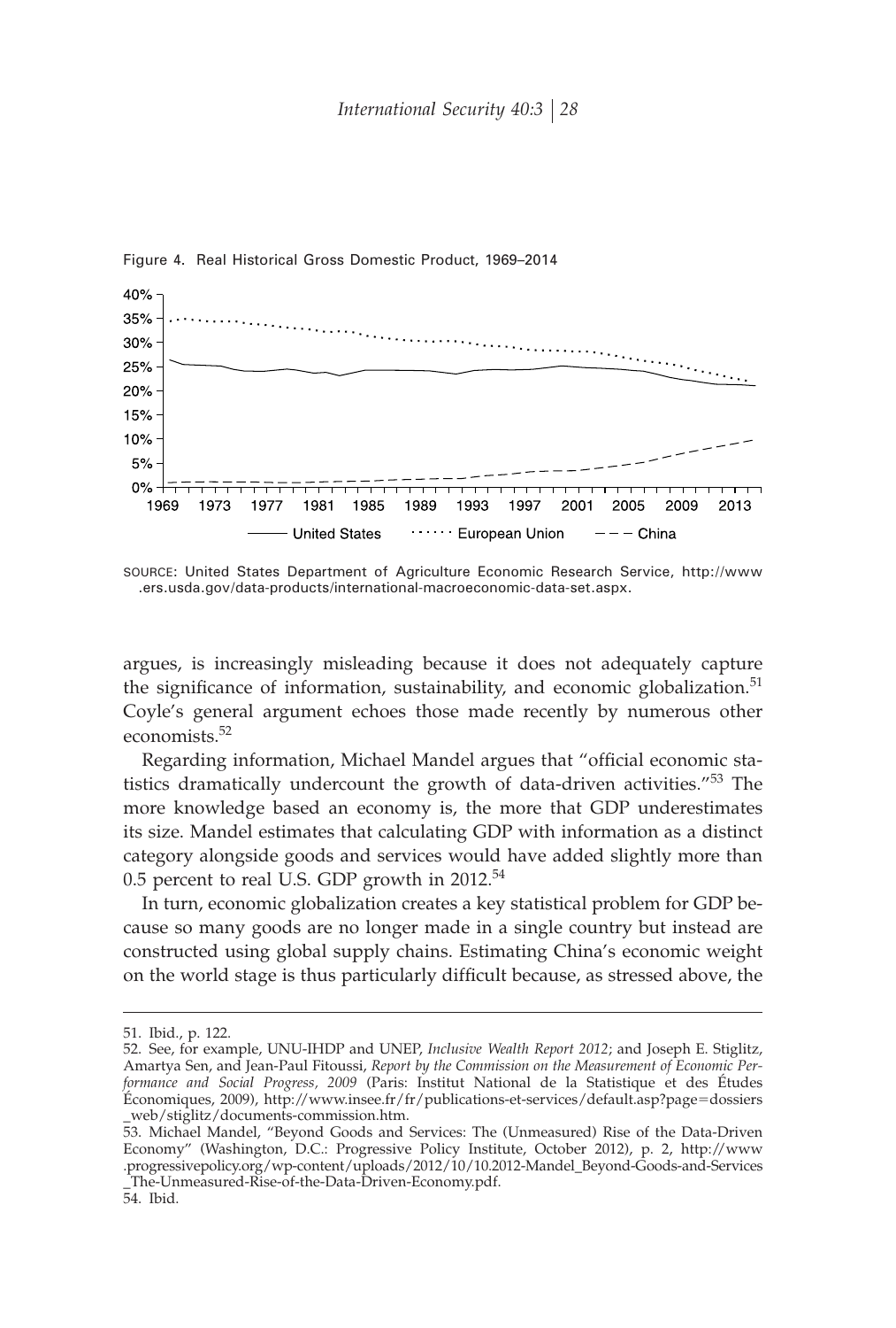Figure 4. Real Historical Gross Domestic Product, 1969–2014

SOURCE: United States Department of Agriculture Economic Research Service, http://www.ers.usda.gov/data-products/international-macroeconomic-data-set.aspx.

argues, is increasingly misleading because it does not adequately capture the significance of information, sustainability, and economic globalization.[51] Coyle's general argument echoes those made recently by numerous other economists.[52]

Regarding information, Michael Mandel argues that "official economic statistics dramatically undercount the growth of data-driven activities."[53] The more knowledge based an economy is, the more that GDP underestimates its size. Mandel estimates that calculating GDP with information as a distinct category alongside goods and services would have added slightly more than 0.5 percent to real U.S. GDP growth in 2012.[54]

In turn, economic globalization creates a key statistical problem for GDP because so many goods are no longer made in a single country but instead are constructed using global supply chains. Estimating China's economic weight on the world stage is thus particularly difficult because, as stressed above, the

---

51. Ibid., p. 122.

52. See, for example, UNU-IHDP and UNEP, *Inclusive Wealth Report 2012*; and Joseph E. Stiglitz, Amartya Sen, and Jean-Paul Fitoussi, *Report by the Commission on the Measurement of Economic Performance and Social Progress, 2009* (Paris: Institut National de la Statistique et des Études Économiques, 2009), http://www.insee.fr/fr/publications-et-services/default.asp?page=dossiers_web/stiglitz/documents-commission.htm.

53. Michael Mandel, "Beyond Goods and Services: The (Unmeasured) Rise of the Data-Driven Economy" (Washington, D.C.: Progressive Policy Institute, October 2012), p. 2, http://www.progressivepolicy.org/wp-content/uploads/2012/10/10.2012-Mandel_Beyond-Goods-and-Services_The-Unmeasured-Rise-of-the-Data-Driven-Economy.pdf.

54. Ibid.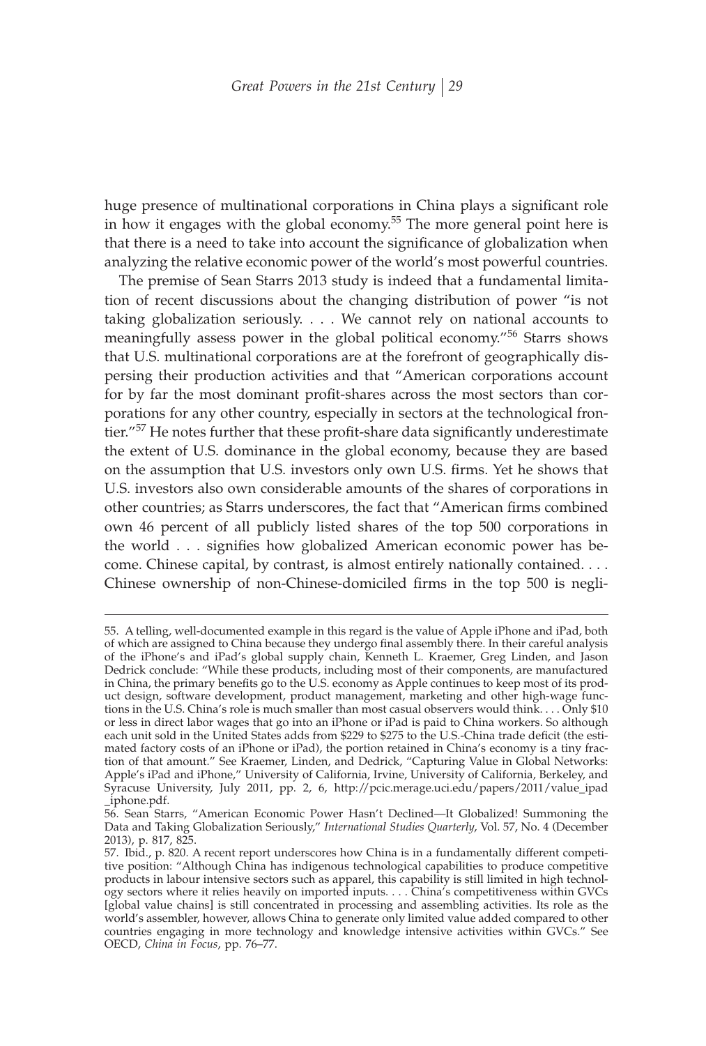huge presence of multinational corporations in China plays a significant role in how it engages with the global economy.[55] The more general point here is that there is a need to take into account the significance of globalization when analyzing the relative economic power of the world's most powerful countries.

The premise of Sean Starrs 2013 study is indeed that a fundamental limitation of recent discussions about the changing distribution of power "is not taking globalization seriously. . . . We cannot rely on national accounts to meaningfully assess power in the global political economy."[56] Starrs shows that U.S. multinational corporations are at the forefront of geographically dispersing their production activities and that "American corporations account for by far the most dominant profit-shares across the most sectors than corporations for any other country, especially in sectors at the technological frontier."[57] He notes further that these profit-share data significantly underestimate the extent of U.S. dominance in the global economy, because they are based on the assumption that U.S. investors only own U.S. firms. Yet he shows that U.S. investors also own considerable amounts of the shares of corporations in other countries; as Starrs underscores, the fact that "American firms combined own 46 percent of all publicly listed shares of the top 500 corporations in the world . . . signifies how globalized American economic power has become. Chinese capital, by contrast, is almost entirely nationally contained. . . . Chinese ownership of non-Chinese-domiciled firms in the top 500 is negli-

55. A telling, well-documented example in this regard is the value of Apple iPhone and iPad, both of which are assigned to China because they undergo final assembly there. In their careful analysis of the iPhone's and iPad's global supply chain, Kenneth L. Kraemer, Greg Linden, and Jason Dedrick conclude: "While these products, including most of their components, are manufactured in China, the primary benefits go to the U.S. economy as Apple continues to keep most of its product design, software development, product management, marketing and other high-wage functions in the U.S. China's role is much smaller than most casual observers would think. . . . Only $10 or less in direct labor wages that go into an iPhone or iPad is paid to China workers. So although each unit sold in the United States adds from $229 to $275 to the U.S.-China trade deficit (the estimated factory costs of an iPhone or iPad), the portion retained in China's economy is a tiny fraction of that amount." See Kraemer, Linden, and Dedrick, "Capturing Value in Global Networks: Apple's iPad and iPhone," University of California, Irvine, University of California, Berkeley, and Syracuse University, July 2011, pp. 2, 6, http://pcic.merage.uci.edu/papers/2011/value_ipad_iphone.pdf.

56. Sean Starrs, "American Economic Power Hasn't Declined—It Globalized! Summoning the Data and Taking Globalization Seriously," *International Studies Quarterly*, Vol. 57, No. 4 (December 2013), p. 817, 825.

57. Ibid., p. 820. A recent report underscores how China is in a fundamentally different competitive position: "Although China has indigenous technological capabilities to produce competitive products in labour intensive sectors such as apparel, this capability is still limited in high technology sectors where it relies heavily on imported inputs. . . . China's competitiveness within GVCs [global value chains] is still concentrated in processing and assembling activities. Its role as the world's assembler, however, allows China to generate only limited value added compared to other countries engaging in more technology and knowledge intensive activities within GVCs." See OECD, *China in Focus*, pp. 76–77.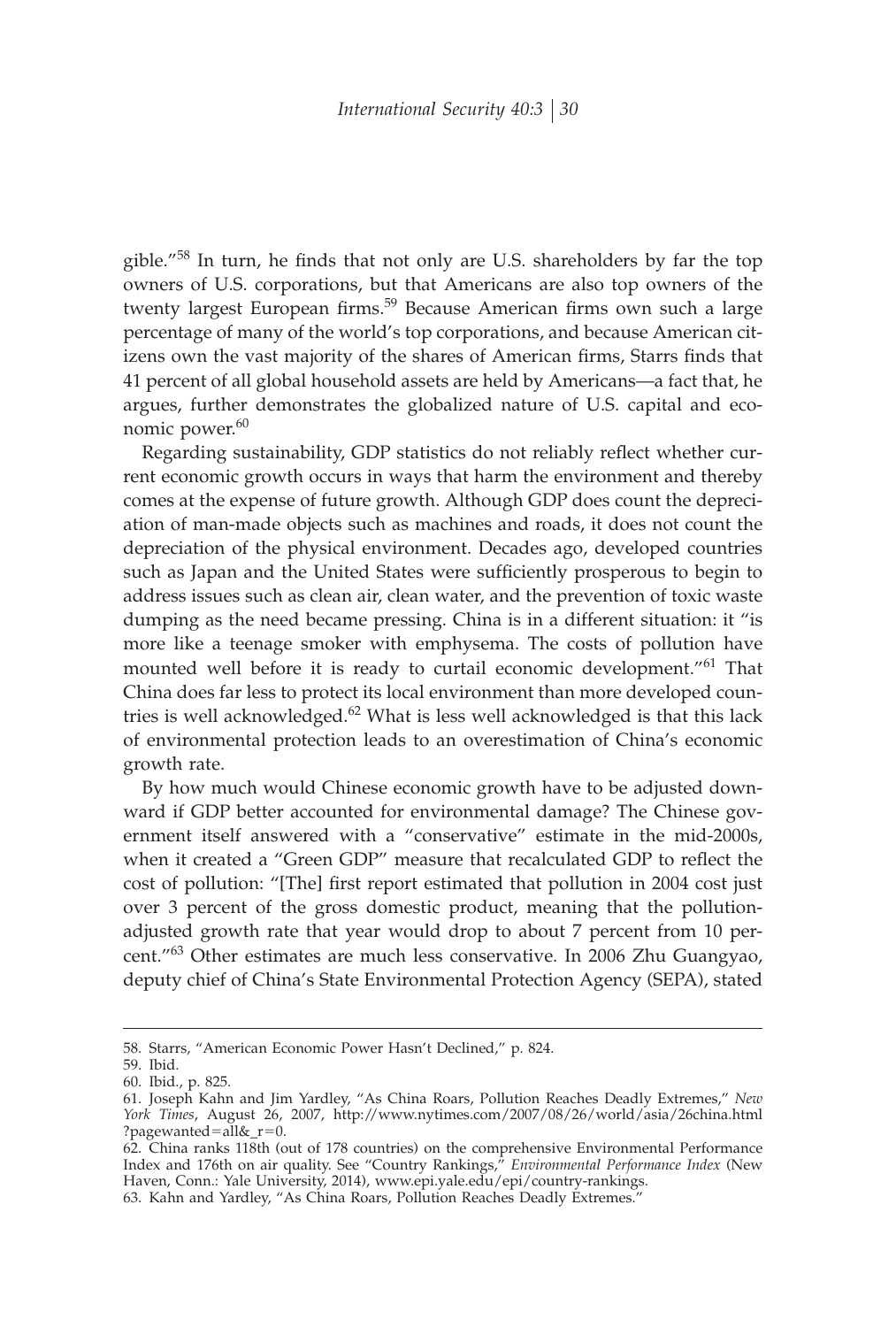gible."[58] In turn, he finds that not only are U.S. shareholders by far the top owners of U.S. corporations, but that Americans are also top owners of the twenty largest European firms.[59] Because American firms own such a large percentage of many of the world's top corporations, and because American citizens own the vast majority of the shares of American firms, Starrs finds that 41 percent of all global household assets are held by Americans—a fact that, he argues, further demonstrates the globalized nature of U.S. capital and economic power.[60]

Regarding sustainability, GDP statistics do not reliably reflect whether current economic growth occurs in ways that harm the environment and thereby comes at the expense of future growth. Although GDP does count the depreciation of man-made objects such as machines and roads, it does not count the depreciation of the physical environment. Decades ago, developed countries such as Japan and the United States were sufficiently prosperous to begin to address issues such as clean air, clean water, and the prevention of toxic waste dumping as the need became pressing. China is in a different situation: it "is more like a teenage smoker with emphysema. The costs of pollution have mounted well before it is ready to curtail economic development."[61] That China does far less to protect its local environment than more developed countries is well acknowledged.[62] What is less well acknowledged is that this lack of environmental protection leads to an overestimation of China's economic growth rate.

By how much would Chinese economic growth have to be adjusted downward if GDP better accounted for environmental damage? The Chinese government itself answered with a "conservative" estimate in the mid-2000s, when it created a "Green GDP" measure that recalculated GDP to reflect the cost of pollution: "[The] first report estimated that pollution in 2004 cost just over 3 percent of the gross domestic product, meaning that the pollution-adjusted growth rate that year would drop to about 7 percent from 10 percent."[63] Other estimates are much less conservative. In 2006 Zhu Guangyao, deputy chief of China's State Environmental Protection Agency (SEPA), stated

---

58. Starrs, "American Economic Power Hasn't Declined," p. 824.

59. Ibid.

60. Ibid., p. 825.

61. Joseph Kahn and Jim Yardley, "As China Roars, Pollution Reaches Deadly Extremes," *New York Times*, August 26, 2007, http://www.nytimes.com/2007/08/26/world/asia/26china.html?pagewanted=all&_r=0.

62. China ranks 118th (out of 178 countries) on the comprehensive Environmental Performance Index and 176th on air quality. See "Country Rankings," *Environmental Performance Index* (New Haven, Conn.: Yale University, 2014), www.epi.yale.edu/epi/country-rankings.

63. Kahn and Yardley, "As China Roars, Pollution Reaches Deadly Extremes."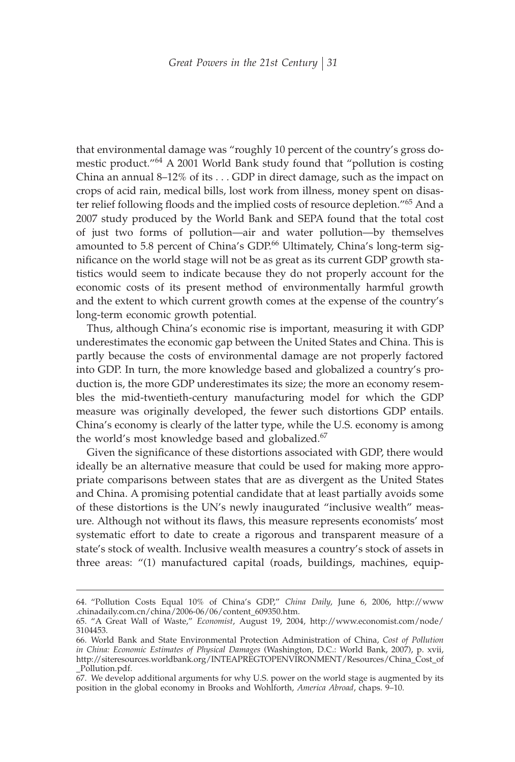that environmental damage was "roughly 10 percent of the country's gross domestic product."[64] A 2001 World Bank study found that "pollution is costing China an annual 8–12% of its . . . GDP in direct damage, such as the impact on crops of acid rain, medical bills, lost work from illness, money spent on disaster relief following floods and the implied costs of resource depletion."[65] And a 2007 study produced by the World Bank and SEPA found that the total cost of just two forms of pollution—air and water pollution—by themselves amounted to 5.8 percent of China's GDP.[66] Ultimately, China's long-term significance on the world stage will not be as great as its current GDP growth statistics would seem to indicate because they do not properly account for the economic costs of its present method of environmentally harmful growth and the extent to which current growth comes at the expense of the country's long-term economic growth potential.

Thus, although China's economic rise is important, measuring it with GDP underestimates the economic gap between the United States and China. This is partly because the costs of environmental damage are not properly factored into GDP. In turn, the more knowledge based and globalized a country's production is, the more GDP underestimates its size; the more an economy resembles the mid-twentieth-century manufacturing model for which the GDP measure was originally developed, the fewer such distortions GDP entails. China's economy is clearly of the latter type, while the U.S. economy is among the world's most knowledge based and globalized.[67]

Given the significance of these distortions associated with GDP, there would ideally be an alternative measure that could be used for making more appropriate comparisons between states that are as divergent as the United States and China. A promising potential candidate that at least partially avoids some of these distortions is the UN's newly inaugurated "inclusive wealth" measure. Although not without its flaws, this measure represents economists' most systematic effort to date to create a rigorous and transparent measure of a state's stock of wealth. Inclusive wealth measures a country's stock of assets in three areas: "(1) manufactured capital (roads, buildings, machines, equip-

64. "Pollution Costs Equal 10% of China's GDP," *China Daily*, June 6, 2006, http://www.chinadaily.com.cn/china/2006-06/06/content_609350.htm.

65. "A Great Wall of Waste," *Economist*, August 19, 2004, http://www.economist.com/node/3104453.

66. World Bank and State Environmental Protection Administration of China, *Cost of Pollution in China: Economic Estimates of Physical Damages* (Washington, D.C.: World Bank, 2007), p. xvii, http://siteresources.worldbank.org/INTEAPREGTOPENVIRONMENT/Resources/China_Cost_of_Pollution.pdf.

67. We develop additional arguments for why U.S. power on the world stage is augmented by its position in the global economy in Brooks and Wohlforth, *America Abroad*, chaps. 9–10.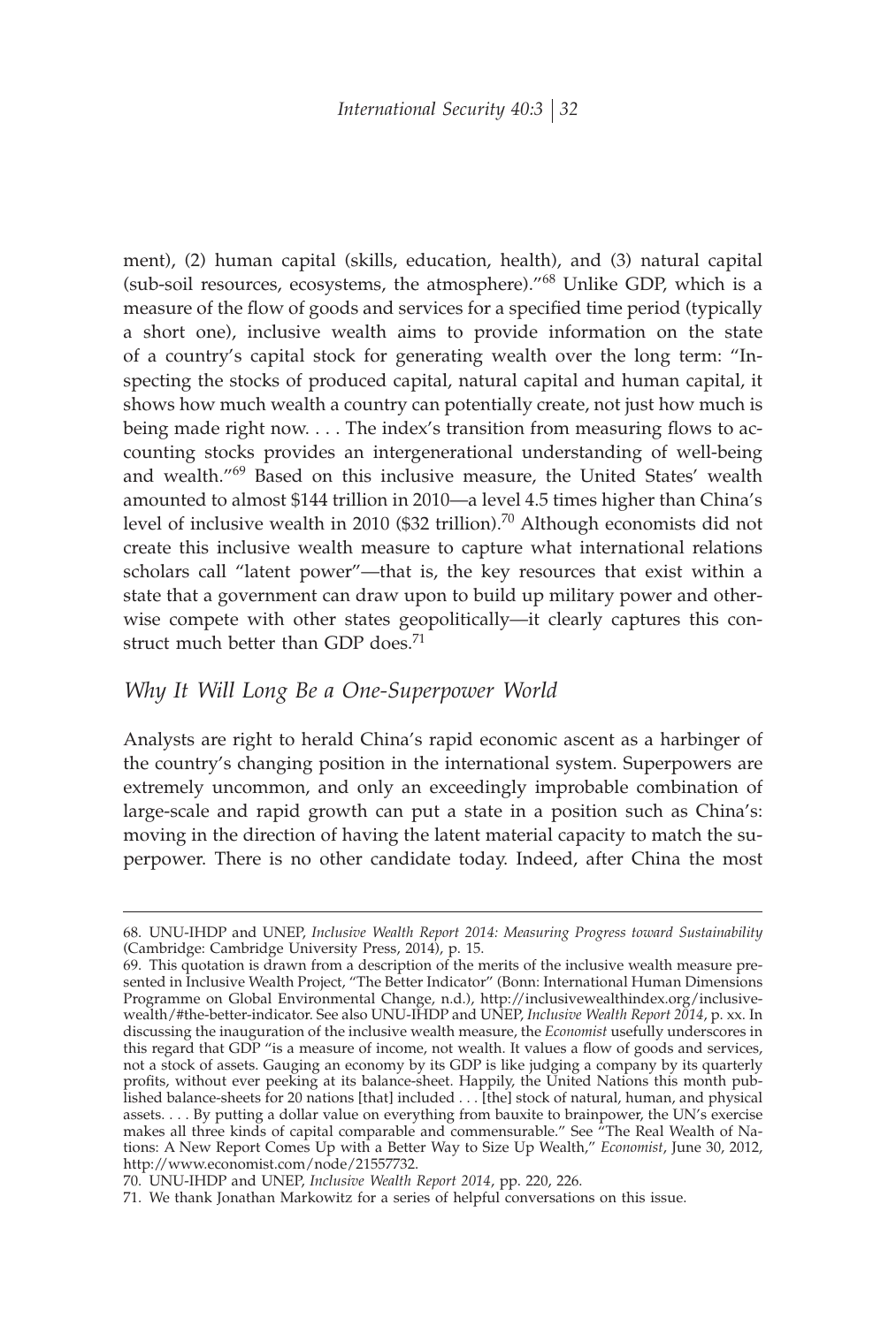ment), (2) human capital (skills, education, health), and (3) natural capital (sub-soil resources, ecosystems, the atmosphere)."[68] Unlike GDP, which is a measure of the flow of goods and services for a specified time period (typically a short one), inclusive wealth aims to provide information on the state of a country's capital stock for generating wealth over the long term: "Inspecting the stocks of produced capital, natural capital and human capital, it shows how much wealth a country can potentially create, not just how much is being made right now. . . . The index's transition from measuring flows to accounting stocks provides an intergenerational understanding of well-being and wealth."[69] Based on this inclusive measure, the United States' wealth amounted to almost $144 trillion in 2010—a level 4.5 times higher than China's level of inclusive wealth in 2010 ($32 trillion).[70] Although economists did not create this inclusive wealth measure to capture what international relations scholars call "latent power"—that is, the key resources that exist within a state that a government can draw upon to build up military power and otherwise compete with other states geopolitically—it clearly captures this construct much better than GDP does.[71]

## *Why It Will Long Be a One-Superpower World*

Analysts are right to herald China's rapid economic ascent as a harbinger of the country's changing position in the international system. Superpowers are extremely uncommon, and only an exceedingly improbable combination of large-scale and rapid growth can put a state in a position such as China's: moving in the direction of having the latent material capacity to match the superpower. There is no other candidate today. Indeed, after China the most

---

68. UNU-IHDP and UNEP, *Inclusive Wealth Report 2014: Measuring Progress toward Sustainability* (Cambridge: Cambridge University Press, 2014), p. 15.

69. This quotation is drawn from a description of the merits of the inclusive wealth measure presented in Inclusive Wealth Project, "The Better Indicator" (Bonn: International Human Dimensions Programme on Global Environmental Change, n.d.), http://inclusivewealthindex.org/inclusive-wealth/#the-better-indicator. See also UNU-IHDP and UNEP, *Inclusive Wealth Report 2014*, p. xx. In discussing the inauguration of the inclusive wealth measure, the *Economist* usefully underscores in this regard that GDP "is a measure of income, not wealth. It values a flow of goods and services, not a stock of assets. Gauging an economy by its GDP is like judging a company by its quarterly profits, without ever peeking at its balance-sheet. Happily, the United Nations this month published balance-sheets for 20 nations [that] included . . . [the] stock of natural, human, and physical assets. . . . By putting a dollar value on everything from bauxite to brainpower, the UN's exercise makes all three kinds of capital comparable and commensurable." See "The Real Wealth of Nations: A New Report Comes Up with a Better Way to Size Up Wealth," *Economist*, June 30, 2012, http://www.economist.com/node/21557732.

70. UNU-IHDP and UNEP, *Inclusive Wealth Report 2014*, pp. 220, 226.

71. We thank Jonathan Markowitz for a series of helpful conversations on this issue.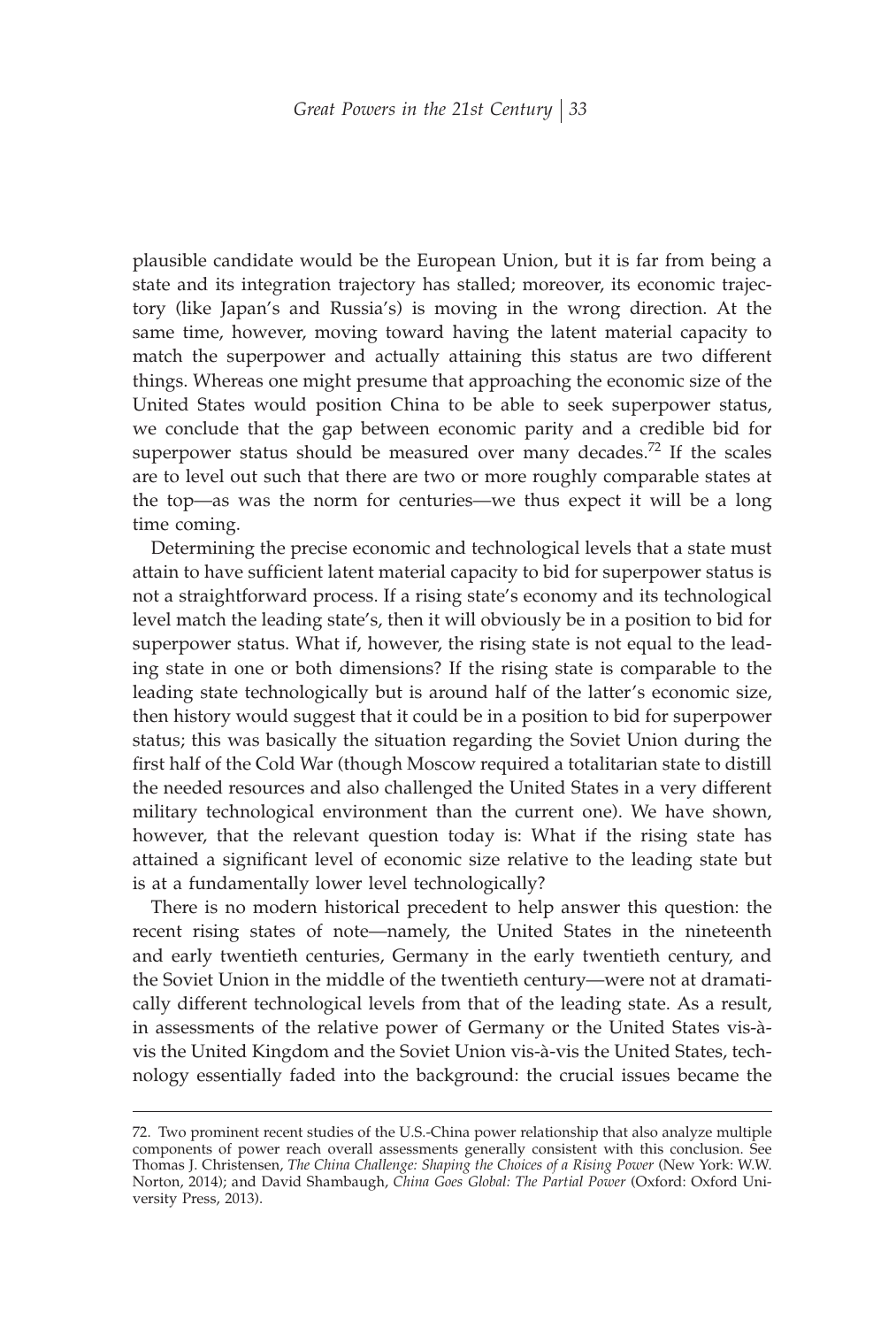plausible candidate would be the European Union, but it is far from being a state and its integration trajectory has stalled; moreover, its economic trajectory (like Japan's and Russia's) is moving in the wrong direction. At the same time, however, moving toward having the latent material capacity to match the superpower and actually attaining this status are two different things. Whereas one might presume that approaching the economic size of the United States would position China to be able to seek superpower status, we conclude that the gap between economic parity and a credible bid for superpower status should be measured over many decades.[72] If the scales are to level out such that there are two or more roughly comparable states at the top—as was the norm for centuries—we thus expect it will be a long time coming.

Determining the precise economic and technological levels that a state must attain to have sufficient latent material capacity to bid for superpower status is not a straightforward process. If a rising state's economy and its technological level match the leading state's, then it will obviously be in a position to bid for superpower status. What if, however, the rising state is not equal to the leading state in one or both dimensions? If the rising state is comparable to the leading state technologically but is around half of the latter's economic size, then history would suggest that it could be in a position to bid for superpower status; this was basically the situation regarding the Soviet Union during the first half of the Cold War (though Moscow required a totalitarian state to distill the needed resources and also challenged the United States in a very different military technological environment than the current one). We have shown, however, that the relevant question today is: What if the rising state has attained a significant level of economic size relative to the leading state but is at a fundamentally lower level technologically?

There is no modern historical precedent to help answer this question: the recent rising states of note—namely, the United States in the nineteenth and early twentieth centuries, Germany in the early twentieth century, and the Soviet Union in the middle of the twentieth century—were not at dramatically different technological levels from that of the leading state. As a result, in assessments of the relative power of Germany or the United States vis-à-vis the United Kingdom and the Soviet Union vis-à-vis the United States, technology essentially faded into the background: the crucial issues became the

72. Two prominent recent studies of the U.S.-China power relationship that also analyze multiple components of power reach overall assessments generally consistent with this conclusion. See Thomas J. Christensen, *The China Challenge: Shaping the Choices of a Rising Power* (New York: W.W. Norton, 2014); and David Shambaugh, *China Goes Global: The Partial Power* (Oxford: Oxford University Press, 2013).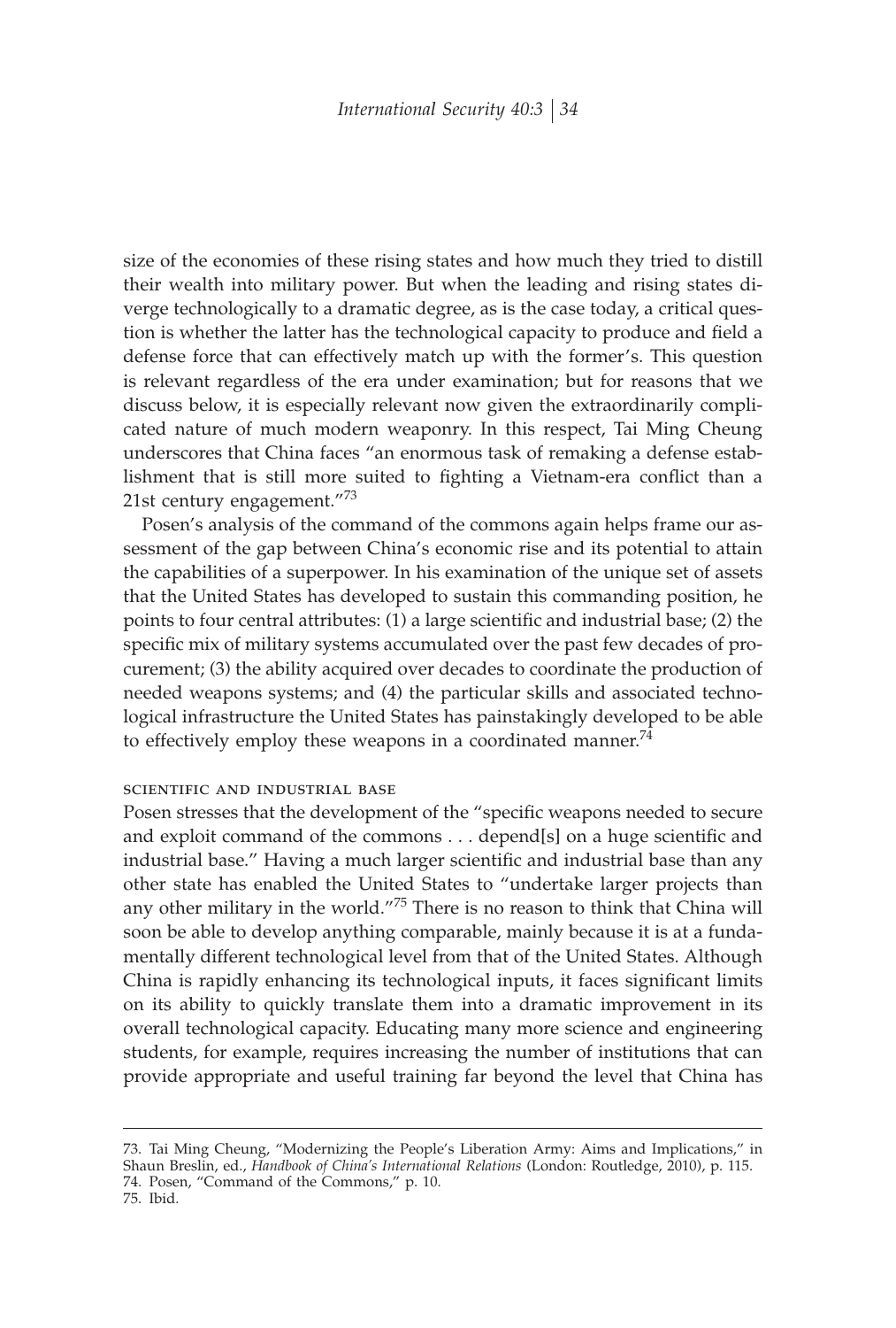size of the economies of these rising states and how much they tried to distill their wealth into military power. But when the leading and rising states diverge technologically to a dramatic degree, as is the case today, a critical question is whether the latter has the technological capacity to produce and field a defense force that can effectively match up with the former's. This question is relevant regardless of the era under examination; but for reasons that we discuss below, it is especially relevant now given the extraordinarily complicated nature of much modern weaponry. In this respect, Tai Ming Cheung underscores that China faces "an enormous task of remaking a defense establishment that is still more suited to fighting a Vietnam-era conflict than a 21st century engagement."[73]

Posen's analysis of the command of the commons again helps frame our assessment of the gap between China's economic rise and its potential to attain the capabilities of a superpower. In his examination of the unique set of assets that the United States has developed to sustain this commanding position, he points to four central attributes: (1) a large scientific and industrial base; (2) the specific mix of military systems accumulated over the past few decades of procurement; (3) the ability acquired over decades to coordinate the production of needed weapons systems; and (4) the particular skills and associated technological infrastructure the United States has painstakingly developed to be able to effectively employ these weapons in a coordinated manner.[74]

### scientific and industrial base

Posen stresses that the development of the "specific weapons needed to secure and exploit command of the commons . . . depend[s] on a huge scientific and industrial base." Having a much larger scientific and industrial base than any other state has enabled the United States to "undertake larger projects than any other military in the world."[75] There is no reason to think that China will soon be able to develop anything comparable, mainly because it is at a fundamentally different technological level from that of the United States. Although China is rapidly enhancing its technological inputs, it faces significant limits on its ability to quickly translate them into a dramatic improvement in its overall technological capacity. Educating many more science and engineering students, for example, requires increasing the number of institutions that can provide appropriate and useful training far beyond the level that China has

---

73. Tai Ming Cheung, "Modernizing the People's Liberation Army: Aims and Implications," in Shaun Breslin, ed., *Handbook of China's International Relations* (London: Routledge, 2010), p. 115.
74. Posen, "Command of the Commons," p. 10.
75. Ibid.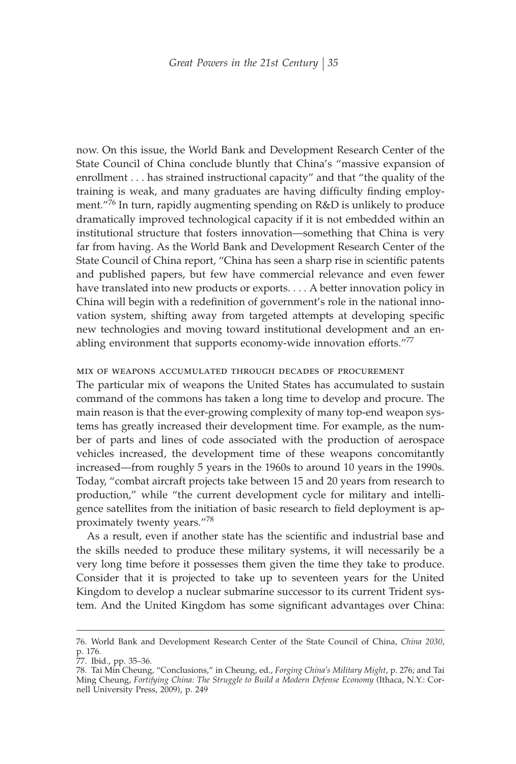now. On this issue, the World Bank and Development Research Center of the State Council of China conclude bluntly that China's "massive expansion of enrollment . . . has strained instructional capacity" and that "the quality of the training is weak, and many graduates are having difficulty finding employment."[76] In turn, rapidly augmenting spending on R&D is unlikely to produce dramatically improved technological capacity if it is not embedded within an institutional structure that fosters innovation—something that China is very far from having. As the World Bank and Development Research Center of the State Council of China report, "China has seen a sharp rise in scientific patents and published papers, but few have commercial relevance and even fewer have translated into new products or exports. . . . A better innovation policy in China will begin with a redefinition of government's role in the national innovation system, shifting away from targeted attempts at developing specific new technologies and moving toward institutional development and an enabling environment that supports economy-wide innovation efforts."[77]

### MIX OF WEAPONS ACCUMULATED THROUGH DECADES OF PROCUREMENT

The particular mix of weapons the United States has accumulated to sustain command of the commons has taken a long time to develop and procure. The main reason is that the ever-growing complexity of many top-end weapon systems has greatly increased their development time. For example, as the number of parts and lines of code associated with the production of aerospace vehicles increased, the development time of these weapons concomitantly increased—from roughly 5 years in the 1960s to around 10 years in the 1990s. Today, "combat aircraft projects take between 15 and 20 years from research to production," while "the current development cycle for military and intelligence satellites from the initiation of basic research to field deployment is approximately twenty years."[78]

As a result, even if another state has the scientific and industrial base and the skills needed to produce these military systems, it will necessarily be a very long time before it possesses them given the time they take to produce. Consider that it is projected to take up to seventeen years for the United Kingdom to develop a nuclear submarine successor to its current Trident system. And the United Kingdom has some significant advantages over China:

---

76. World Bank and Development Research Center of the State Council of China, *China 2030*, p. 176.
77. Ibid., pp. 35–36.
78. Tai Min Cheung, "Conclusions," in Cheung, ed., *Forging China's Military Might*, p. 276; and Tai Ming Cheung, *Fortifying China: The Struggle to Build a Modern Defense Economy* (Ithaca, N.Y.: Cornell University Press, 2009), p. 249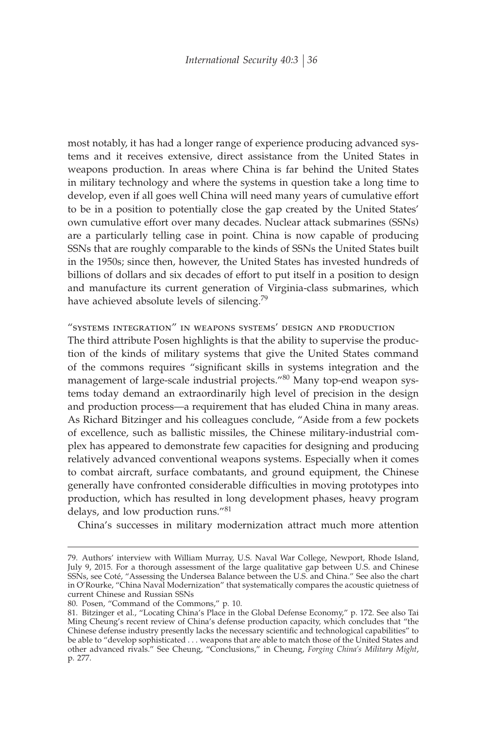most notably, it has had a longer range of experience producing advanced systems and it receives extensive, direct assistance from the United States in weapons production. In areas where China is far behind the United States in military technology and where the systems in question take a long time to develop, even if all goes well China will need many years of cumulative effort to be in a position to potentially close the gap created by the United States' own cumulative effort over many decades. Nuclear attack submarines (SSNs) are a particularly telling case in point. China is now capable of producing SSNs that are roughly comparable to the kinds of SSNs the United States built in the 1950s; since then, however, the United States has invested hundreds of billions of dollars and six decades of effort to put itself in a position to design and manufacture its current generation of Virginia-class submarines, which have achieved absolute levels of silencing.[79]

### "systems integration" in weapons systems' design and production

The third attribute Posen highlights is that the ability to supervise the production of the kinds of military systems that give the United States command of the commons requires "significant skills in systems integration and the management of large-scale industrial projects."[80] Many top-end weapon systems today demand an extraordinarily high level of precision in the design and production process—a requirement that has eluded China in many areas. As Richard Bitzinger and his colleagues conclude, "Aside from a few pockets of excellence, such as ballistic missiles, the Chinese military-industrial complex has appeared to demonstrate few capacities for designing and producing relatively advanced conventional weapons systems. Especially when it comes to combat aircraft, surface combatants, and ground equipment, the Chinese generally have confronted considerable difficulties in moving prototypes into production, which has resulted in long development phases, heavy program delays, and low production runs."[81]

China's successes in military modernization attract much more attention

---

79. Authors' interview with William Murray, U.S. Naval War College, Newport, Rhode Island, July 9, 2015. For a thorough assessment of the large qualitative gap between U.S. and Chinese SSNs, see Coté, "Assessing the Undersea Balance between the U.S. and China." See also the chart in O'Rourke, "China Naval Modernization" that systematically compares the acoustic quietness of current Chinese and Russian SSNs

80. Posen, "Command of the Commons," p. 10.

81. Bitzinger et al., "Locating China's Place in the Global Defense Economy," p. 172. See also Tai Ming Cheung's recent review of China's defense production capacity, which concludes that "the Chinese defense industry presently lacks the necessary scientific and technological capabilities" to be able to "develop sophisticated . . . weapons that are able to match those of the United States and other advanced rivals." See Cheung, "Conclusions," in Cheung, *Forging China's Military Might*, p. 277.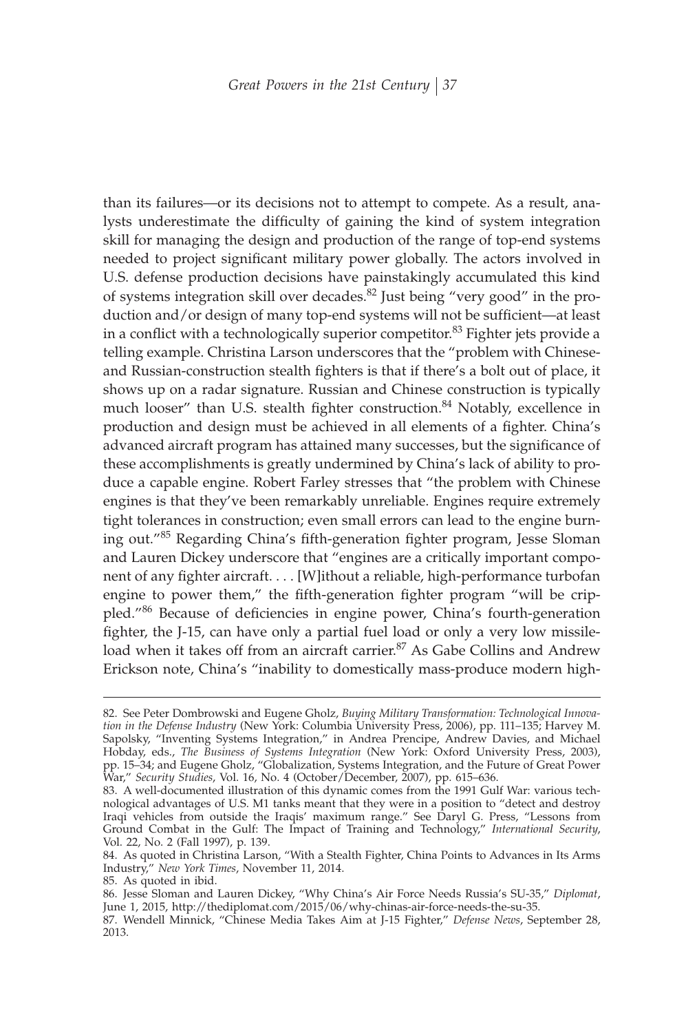than its failures—or its decisions not to attempt to compete. As a result, analysts underestimate the difficulty of gaining the kind of system integration skill for managing the design and production of the range of top-end systems needed to project significant military power globally. The actors involved in U.S. defense production decisions have painstakingly accumulated this kind of systems integration skill over decades.[82] Just being "very good" in the production and/or design of many top-end systems will not be sufficient—at least in a conflict with a technologically superior competitor.[83] Fighter jets provide a telling example. Christina Larson underscores that the "problem with Chinese- and Russian-construction stealth fighters is that if there's a bolt out of place, it shows up on a radar signature. Russian and Chinese construction is typically much looser" than U.S. stealth fighter construction.[84] Notably, excellence in production and design must be achieved in all elements of a fighter. China's advanced aircraft program has attained many successes, but the significance of these accomplishments is greatly undermined by China's lack of ability to produce a capable engine. Robert Farley stresses that "the problem with Chinese engines is that they've been remarkably unreliable. Engines require extremely tight tolerances in construction; even small errors can lead to the engine burning out."[85] Regarding China's fifth-generation fighter program, Jesse Sloman and Lauren Dickey underscore that "engines are a critically important component of any fighter aircraft. . . . [W]ithout a reliable, high-performance turbofan engine to power them," the fifth-generation fighter program "will be crippled."[86] Because of deficiencies in engine power, China's fourth-generation fighter, the J-15, can have only a partial fuel load or only a very low missile-load when it takes off from an aircraft carrier.[87] As Gabe Collins and Andrew Erickson note, China's "inability to domestically mass-produce modern high-

---

82. See Peter Dombrowski and Eugene Gholz, *Buying Military Transformation: Technological Innovation in the Defense Industry* (New York: Columbia University Press, 2006), pp. 111–135; Harvey M. Sapolsky, "Inventing Systems Integration," in Andrea Prencipe, Andrew Davies, and Michael Hobday, eds., *The Business of Systems Integration* (New York: Oxford University Press, 2003), pp. 15–34; and Eugene Gholz, "Globalization, Systems Integration, and the Future of Great Power War," *Security Studies*, Vol. 16, No. 4 (October/December, 2007), pp. 615–636.

83. A well-documented illustration of this dynamic comes from the 1991 Gulf War: various technological advantages of U.S. M1 tanks meant that they were in a position to "detect and destroy Iraqi vehicles from outside the Iraqis' maximum range." See Daryl G. Press, "Lessons from Ground Combat in the Gulf: The Impact of Training and Technology," *International Security*, Vol. 22, No. 2 (Fall 1997), p. 139.

84. As quoted in Christina Larson, "With a Stealth Fighter, China Points to Advances in Its Arms Industry," *New York Times*, November 11, 2014.

85. As quoted in ibid.

86. Jesse Sloman and Lauren Dickey, "Why China's Air Force Needs Russia's SU-35," *Diplomat*, June 1, 2015, http://thediplomat.com/2015/06/why-chinas-air-force-needs-the-su-35.

87. Wendell Minnick, "Chinese Media Takes Aim at J-15 Fighter," *Defense News*, September 28, 2013.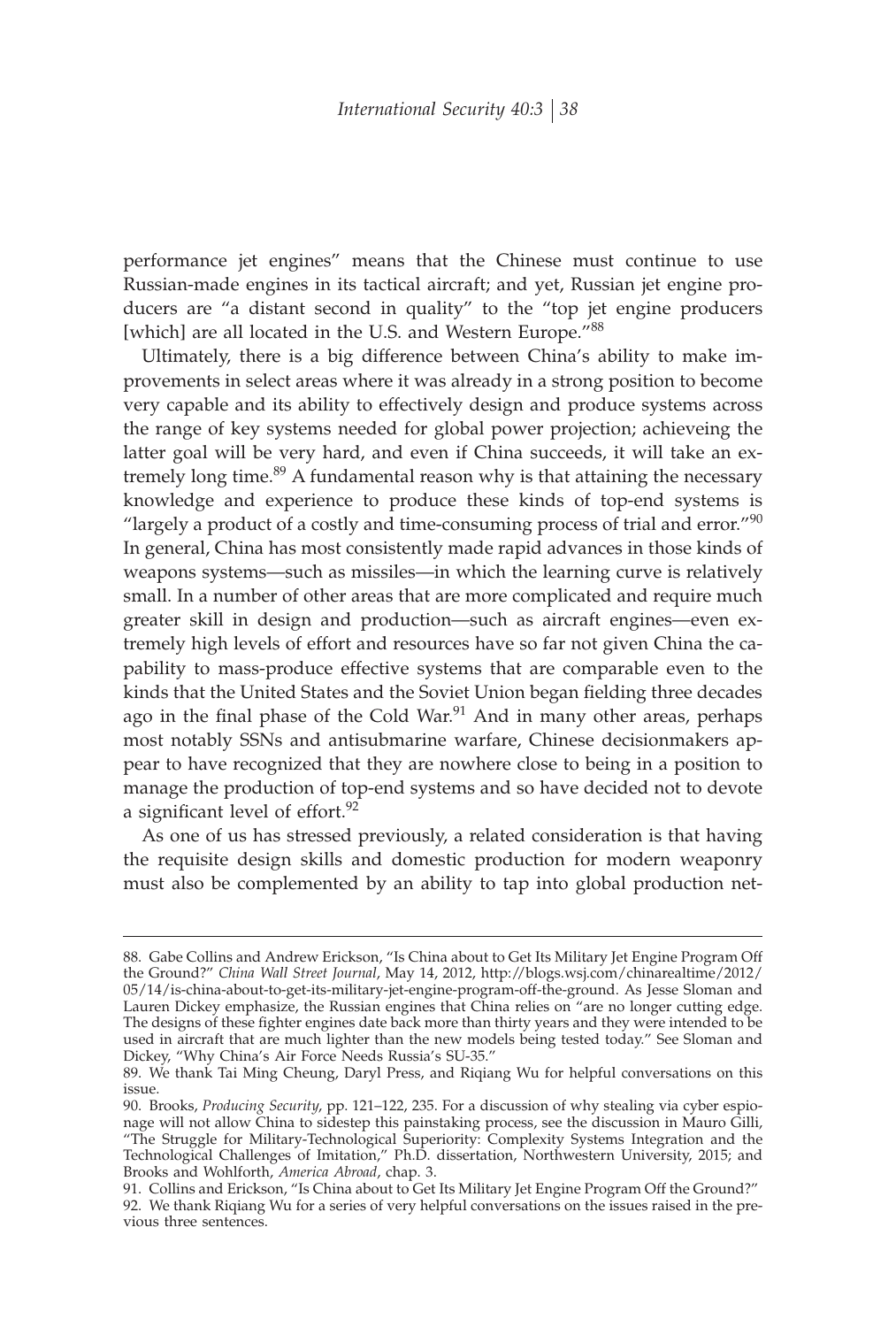performance jet engines" means that the Chinese must continue to use Russian-made engines in its tactical aircraft; and yet, Russian jet engine producers are "a distant second in quality" to the "top jet engine producers [which] are all located in the U.S. and Western Europe."[88]

Ultimately, there is a big difference between China's ability to make improvements in select areas where it was already in a strong position to become very capable and its ability to effectively design and produce systems across the range of key systems needed for global power projection; achieveing the latter goal will be very hard, and even if China succeeds, it will take an extremely long time.[89] A fundamental reason why is that attaining the necessary knowledge and experience to produce these kinds of top-end systems is "largely a product of a costly and time-consuming process of trial and error."[90] In general, China has most consistently made rapid advances in those kinds of weapons systems—such as missiles—in which the learning curve is relatively small. In a number of other areas that are more complicated and require much greater skill in design and production—such as aircraft engines—even extremely high levels of effort and resources have so far not given China the capability to mass-produce effective systems that are comparable even to the kinds that the United States and the Soviet Union began fielding three decades ago in the final phase of the Cold War.[91] And in many other areas, perhaps most notably SSNs and antisubmarine warfare, Chinese decisionmakers appear to have recognized that they are nowhere close to being in a position to manage the production of top-end systems and so have decided not to devote a significant level of effort.[92]

As one of us has stressed previously, a related consideration is that having the requisite design skills and domestic production for modern weaponry must also be complemented by an ability to tap into global production net-

---

88. Gabe Collins and Andrew Erickson, "Is China about to Get Its Military Jet Engine Program Off the Ground?" *China Wall Street Journal*, May 14, 2012, http://blogs.wsj.com/chinarealtime/2012/05/14/is-china-about-to-get-its-military-jet-engine-program-off-the-ground. As Jesse Sloman and Lauren Dickey emphasize, the Russian engines that China relies on "are no longer cutting edge. The designs of these fighter engines date back more than thirty years and they were intended to be used in aircraft that are much lighter than the new models being tested today." See Sloman and Dickey, "Why China's Air Force Needs Russia's SU-35."

89. We thank Tai Ming Cheung, Daryl Press, and Riqiang Wu for helpful conversations on this issue.

90. Brooks, *Producing Security*, pp. 121–122, 235. For a discussion of why stealing via cyber espionage will not allow China to sidestep this painstaking process, see the discussion in Mauro Gilli, "The Struggle for Military-Technological Superiority: Complexity Systems Integration and the Technological Challenges of Imitation," Ph.D. dissertation, Northwestern University, 2015; and Brooks and Wohlforth, *America Abroad*, chap. 3.

91. Collins and Erickson, "Is China about to Get Its Military Jet Engine Program Off the Ground?"

92. We thank Riqiang Wu for a series of very helpful conversations on the issues raised in the previous three sentences.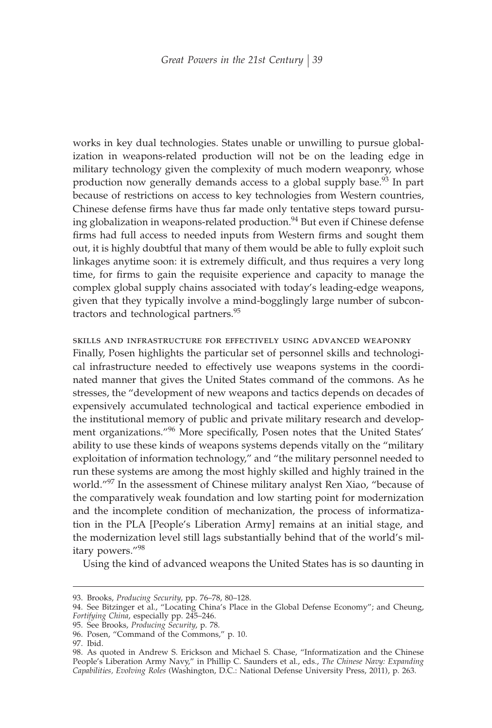works in key dual technologies. States unable or unwilling to pursue globalization in weapons-related production will not be on the leading edge in military technology given the complexity of much modern weaponry, whose production now generally demands access to a global supply base.[93] In part because of restrictions on access to key technologies from Western countries, Chinese defense firms have thus far made only tentative steps toward pursuing globalization in weapons-related production.[94] But even if Chinese defense firms had full access to needed inputs from Western firms and sought them out, it is highly doubtful that many of them would be able to fully exploit such linkages anytime soon: it is extremely difficult, and thus requires a very long time, for firms to gain the requisite experience and capacity to manage the complex global supply chains associated with today's leading-edge weapons, given that they typically involve a mind-bogglingly large number of subcontractors and technological partners.[95]

### Skills and Infrastructure for Effectively Using Advanced Weaponry

Finally, Posen highlights the particular set of personnel skills and technological infrastructure needed to effectively use weapons systems in the coordinated manner that gives the United States command of the commons. As he stresses, the "development of new weapons and tactics depends on decades of expensively accumulated technological and tactical experience embodied in the institutional memory of public and private military research and development organizations."[96] More specifically, Posen notes that the United States' ability to use these kinds of weapons systems depends vitally on the "military exploitation of information technology," and "the military personnel needed to run these systems are among the most highly skilled and highly trained in the world."[97] In the assessment of Chinese military analyst Ren Xiao, "because of the comparatively weak foundation and low starting point for modernization and the incomplete condition of mechanization, the process of informatization in the PLA [People's Liberation Army] remains at an initial stage, and the modernization level still lags substantially behind that of the world's military powers."[98]

Using the kind of advanced weapons the United States has is so daunting in

---

93. Brooks, *Producing Security*, pp. 76–78, 80–128.

94. See Bitzinger et al., "Locating China's Place in the Global Defense Economy"; and Cheung, *Fortifying China*, especially pp. 245–246.

95. See Brooks, *Producing Security*, p. 78.

96. Posen, "Command of the Commons," p. 10.

97. Ibid.

98. As quoted in Andrew S. Erickson and Michael S. Chase, "Informatization and the Chinese People's Liberation Army Navy," in Phillip C. Saunders et al., eds., *The Chinese Navy: Expanding Capabilities, Evolving Roles* (Washington, D.C.: National Defense University Press, 2011), p. 263.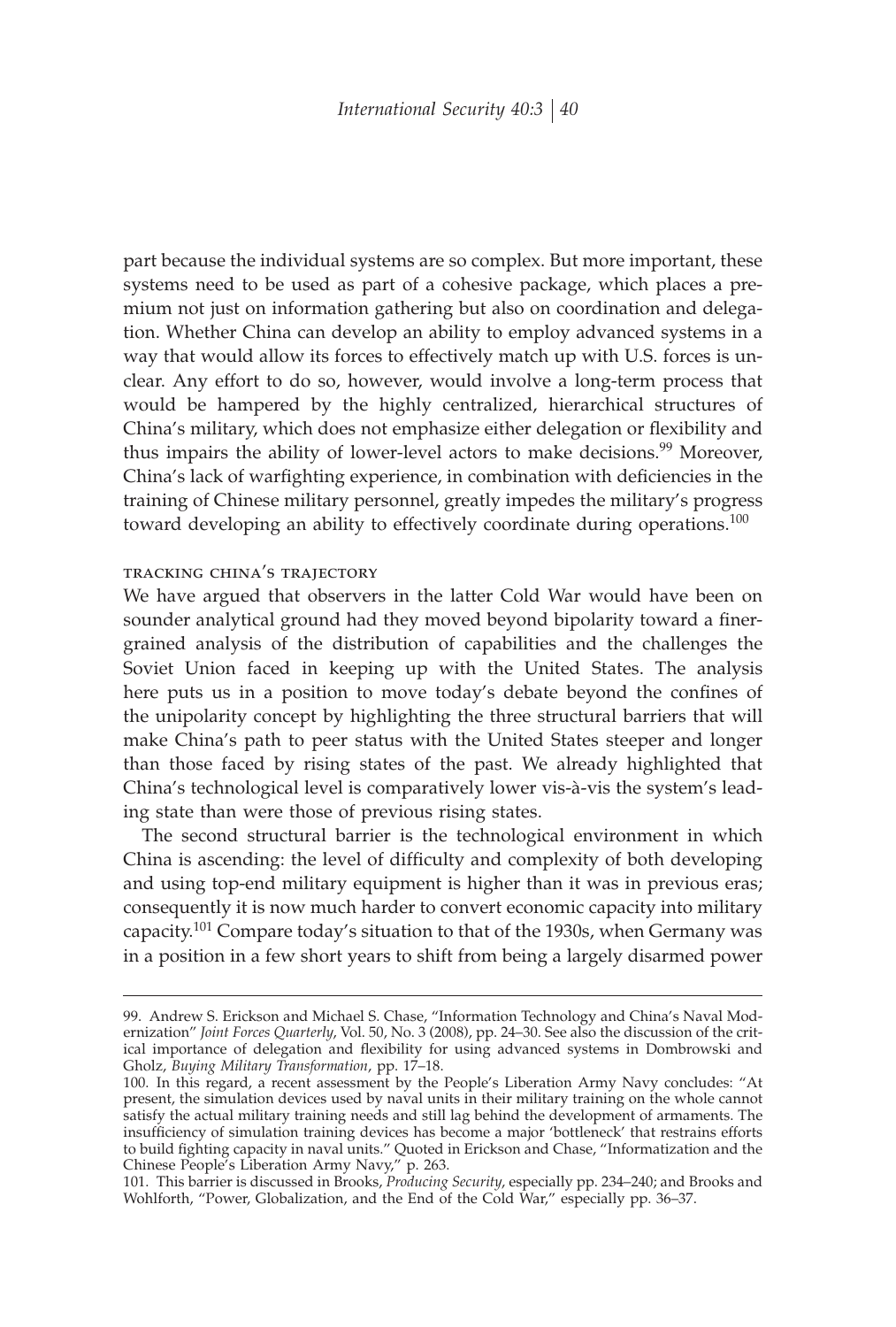part because the individual systems are so complex. But more important, these systems need to be used as part of a cohesive package, which places a premium not just on information gathering but also on coordination and delegation. Whether China can develop an ability to employ advanced systems in a way that would allow its forces to effectively match up with U.S. forces is unclear. Any effort to do so, however, would involve a long-term process that would be hampered by the highly centralized, hierarchical structures of China's military, which does not emphasize either delegation or flexibility and thus impairs the ability of lower-level actors to make decisions.[99] Moreover, China's lack of warfighting experience, in combination with deficiencies in the training of Chinese military personnel, greatly impedes the military's progress toward developing an ability to effectively coordinate during operations.[100]

### tracking china's trajectory

We have argued that observers in the latter Cold War would have been on sounder analytical ground had they moved beyond bipolarity toward a finer-grained analysis of the distribution of capabilities and the challenges the Soviet Union faced in keeping up with the United States. The analysis here puts us in a position to move today's debate beyond the confines of the unipolarity concept by highlighting the three structural barriers that will make China's path to peer status with the United States steeper and longer than those faced by rising states of the past. We already highlighted that China's technological level is comparatively lower vis-à-vis the system's leading state than were those of previous rising states.

The second structural barrier is the technological environment in which China is ascending: the level of difficulty and complexity of both developing and using top-end military equipment is higher than it was in previous eras; consequently it is now much harder to convert economic capacity into military capacity.[101] Compare today's situation to that of the 1930s, when Germany was in a position in a few short years to shift from being a largely disarmed power

---

99. Andrew S. Erickson and Michael S. Chase, "Information Technology and China's Naval Modernization" *Joint Forces Quarterly*, Vol. 50, No. 3 (2008), pp. 24–30. See also the discussion of the critical importance of delegation and flexibility for using advanced systems in Dombrowski and Gholz, *Buying Military Transformation*, pp. 17–18.

100. In this regard, a recent assessment by the People's Liberation Army Navy concludes: "At present, the simulation devices used by naval units in their military training on the whole cannot satisfy the actual military training needs and still lag behind the development of armaments. The insufficiency of simulation training devices has become a major 'bottleneck' that restrains efforts to build fighting capacity in naval units." Quoted in Erickson and Chase, "Informatization and the Chinese People's Liberation Army Navy," p. 263.

101. This barrier is discussed in Brooks, *Producing Security*, especially pp. 234–240; and Brooks and Wohlforth, "Power, Globalization, and the End of the Cold War," especially pp. 36–37.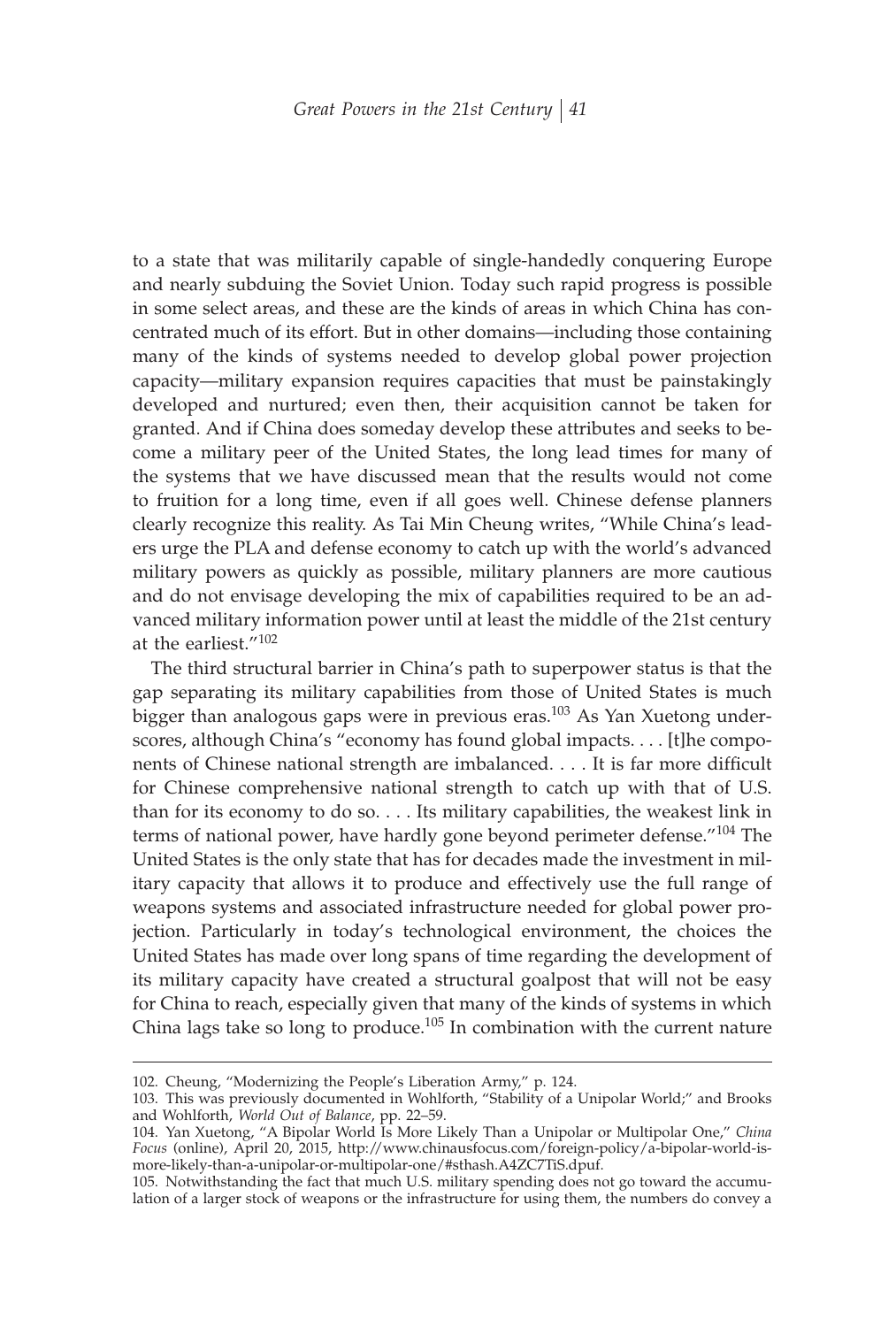to a state that was militarily capable of single-handedly conquering Europe and nearly subduing the Soviet Union. Today such rapid progress is possible in some select areas, and these are the kinds of areas in which China has concentrated much of its effort. But in other domains—including those containing many of the kinds of systems needed to develop global power projection capacity—military expansion requires capacities that must be painstakingly developed and nurtured; even then, their acquisition cannot be taken for granted. And if China does someday develop these attributes and seeks to become a military peer of the United States, the long lead times for many of the systems that we have discussed mean that the results would not come to fruition for a long time, even if all goes well. Chinese defense planners clearly recognize this reality. As Tai Min Cheung writes, "While China's leaders urge the PLA and defense economy to catch up with the world's advanced military powers as quickly as possible, military planners are more cautious and do not envisage developing the mix of capabilities required to be an advanced military information power until at least the middle of the 21st century at the earliest."[102]

The third structural barrier in China's path to superpower status is that the gap separating its military capabilities from those of United States is much bigger than analogous gaps were in previous eras.[103] As Yan Xuetong underscores, although China's "economy has found global impacts. . . . [t]he components of Chinese national strength are imbalanced. . . . It is far more difficult for Chinese comprehensive national strength to catch up with that of U.S. than for its economy to do so. . . . Its military capabilities, the weakest link in terms of national power, have hardly gone beyond perimeter defense."[104] The United States is the only state that has for decades made the investment in military capacity that allows it to produce and effectively use the full range of weapons systems and associated infrastructure needed for global power projection. Particularly in today's technological environment, the choices the United States has made over long spans of time regarding the development of its military capacity have created a structural goalpost that will not be easy for China to reach, especially given that many of the kinds of systems in which China lags take so long to produce.[105] In combination with the current nature

---

102. Cheung, "Modernizing the People's Liberation Army," p. 124.

103. This was previously documented in Wohlforth, "Stability of a Unipolar World;" and Brooks and Wohlforth, *World Out of Balance*, pp. 22–59.

104. Yan Xuetong, "A Bipolar World Is More Likely Than a Unipolar or Multipolar One," *China Focus* (online), April 20, 2015, http://www.chinausfocus.com/foreign-policy/a-bipolar-world-is-more-likely-than-a-unipolar-or-multipolar-one/#sthash.A4ZC7TiS.dpuf.

105. Notwithstanding the fact that much U.S. military spending does not go toward the accumulation of a larger stock of weapons or the infrastructure for using them, the numbers do convey a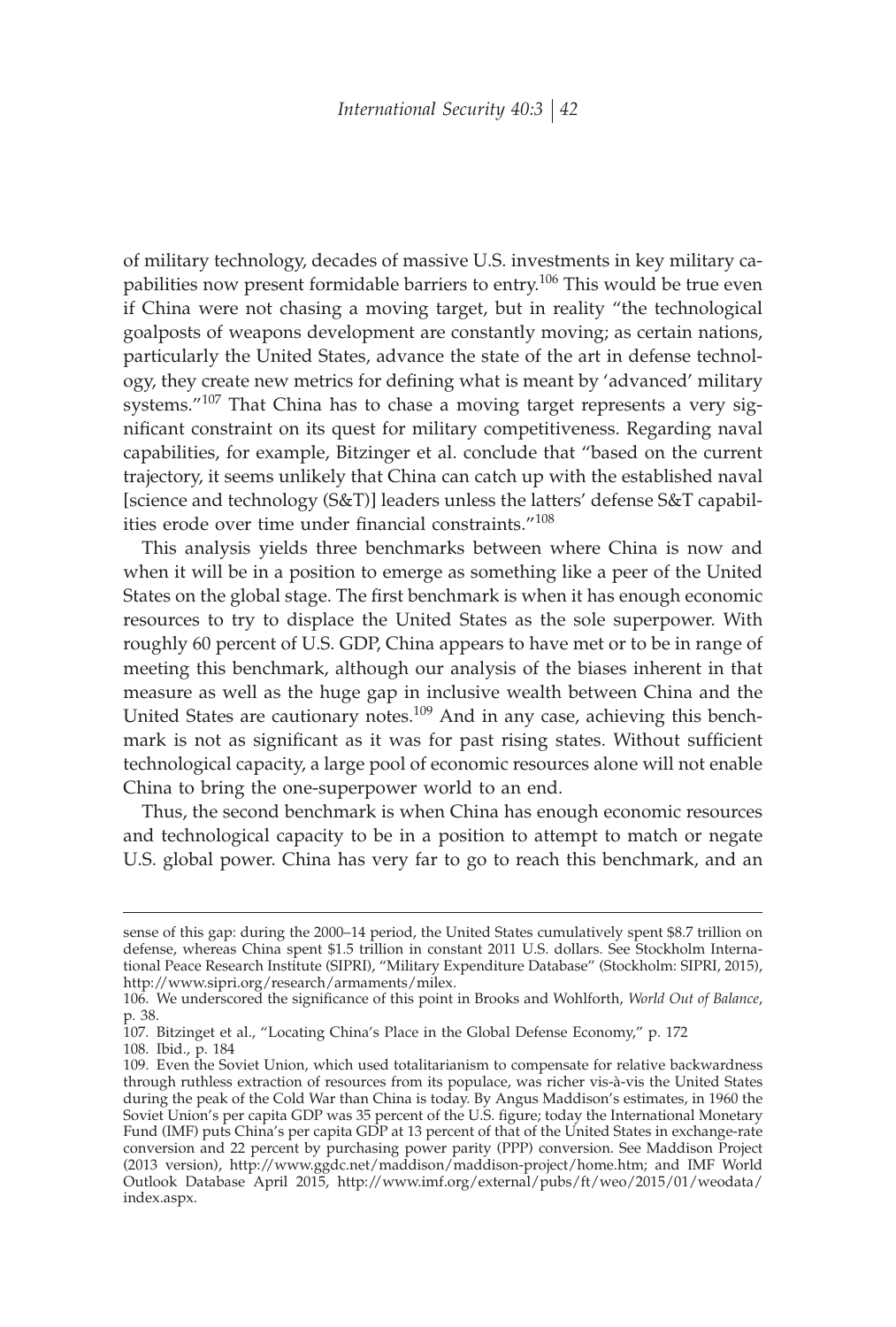of military technology, decades of massive U.S. investments in key military capabilities now present formidable barriers to entry.[106] This would be true even if China were not chasing a moving target, but in reality "the technological goalposts of weapons development are constantly moving; as certain nations, particularly the United States, advance the state of the art in defense technology, they create new metrics for defining what is meant by 'advanced' military systems."[107] That China has to chase a moving target represents a very significant constraint on its quest for military competitiveness. Regarding naval capabilities, for example, Bitzinger et al. conclude that "based on the current trajectory, it seems unlikely that China can catch up with the established naval [science and technology (S&T)] leaders unless the latters' defense S&T capabilities erode over time under financial constraints."[108]

This analysis yields three benchmarks between where China is now and when it will be in a position to emerge as something like a peer of the United States on the global stage. The first benchmark is when it has enough economic resources to try to displace the United States as the sole superpower. With roughly 60 percent of U.S. GDP, China appears to have met or to be in range of meeting this benchmark, although our analysis of the biases inherent in that measure as well as the huge gap in inclusive wealth between China and the United States are cautionary notes.[109] And in any case, achieving this benchmark is not as significant as it was for past rising states. Without sufficient technological capacity, a large pool of economic resources alone will not enable China to bring the one-superpower world to an end.

Thus, the second benchmark is when China has enough economic resources and technological capacity to be in a position to attempt to match or negate U.S. global power. China has very far to go to reach this benchmark, and an

---

sense of this gap: during the 2000–14 period, the United States cumulatively spent $8.7 trillion on defense, whereas China spent $1.5 trillion in constant 2011 U.S. dollars. See Stockholm International Peace Research Institute (SIPRI), "Military Expenditure Database" (Stockholm: SIPRI, 2015), http://www.sipri.org/research/armaments/milex.

106. We underscored the significance of this point in Brooks and Wohlforth, *World Out of Balance*, p. 38.

107. Bitzinget et al., "Locating China's Place in the Global Defense Economy," p. 172

108. Ibid., p. 184

109. Even the Soviet Union, which used totalitarianism to compensate for relative backwardness through ruthless extraction of resources from its populace, was richer vis-à-vis the United States during the peak of the Cold War than China is today. By Angus Maddison's estimates, in 1960 the Soviet Union's per capita GDP was 35 percent of the U.S. figure; today the International Monetary Fund (IMF) puts China's per capita GDP at 13 percent of that of the United States in exchange-rate conversion and 22 percent by purchasing power parity (PPP) conversion. See Maddison Project (2013 version), http://www.ggdc.net/maddison/maddison-project/home.htm; and IMF World Outlook Database April 2015, http://www.imf.org/external/pubs/ft/weo/2015/01/weodata/index.aspx.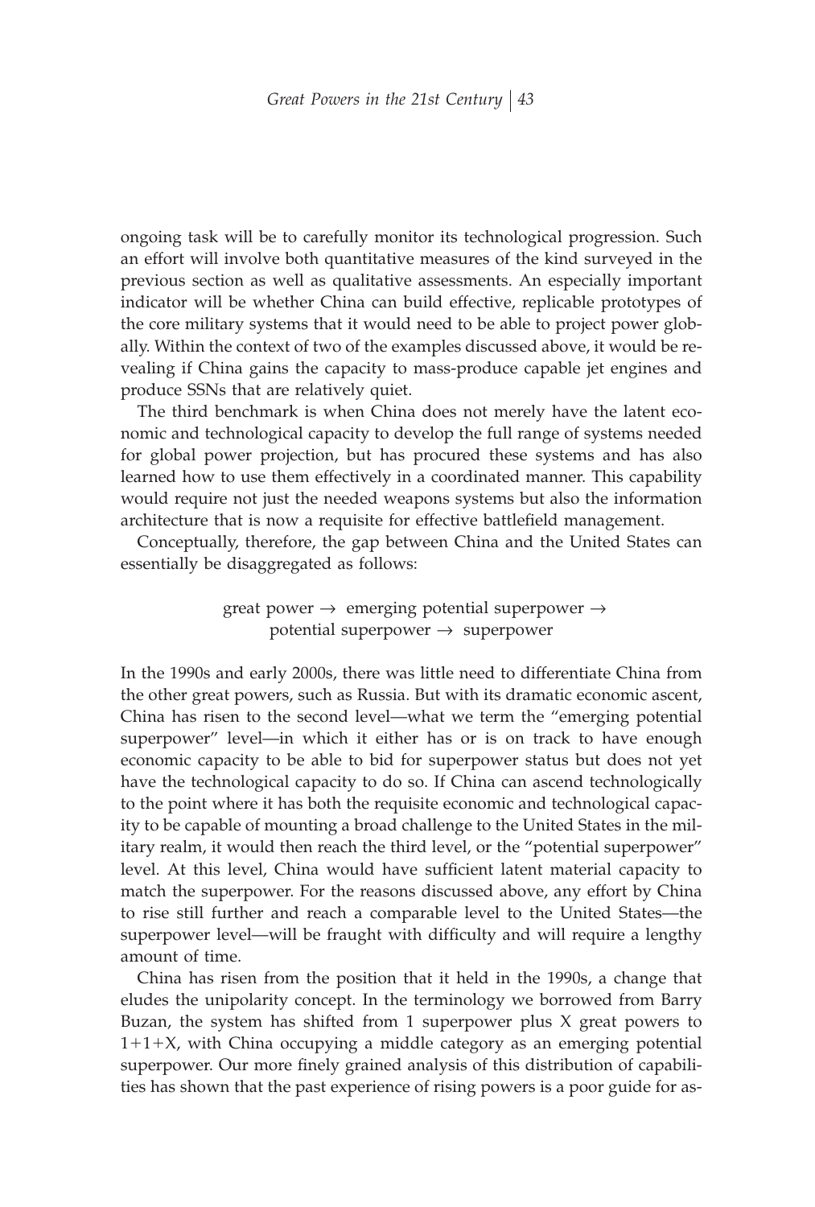ongoing task will be to carefully monitor its technological progression. Such an effort will involve both quantitative measures of the kind surveyed in the previous section as well as qualitative assessments. An especially important indicator will be whether China can build effective, replicable prototypes of the core military systems that it would need to be able to project power globally. Within the context of two of the examples discussed above, it would be revealing if China gains the capacity to mass-produce capable jet engines and produce SSNs that are relatively quiet.

The third benchmark is when China does not merely have the latent economic and technological capacity to develop the full range of systems needed for global power projection, but has procured these systems and has also learned how to use them effectively in a coordinated manner. This capability would require not just the needed weapons systems but also the information architecture that is now a requisite for effective battlefield management.

Conceptually, therefore, the gap between China and the United States can essentially be disaggregated as follows:

great power → emerging potential superpower →
potential superpower → superpower

In the 1990s and early 2000s, there was little need to differentiate China from the other great powers, such as Russia. But with its dramatic economic ascent, China has risen to the second level—what we term the "emerging potential superpower" level—in which it either has or is on track to have enough economic capacity to be able to bid for superpower status but does not yet have the technological capacity to do so. If China can ascend technologically to the point where it has both the requisite economic and technological capacity to be capable of mounting a broad challenge to the United States in the military realm, it would then reach the third level, or the "potential superpower" level. At this level, China would have sufficient latent material capacity to match the superpower. For the reasons discussed above, any effort by China to rise still further and reach a comparable level to the United States—the superpower level—will be fraught with difficulty and will require a lengthy amount of time.

China has risen from the position that it held in the 1990s, a change that eludes the unipolarity concept. In the terminology we borrowed from Barry Buzan, the system has shifted from 1 superpower plus X great powers to 1+1+X, with China occupying a middle category as an emerging potential superpower. Our more finely grained analysis of this distribution of capabilities has shown that the past experience of rising powers is a poor guide for as-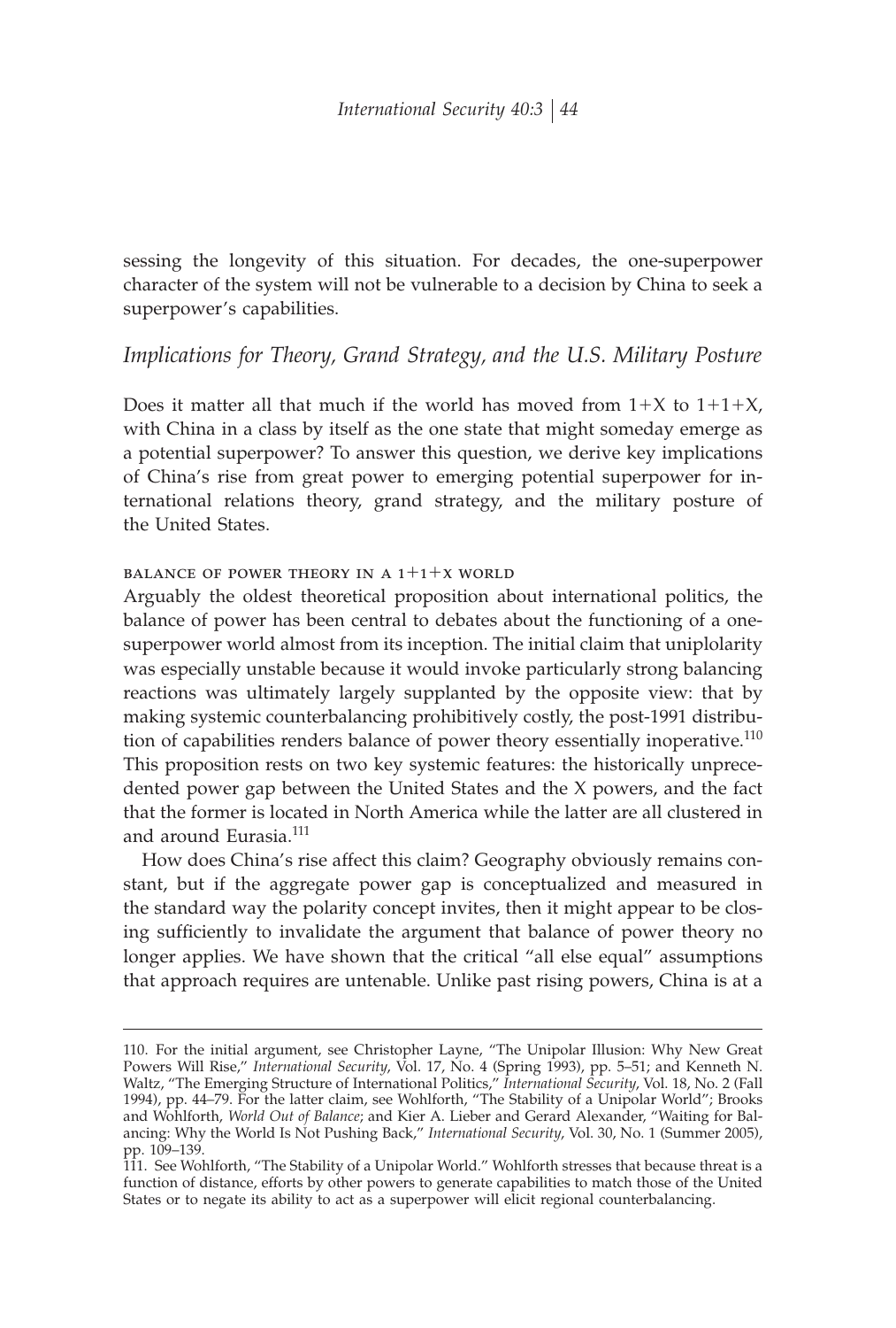sessing the longevity of this situation. For decades, the one-superpower character of the system will not be vulnerable to a decision by China to seek a superpower's capabilities.

## *Implications for Theory, Grand Strategy, and the U.S. Military Posture*

Does it matter all that much if the world has moved from 1+X to 1+1+X, with China in a class by itself as the one state that might someday emerge as a potential superpower? To answer this question, we derive key implications of China's rise from great power to emerging potential superpower for international relations theory, grand strategy, and the military posture of the United States.

### BALANCE OF POWER THEORY IN A 1+1+X WORLD

Arguably the oldest theoretical proposition about international politics, the balance of power has been central to debates about the functioning of a one-superpower world almost from its inception. The initial claim that uniplolarity was especially unstable because it would invoke particularly strong balancing reactions was ultimately largely supplanted by the opposite view: that by making systemic counterbalancing prohibitively costly, the post-1991 distribution of capabilities renders balance of power theory essentially inoperative.[110] This proposition rests on two key systemic features: the historically unprecedented power gap between the United States and the X powers, and the fact that the former is located in North America while the latter are all clustered in and around Eurasia.[111]

How does China's rise affect this claim? Geography obviously remains constant, but if the aggregate power gap is conceptualized and measured in the standard way the polarity concept invites, then it might appear to be closing sufficiently to invalidate the argument that balance of power theory no longer applies. We have shown that the critical "all else equal" assumptions that approach requires are untenable. Unlike past rising powers, China is at a

---

110. For the initial argument, see Christopher Layne, "The Unipolar Illusion: Why New Great Powers Will Rise," *International Security*, Vol. 17, No. 4 (Spring 1993), pp. 5–51; and Kenneth N. Waltz, "The Emerging Structure of International Politics," *International Security*, Vol. 18, No. 2 (Fall 1994), pp. 44–79. For the latter claim, see Wohlforth, "The Stability of a Unipolar World"; Brooks and Wohlforth, *World Out of Balance*; and Kier A. Lieber and Gerard Alexander, "Waiting for Balancing: Why the World Is Not Pushing Back," *International Security*, Vol. 30, No. 1 (Summer 2005), pp. 109–139.

111. See Wohlforth, "The Stability of a Unipolar World." Wohlforth stresses that because threat is a function of distance, efforts by other powers to generate capabilities to match those of the United States or to negate its ability to act as a superpower will elicit regional counterbalancing.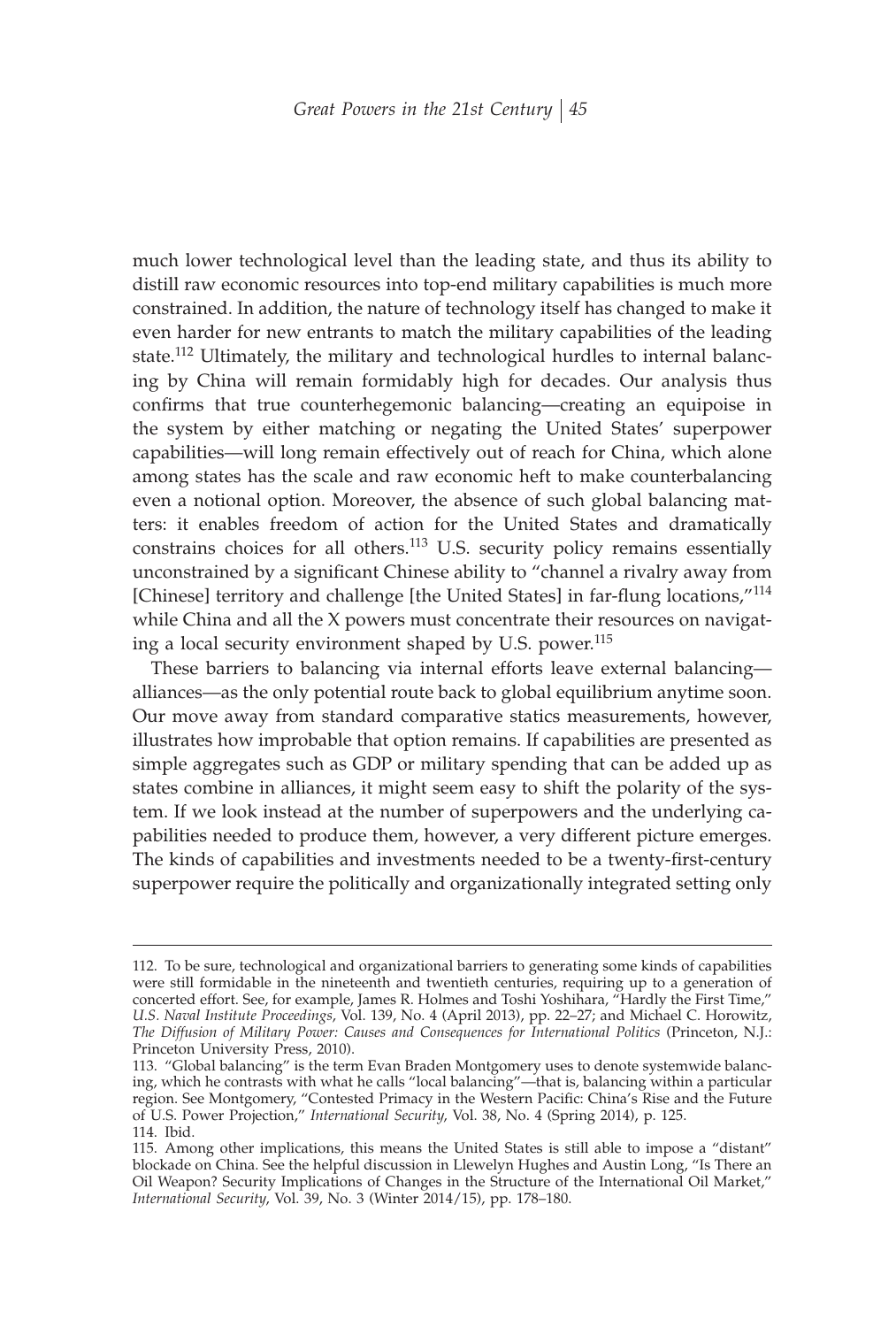much lower technological level than the leading state, and thus its ability to distill raw economic resources into top-end military capabilities is much more constrained. In addition, the nature of technology itself has changed to make it even harder for new entrants to match the military capabilities of the leading state.[112] Ultimately, the military and technological hurdles to internal balancing by China will remain formidably high for decades. Our analysis thus confirms that true counterhegemonic balancing—creating an equipoise in the system by either matching or negating the United States' superpower capabilities—will long remain effectively out of reach for China, which alone among states has the scale and raw economic heft to make counterbalancing even a notional option. Moreover, the absence of such global balancing matters: it enables freedom of action for the United States and dramatically constrains choices for all others.[113] U.S. security policy remains essentially unconstrained by a significant Chinese ability to "channel a rivalry away from [Chinese] territory and challenge [the United States] in far-flung locations,"[114] while China and all the X powers must concentrate their resources on navigating a local security environment shaped by U.S. power.[115]

These barriers to balancing via internal efforts leave external balancing—alliances—as the only potential route back to global equilibrium anytime soon. Our move away from standard comparative statics measurements, however, illustrates how improbable that option remains. If capabilities are presented as simple aggregates such as GDP or military spending that can be added up as states combine in alliances, it might seem easy to shift the polarity of the system. If we look instead at the number of superpowers and the underlying capabilities needed to produce them, however, a very different picture emerges. The kinds of capabilities and investments needed to be a twenty-first-century superpower require the politically and organizationally integrated setting only

---

112. To be sure, technological and organizational barriers to generating some kinds of capabilities were still formidable in the nineteenth and twentieth centuries, requiring up to a generation of concerted effort. See, for example, James R. Holmes and Toshi Yoshihara, "Hardly the First Time," *U.S. Naval Institute Proceedings*, Vol. 139, No. 4 (April 2013), pp. 22–27; and Michael C. Horowitz, *The Diffusion of Military Power: Causes and Consequences for International Politics* (Princeton, N.J.: Princeton University Press, 2010).

113. "Global balancing" is the term Evan Braden Montgomery uses to denote systemwide balancing, which he contrasts with what he calls "local balancing"—that is, balancing within a particular region. See Montgomery, "Contested Primacy in the Western Pacific: China's Rise and the Future of U.S. Power Projection," *International Security*, Vol. 38, No. 4 (Spring 2014), p. 125.

114. Ibid.

115. Among other implications, this means the United States is still able to impose a "distant" blockade on China. See the helpful discussion in Llewelyn Hughes and Austin Long, "Is There an Oil Weapon? Security Implications of Changes in the Structure of the International Oil Market," *International Security*, Vol. 39, No. 3 (Winter 2014/15), pp. 178–180.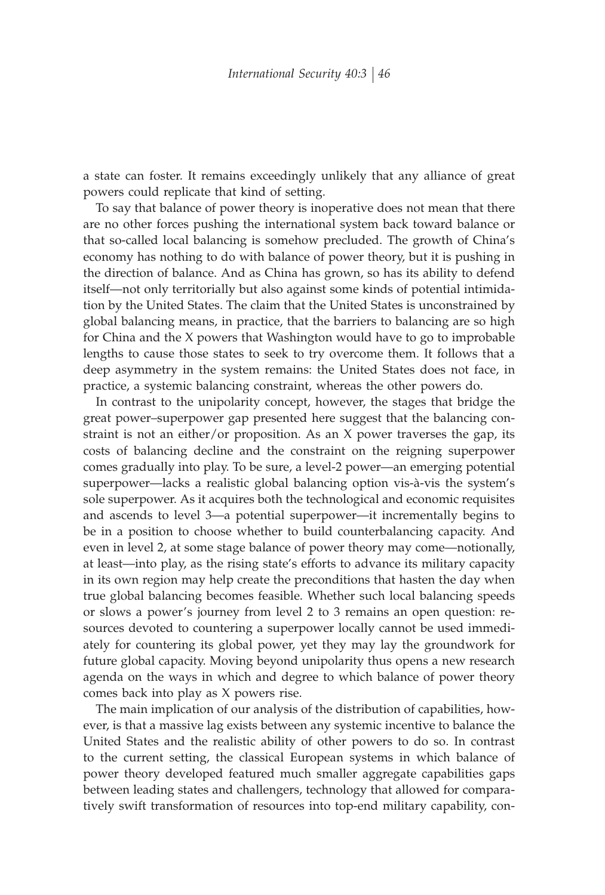a state can foster. It remains exceedingly unlikely that any alliance of great powers could replicate that kind of setting.

To say that balance of power theory is inoperative does not mean that there are no other forces pushing the international system back toward balance or that so-called local balancing is somehow precluded. The growth of China's economy has nothing to do with balance of power theory, but it is pushing in the direction of balance. And as China has grown, so has its ability to defend itself—not only territorially but also against some kinds of potential intimidation by the United States. The claim that the United States is unconstrained by global balancing means, in practice, that the barriers to balancing are so high for China and the X powers that Washington would have to go to improbable lengths to cause those states to seek to try overcome them. It follows that a deep asymmetry in the system remains: the United States does not face, in practice, a systemic balancing constraint, whereas the other powers do.

In contrast to the unipolarity concept, however, the stages that bridge the great power–superpower gap presented here suggest that the balancing constraint is not an either/or proposition. As an X power traverses the gap, its costs of balancing decline and the constraint on the reigning superpower comes gradually into play. To be sure, a level-2 power—an emerging potential superpower—lacks a realistic global balancing option vis-à-vis the system's sole superpower. As it acquires both the technological and economic requisites and ascends to level 3—a potential superpower—it incrementally begins to be in a position to choose whether to build counterbalancing capacity. And even in level 2, at some stage balance of power theory may come—notionally, at least—into play, as the rising state's efforts to advance its military capacity in its own region may help create the preconditions that hasten the day when true global balancing becomes feasible. Whether such local balancing speeds or slows a power's journey from level 2 to 3 remains an open question: resources devoted to countering a superpower locally cannot be used immediately for countering its global power, yet they may lay the groundwork for future global capacity. Moving beyond unipolarity thus opens a new research agenda on the ways in which and degree to which balance of power theory comes back into play as X powers rise.

The main implication of our analysis of the distribution of capabilities, however, is that a massive lag exists between any systemic incentive to balance the United States and the realistic ability of other powers to do so. In contrast to the current setting, the classical European systems in which balance of power theory developed featured much smaller aggregate capabilities gaps between leading states and challengers, technology that allowed for comparatively swift transformation of resources into top-end military capability, con-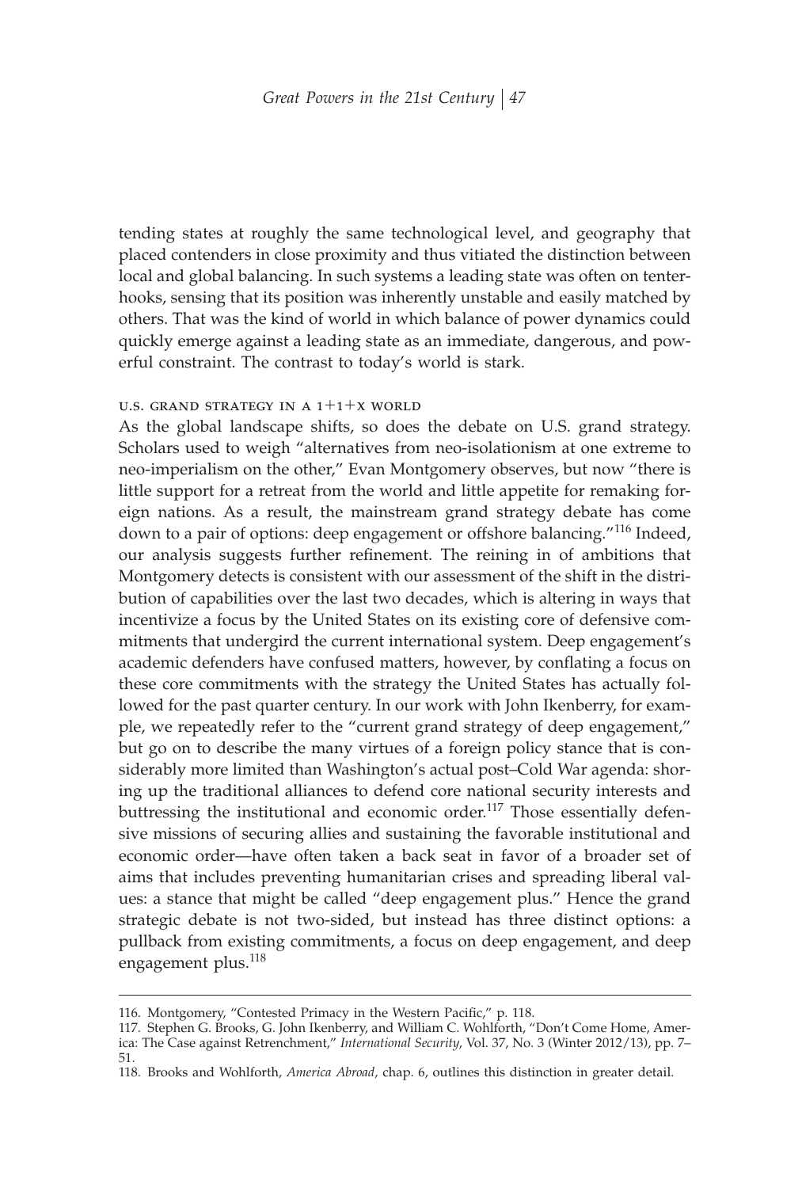tending states at roughly the same technological level, and geography that placed contenders in close proximity and thus vitiated the distinction between local and global balancing. In such systems a leading state was often on tenterhooks, sensing that its position was inherently unstable and easily matched by others. That was the kind of world in which balance of power dynamics could quickly emerge against a leading state as an immediate, dangerous, and powerful constraint. The contrast to today's world is stark.

### U.S. GRAND STRATEGY IN A 1+1+X WORLD

As the global landscape shifts, so does the debate on U.S. grand strategy. Scholars used to weigh "alternatives from neo-isolationism at one extreme to neo-imperialism on the other," Evan Montgomery observes, but now "there is little support for a retreat from the world and little appetite for remaking foreign nations. As a result, the mainstream grand strategy debate has come down to a pair of options: deep engagement or offshore balancing."[116] Indeed, our analysis suggests further refinement. The reining in of ambitions that Montgomery detects is consistent with our assessment of the shift in the distribution of capabilities over the last two decades, which is altering in ways that incentivize a focus by the United States on its existing core of defensive commitments that undergird the current international system. Deep engagement's academic defenders have confused matters, however, by conflating a focus on these core commitments with the strategy the United States has actually followed for the past quarter century. In our work with John Ikenberry, for example, we repeatedly refer to the "current grand strategy of deep engagement," but go on to describe the many virtues of a foreign policy stance that is considerably more limited than Washington's actual post–Cold War agenda: shoring up the traditional alliances to defend core national security interests and buttressing the institutional and economic order.[117] Those essentially defensive missions of securing allies and sustaining the favorable institutional and economic order—have often taken a back seat in favor of a broader set of aims that includes preventing humanitarian crises and spreading liberal values: a stance that might be called "deep engagement plus." Hence the grand strategic debate is not two-sided, but instead has three distinct options: a pullback from existing commitments, a focus on deep engagement, and deep engagement plus.[118]

---

116. Montgomery, "Contested Primacy in the Western Pacific," p. 118.

117. Stephen G. Brooks, G. John Ikenberry, and William C. Wohlforth, "Don't Come Home, America: The Case against Retrenchment," *International Security*, Vol. 37, No. 3 (Winter 2012/13), pp. 7–51.

118. Brooks and Wohlforth, *America Abroad*, chap. 6, outlines this distinction in greater detail.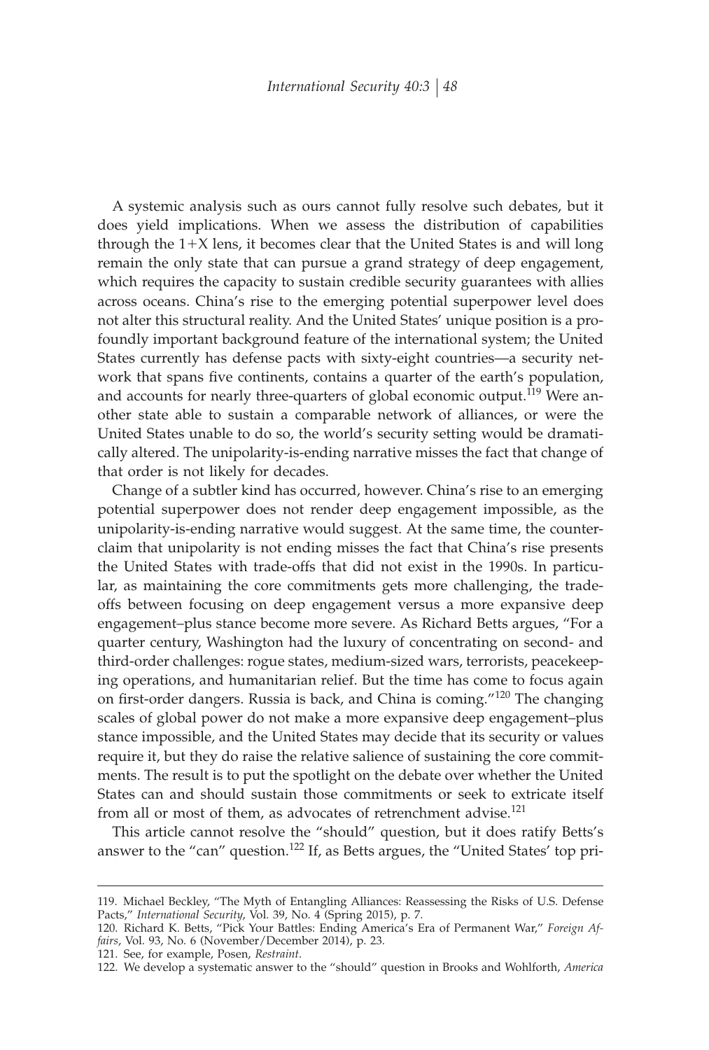A systemic analysis such as ours cannot fully resolve such debates, but it does yield implications. When we assess the distribution of capabilities through the 1+X lens, it becomes clear that the United States is and will long remain the only state that can pursue a grand strategy of deep engagement, which requires the capacity to sustain credible security guarantees with allies across oceans. China's rise to the emerging potential superpower level does not alter this structural reality. And the United States' unique position is a profoundly important background feature of the international system; the United States currently has defense pacts with sixty-eight countries—a security network that spans five continents, contains a quarter of the earth's population, and accounts for nearly three-quarters of global economic output.[119] Were another state able to sustain a comparable network of alliances, or were the United States unable to do so, the world's security setting would be dramatically altered. The unipolarity-is-ending narrative misses the fact that change of that order is not likely for decades.

Change of a subtler kind has occurred, however. China's rise to an emerging potential superpower does not render deep engagement impossible, as the unipolarity-is-ending narrative would suggest. At the same time, the counterclaim that unipolarity is not ending misses the fact that China's rise presents the United States with trade-offs that did not exist in the 1990s. In particular, as maintaining the core commitments gets more challenging, the trade-offs between focusing on deep engagement versus a more expansive deep engagement–plus stance become more severe. As Richard Betts argues, "For a quarter century, Washington had the luxury of concentrating on second- and third-order challenges: rogue states, medium-sized wars, terrorists, peacekeeping operations, and humanitarian relief. But the time has come to focus again on first-order dangers. Russia is back, and China is coming."[120] The changing scales of global power do not make a more expansive deep engagement–plus stance impossible, and the United States may decide that its security or values require it, but they do raise the relative salience of sustaining the core commitments. The result is to put the spotlight on the debate over whether the United States can and should sustain those commitments or seek to extricate itself from all or most of them, as advocates of retrenchment advise.[121]

This article cannot resolve the "should" question, but it does ratify Betts's answer to the "can" question.[122] If, as Betts argues, the "United States' top pri-

119. Michael Beckley, "The Myth of Entangling Alliances: Reassessing the Risks of U.S. Defense Pacts," *International Security*, Vol. 39, No. 4 (Spring 2015), p. 7.

120. Richard K. Betts, "Pick Your Battles: Ending America's Era of Permanent War," *Foreign Affairs*, Vol. 93, No. 6 (November/December 2014), p. 23.

121. See, for example, Posen, *Restraint*.

122. We develop a systematic answer to the "should" question in Brooks and Wohlforth, *America*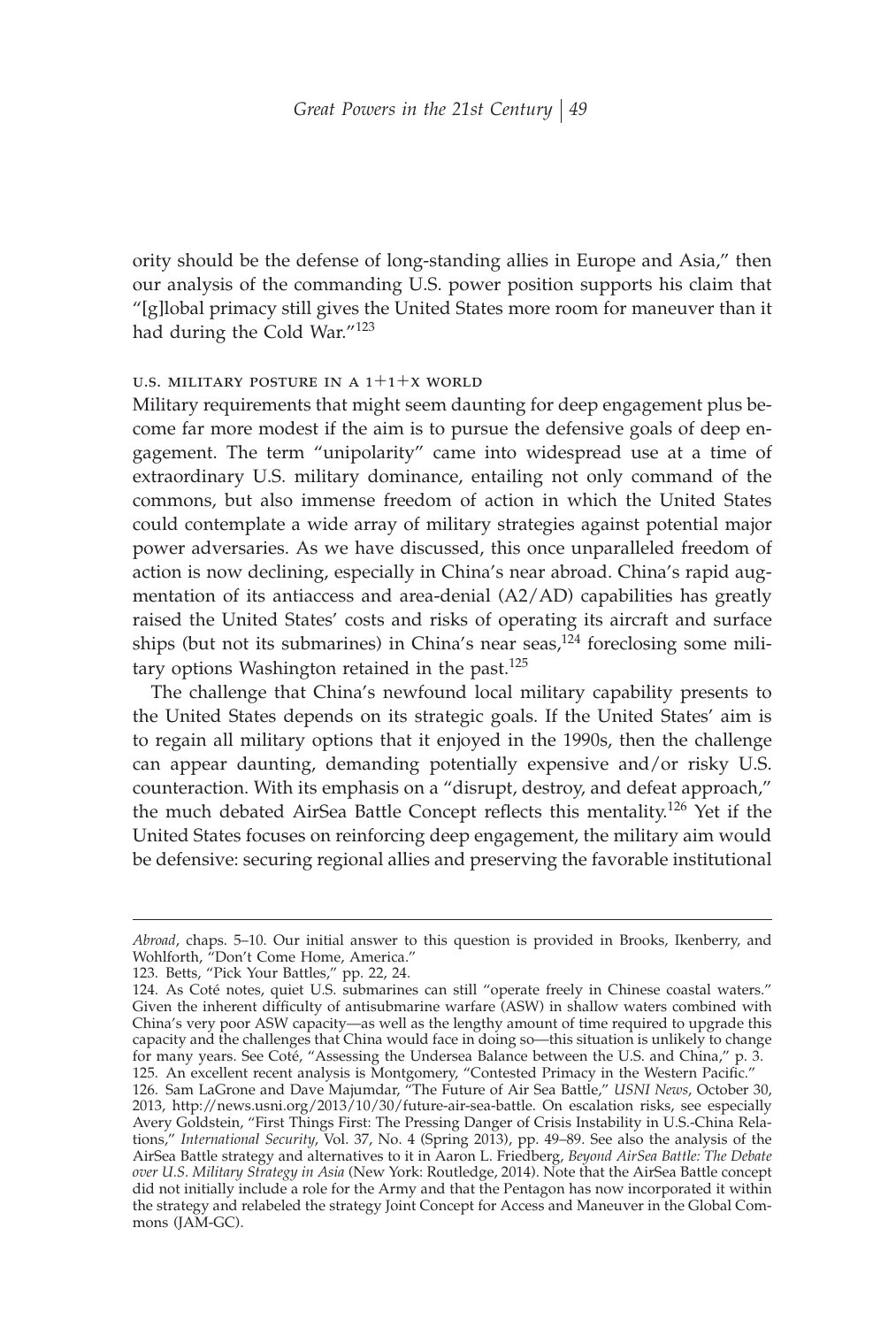ority should be the defense of long-standing allies in Europe and Asia," then our analysis of the commanding U.S. power position supports his claim that "[g]lobal primacy still gives the United States more room for maneuver than it had during the Cold War."[123]

### U.S. MILITARY POSTURE IN A 1+1+X WORLD

Military requirements that might seem daunting for deep engagement plus become far more modest if the aim is to pursue the defensive goals of deep engagement. The term "unipolarity" came into widespread use at a time of extraordinary U.S. military dominance, entailing not only command of the commons, but also immense freedom of action in which the United States could contemplate a wide array of military strategies against potential major power adversaries. As we have discussed, this once unparalleled freedom of action is now declining, especially in China's near abroad. China's rapid augmentation of its antiaccess and area-denial (A2/AD) capabilities has greatly raised the United States' costs and risks of operating its aircraft and surface ships (but not its submarines) in China's near seas,[124] foreclosing some military options Washington retained in the past.[125]

The challenge that China's newfound local military capability presents to the United States depends on its strategic goals. If the United States' aim is to regain all military options that it enjoyed in the 1990s, then the challenge can appear daunting, demanding potentially expensive and/or risky U.S. counteraction. With its emphasis on a "disrupt, destroy, and defeat approach," the much debated AirSea Battle Concept reflects this mentality.[126] Yet if the United States focuses on reinforcing deep engagement, the military aim would be defensive: securing regional allies and preserving the favorable institutional

---

*Abroad*, chaps. 5–10. Our initial answer to this question is provided in Brooks, Ikenberry, and Wohlforth, "Don't Come Home, America."

123. Betts, "Pick Your Battles," pp. 22, 24.

124. As Coté notes, quiet U.S. submarines can still "operate freely in Chinese coastal waters." Given the inherent difficulty of antisubmarine warfare (ASW) in shallow waters combined with China's very poor ASW capacity—as well as the lengthy amount of time required to upgrade this capacity and the challenges that China would face in doing so—this situation is unlikely to change for many years. See Coté, "Assessing the Undersea Balance between the U.S. and China," p. 3.

125. An excellent recent analysis is Montgomery, "Contested Primacy in the Western Pacific."

126. Sam LaGrone and Dave Majumdar, "The Future of Air Sea Battle," *USNI News*, October 30, 2013, http://news.usni.org/2013/10/30/future-air-sea-battle. On escalation risks, see especially Avery Goldstein, "First Things First: The Pressing Danger of Crisis Instability in U.S.-China Relations," *International Security*, Vol. 37, No. 4 (Spring 2013), pp. 49–89. See also the analysis of the AirSea Battle strategy and alternatives to it in Aaron L. Friedberg, *Beyond AirSea Battle: The Debate over U.S. Military Strategy in Asia* (New York: Routledge, 2014). Note that the AirSea Battle concept did not initially include a role for the Army and that the Pentagon has now incorporated it within the strategy and relabeled the strategy Joint Concept for Access and Maneuver in the Global Commons (JAM-GC).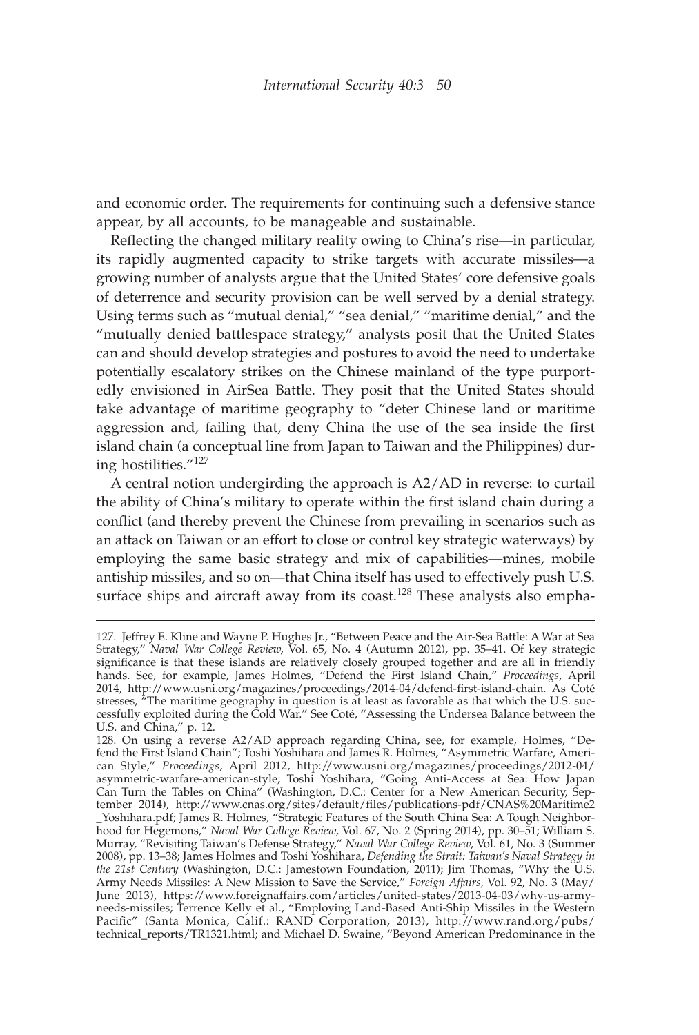and economic order. The requirements for continuing such a defensive stance appear, by all accounts, to be manageable and sustainable.

Reflecting the changed military reality owing to China's rise—in particular, its rapidly augmented capacity to strike targets with accurate missiles—a growing number of analysts argue that the United States' core defensive goals of deterrence and security provision can be well served by a denial strategy. Using terms such as "mutual denial," "sea denial," "maritime denial," and the "mutually denied battlespace strategy," analysts posit that the United States can and should develop strategies and postures to avoid the need to undertake potentially escalatory strikes on the Chinese mainland of the type purportedly envisioned in AirSea Battle. They posit that the United States should take advantage of maritime geography to "deter Chinese land or maritime aggression and, failing that, deny China the use of the sea inside the first island chain (a conceptual line from Japan to Taiwan and the Philippines) during hostilities."[127]

A central notion undergirding the approach is A2/AD in reverse: to curtail the ability of China's military to operate within the first island chain during a conflict (and thereby prevent the Chinese from prevailing in scenarios such as an attack on Taiwan or an effort to close or control key strategic waterways) by employing the same basic strategy and mix of capabilities—mines, mobile antiship missiles, and so on—that China itself has used to effectively push U.S. surface ships and aircraft away from its coast.[128] These analysts also empha-

127. Jeffrey E. Kline and Wayne P. Hughes Jr., "Between Peace and the Air-Sea Battle: A War at Sea Strategy," *Naval War College Review*, Vol. 65, No. 4 (Autumn 2012), pp. 35–41. Of key strategic significance is that these islands are relatively closely grouped together and are all in friendly hands. See, for example, James Holmes, "Defend the First Island Chain," *Proceedings*, April 2014, http://www.usni.org/magazines/proceedings/2014-04/defend-first-island-chain. As Coté stresses, "The maritime geography in question is at least as favorable as that which the U.S. successfully exploited during the Cold War." See Coté, "Assessing the Undersea Balance between the U.S. and China," p. 12.

128. On using a reverse A2/AD approach regarding China, see, for example, Holmes, "Defend the First Island Chain"; Toshi Yoshihara and James R. Holmes, "Asymmetric Warfare, American Style," *Proceedings*, April 2012, http://www.usni.org/magazines/proceedings/2012-04/asymmetric-warfare-american-style; Toshi Yoshihara, "Going Anti-Access at Sea: How Japan Can Turn the Tables on China" (Washington, D.C.: Center for a New American Security, September 2014), http://www.cnas.org/sites/default/files/publications-pdf/CNAS%20Maritime2_Yoshihara.pdf; James R. Holmes, "Strategic Features of the South China Sea: A Tough Neighborhood for Hegemons," *Naval War College Review*, Vol. 67, No. 2 (Spring 2014), pp. 30–51; William S. Murray, "Revisiting Taiwan's Defense Strategy," *Naval War College Review*, Vol. 61, No. 3 (Summer 2008), pp. 13–38; James Holmes and Toshi Yoshihara, *Defending the Strait: Taiwan's Naval Strategy in the 21st Century* (Washington, D.C.: Jamestown Foundation, 2011); Jim Thomas, "Why the U.S. Army Needs Missiles: A New Mission to Save the Service," *Foreign Affairs*, Vol. 92, No. 3 (May/June 2013), https://www.foreignaffairs.com/articles/united-states/2013-04-03/why-us-army-needs-missiles; Terrence Kelly et al., "Employing Land-Based Anti-Ship Missiles in the Western Pacific" (Santa Monica, Calif.: RAND Corporation, 2013), http://www.rand.org/pubs/technical_reports/TR1321.html; and Michael D. Swaine, "Beyond American Predominance in the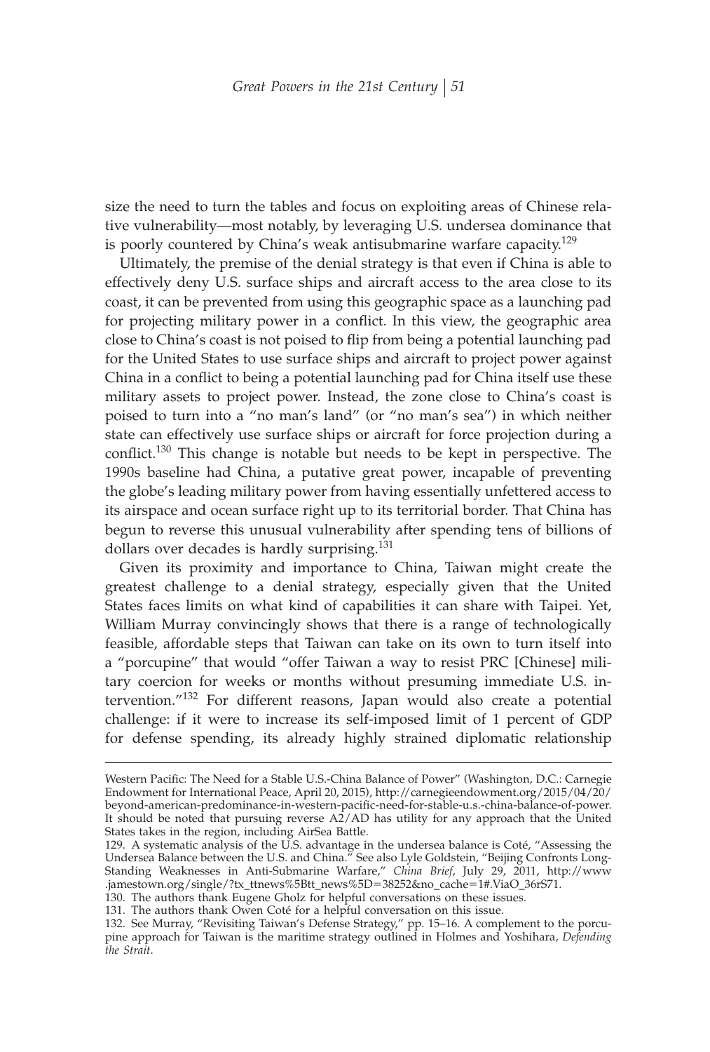size the need to turn the tables and focus on exploiting areas of Chinese relative vulnerability—most notably, by leveraging U.S. undersea dominance that is poorly countered by China's weak antisubmarine warfare capacity.[129]

Ultimately, the premise of the denial strategy is that even if China is able to effectively deny U.S. surface ships and aircraft access to the area close to its coast, it can be prevented from using this geographic space as a launching pad for projecting military power in a conflict. In this view, the geographic area close to China's coast is not poised to flip from being a potential launching pad for the United States to use surface ships and aircraft to project power against China in a conflict to being a potential launching pad for China itself use these military assets to project power. Instead, the zone close to China's coast is poised to turn into a "no man's land" (or "no man's sea") in which neither state can effectively use surface ships or aircraft for force projection during a conflict.[130] This change is notable but needs to be kept in perspective. The 1990s baseline had China, a putative great power, incapable of preventing the globe's leading military power from having essentially unfettered access to its airspace and ocean surface right up to its territorial border. That China has begun to reverse this unusual vulnerability after spending tens of billions of dollars over decades is hardly surprising.[131]

Given its proximity and importance to China, Taiwan might create the greatest challenge to a denial strategy, especially given that the United States faces limits on what kind of capabilities it can share with Taipei. Yet, William Murray convincingly shows that there is a range of technologically feasible, affordable steps that Taiwan can take on its own to turn itself into a "porcupine" that would "offer Taiwan a way to resist PRC [Chinese] military coercion for weeks or months without presuming immediate U.S. intervention."[132] For different reasons, Japan would also create a potential challenge: if it were to increase its self-imposed limit of 1 percent of GDP for defense spending, its already highly strained diplomatic relationship

---

Western Pacific: The Need for a Stable U.S.-China Balance of Power" (Washington, D.C.: Carnegie Endowment for International Peace, April 20, 2015), http://carnegieendowment.org/2015/04/20/beyond-american-predominance-in-western-pacific-need-for-stable-u.s.-china-balance-of-power. It should be noted that pursuing reverse A2/AD has utility for any approach that the United States takes in the region, including AirSea Battle.

129. A systematic analysis of the U.S. advantage in the undersea balance is Coté, "Assessing the Undersea Balance between the U.S. and China." See also Lyle Goldstein, "Beijing Confronts Long-Standing Weaknesses in Anti-Submarine Warfare," *China Brief*, July 29, 2011, http://www.jamestown.org/single/?tx_ttnews%5Btt_news%5D=38252&no_cache=1#.ViaO_36rS71.

130. The authors thank Eugene Gholz for helpful conversations on these issues.

131. The authors thank Owen Coté for a helpful conversation on this issue.

132. See Murray, "Revisiting Taiwan's Defense Strategy," pp. 15–16. A complement to the porcupine approach for Taiwan is the maritime strategy outlined in Holmes and Yoshihara, *Defending the Strait*.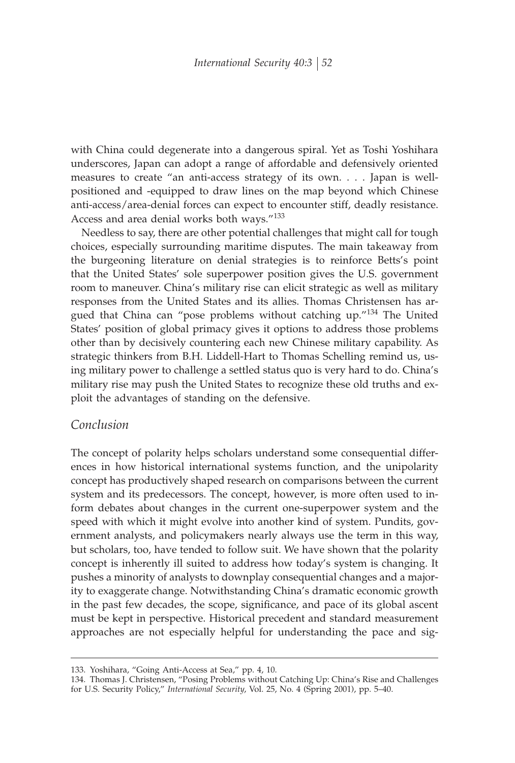with China could degenerate into a dangerous spiral. Yet as Toshi Yoshihara underscores, Japan can adopt a range of affordable and defensively oriented measures to create "an anti-access strategy of its own. . . . Japan is well-positioned and -equipped to draw lines on the map beyond which Chinese anti-access/area-denial forces can expect to encounter stiff, deadly resistance. Access and area denial works both ways."[133]

Needless to say, there are other potential challenges that might call for tough choices, especially surrounding maritime disputes. The main takeaway from the burgeoning literature on denial strategies is to reinforce Betts's point that the United States' sole superpower position gives the U.S. government room to maneuver. China's military rise can elicit strategic as well as military responses from the United States and its allies. Thomas Christensen has argued that China can "pose problems without catching up."[134] The United States' position of global primacy gives it options to address those problems other than by decisively countering each new Chinese military capability. As strategic thinkers from B.H. Liddell-Hart to Thomas Schelling remind us, using military power to challenge a settled status quo is very hard to do. China's military rise may push the United States to recognize these old truths and exploit the advantages of standing on the defensive.

## *Conclusion*

The concept of polarity helps scholars understand some consequential differences in how historical international systems function, and the unipolarity concept has productively shaped research on comparisons between the current system and its predecessors. The concept, however, is more often used to inform debates about changes in the current one-superpower system and the speed with which it might evolve into another kind of system. Pundits, government analysts, and policymakers nearly always use the term in this way, but scholars, too, have tended to follow suit. We have shown that the polarity concept is inherently ill suited to address how today's system is changing. It pushes a minority of analysts to downplay consequential changes and a majority to exaggerate change. Notwithstanding China's dramatic economic growth in the past few decades, the scope, significance, and pace of its global ascent must be kept in perspective. Historical precedent and standard measurement approaches are not especially helpful for understanding the pace and sig-

133. Yoshihara, "Going Anti-Access at Sea," pp. 4, 10.

134. Thomas J. Christensen, "Posing Problems without Catching Up: China's Rise and Challenges for U.S. Security Policy," *International Security*, Vol. 25, No. 4 (Spring 2001), pp. 5–40.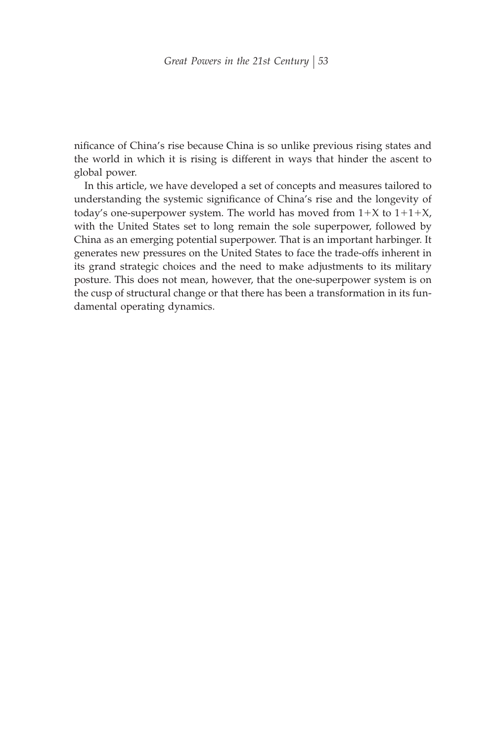nificance of China's rise because China is so unlike previous rising states and the world in which it is rising is different in ways that hinder the ascent to global power.

In this article, we have developed a set of concepts and measures tailored to understanding the systemic significance of China's rise and the longevity of today's one-superpower system. The world has moved from 1+X to 1+1+X, with the United States set to long remain the sole superpower, followed by China as an emerging potential superpower. That is an important harbinger. It generates new pressures on the United States to face the trade-offs inherent in its grand strategic choices and the need to make adjustments to its military posture. This does not mean, however, that the one-superpower system is on the cusp of structural change or that there has been a transformation in its fundamental operating dynamics.